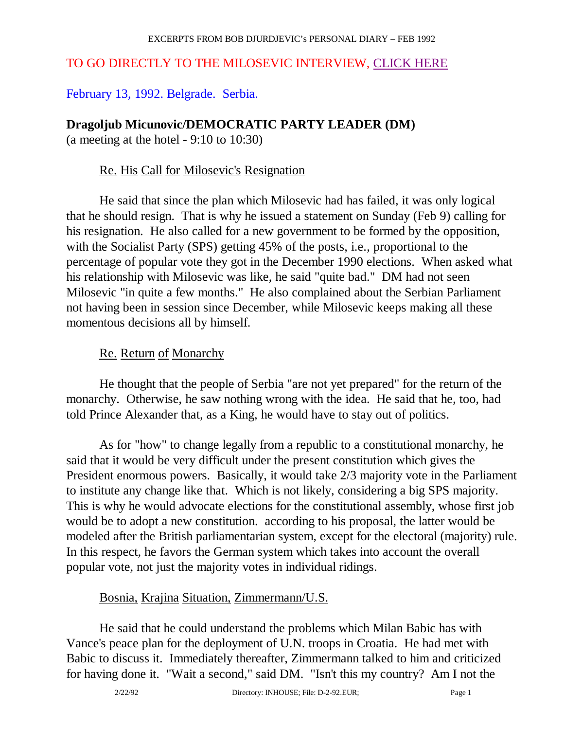EXCERPTS FROM BOB DJURDJEVIC's PERSONAL DIARY – FEB 1992

TO GO DIRECTLY TO THE MILOSEVIC INTERVIEW, CLICK HERE

February 13, 1992. Belgrade. Serbia.

**Dragoljub Micunovic/DEMOCRATIC PARTY LEADER (DM)**
(a meeting at the hotel - 9:10 to 10:30)

Re. His Call for Milosevic's Resignation

He said that since the plan which Milosevic had has failed, it was only logical that he should resign. That is why he issued a statement on Sunday (Feb 9) calling for his resignation. He also called for a new government to be formed by the opposition, with the Socialist Party (SPS) getting 45% of the posts, i.e., proportional to the percentage of popular vote they got in the December 1990 elections. When asked what his relationship with Milosevic was like, he said "quite bad." DM had not seen Milosevic "in quite a few months." He also complained about the Serbian Parliament not having been in session since December, while Milosevic keeps making all these momentous decisions all by himself.

Re. Return of Monarchy

He thought that the people of Serbia "are not yet prepared" for the return of the monarchy. Otherwise, he saw nothing wrong with the idea. He said that he, too, had told Prince Alexander that, as a King, he would have to stay out of politics.

As for "how" to change legally from a republic to a constitutional monarchy, he said that it would be very difficult under the present constitution which gives the President enormous powers. Basically, it would take 2/3 majority vote in the Parliament to institute any change like that. Which is not likely, considering a big SPS majority. This is why he would advocate elections for the constitutional assembly, whose first job would be to adopt a new constitution. according to his proposal, the latter would be modeled after the British parliamentarian system, except for the electoral (majority) rule. In this respect, he favors the German system which takes into account the overall popular vote, not just the majority votes in individual ridings.

Bosnia, Krajina Situation, Zimmermann/U.S.

He said that he could understand the problems which Milan Babic has with Vance's peace plan for the deployment of U.N. troops in Croatia. He had met with Babic to discuss it. Immediately thereafter, Zimmermann talked to him and criticized for having done it. "Wait a second," said DM. "Isn't this my country? Am I not the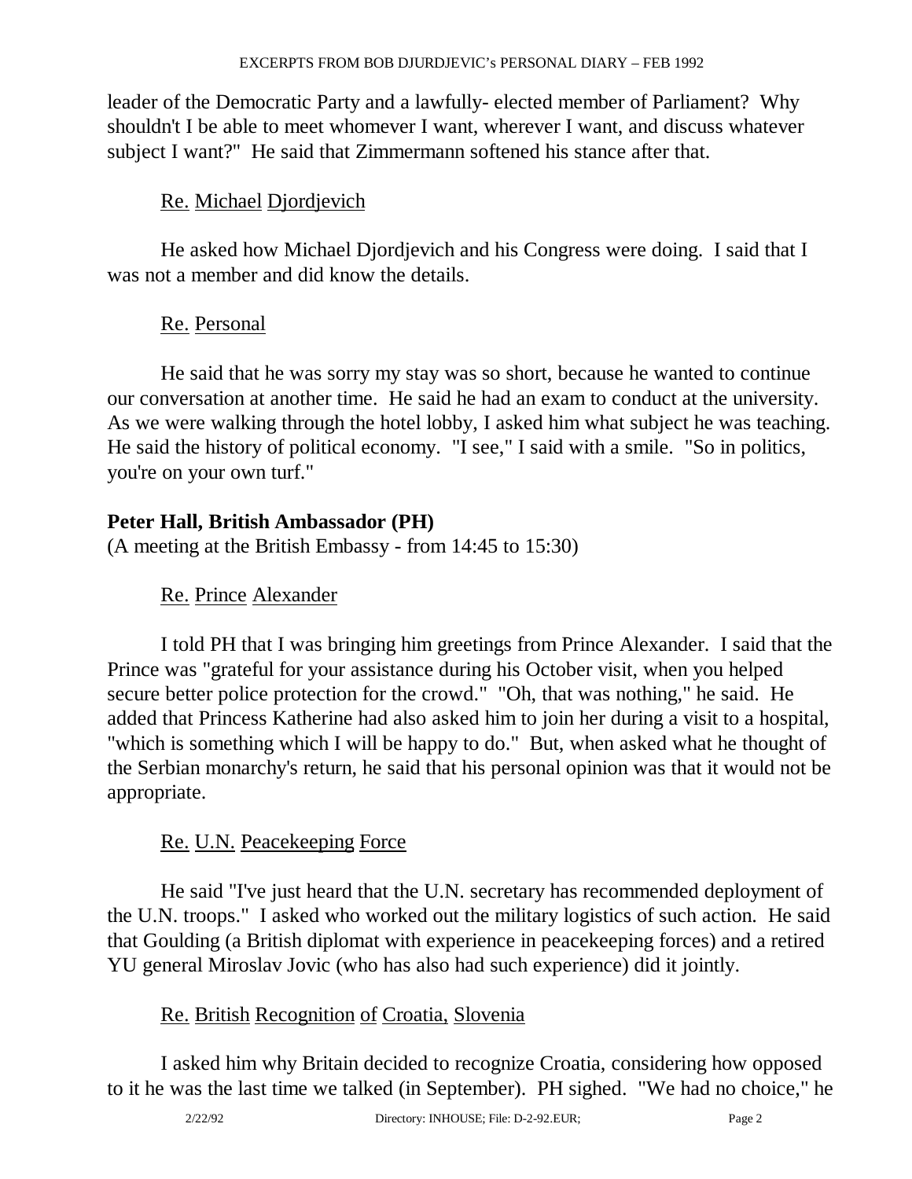leader of the Democratic Party and a lawfully- elected member of Parliament? Why shouldn't I be able to meet whomever I want, wherever I want, and discuss whatever subject I want?" He said that Zimmermann softened his stance after that.

Re. Michael Djordjevich

He asked how Michael Djordjevich and his Congress were doing. I said that I was not a member and did know the details.

Re. Personal

He said that he was sorry my stay was so short, because he wanted to continue our conversation at another time. He said he had an exam to conduct at the university. As we were walking through the hotel lobby, I asked him what subject he was teaching. He said the history of political economy. "I see," I said with a smile. "So in politics, you're on your own turf."

**Peter Hall, British Ambassador (PH)**
(A meeting at the British Embassy - from 14:45 to 15:30)

Re. Prince Alexander

I told PH that I was bringing him greetings from Prince Alexander. I said that the Prince was "grateful for your assistance during his October visit, when you helped secure better police protection for the crowd." "Oh, that was nothing," he said. He added that Princess Katherine had also asked him to join her during a visit to a hospital, "which is something which I will be happy to do." But, when asked what he thought of the Serbian monarchy's return, he said that his personal opinion was that it would not be appropriate.

Re. U.N. Peacekeeping Force

He said "I've just heard that the U.N. secretary has recommended deployment of the U.N. troops." I asked who worked out the military logistics of such action. He said that Goulding (a British diplomat with experience in peacekeeping forces) and a retired YU general Miroslav Jovic (who has also had such experience) did it jointly.

Re. British Recognition of Croatia, Slovenia

I asked him why Britain decided to recognize Croatia, considering how opposed to it he was the last time we talked (in September). PH sighed. "We had no choice," he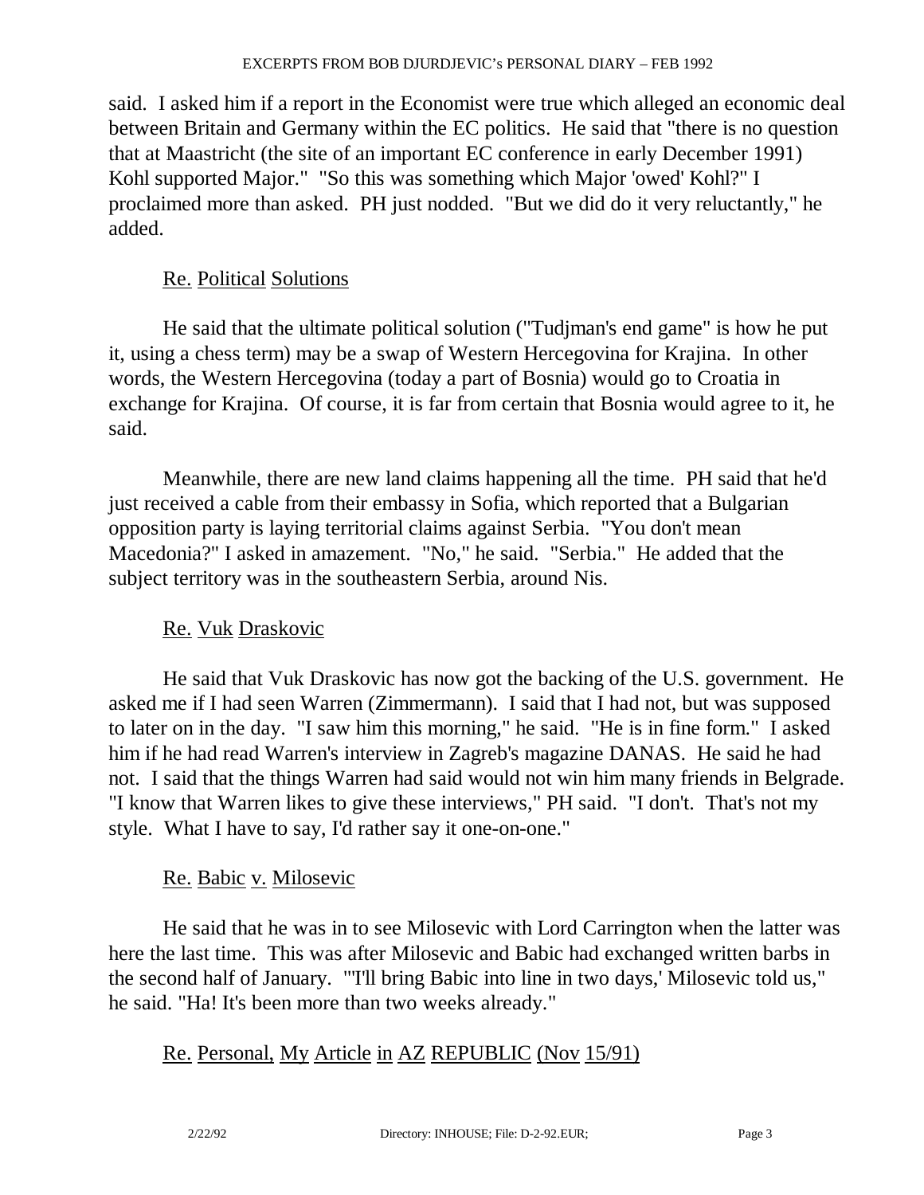said. I asked him if a report in the Economist were true which alleged an economic deal between Britain and Germany within the EC politics. He said that "there is no question that at Maastricht (the site of an important EC conference in early December 1991) Kohl supported Major." "So this was something which Major 'owed' Kohl?" I proclaimed more than asked. PH just nodded. "But we did do it very reluctantly," he added.

<u>Re. Political Solutions</u>

He said that the ultimate political solution ("Tudjman's end game" is how he put it, using a chess term) may be a swap of Western Hercegovina for Krajina. In other words, the Western Hercegovina (today a part of Bosnia) would go to Croatia in exchange for Krajina. Of course, it is far from certain that Bosnia would agree to it, he said.

Meanwhile, there are new land claims happening all the time. PH said that he'd just received a cable from their embassy in Sofia, which reported that a Bulgarian opposition party is laying territorial claims against Serbia. "You don't mean Macedonia?" I asked in amazement. "No," he said. "Serbia." He added that the subject territory was in the southeastern Serbia, around Nis.

<u>Re. Vuk Draskovic</u>

He said that Vuk Draskovic has now got the backing of the U.S. government. He asked me if I had seen Warren (Zimmermann). I said that I had not, but was supposed to later on in the day. "I saw him this morning," he said. "He is in fine form." I asked him if he had read Warren's interview in Zagreb's magazine DANAS. He said he had not. I said that the things Warren had said would not win him many friends in Belgrade. "I know that Warren likes to give these interviews," PH said. "I don't. That's not my style. What I have to say, I'd rather say it one-on-one."

<u>Re. Babic v. Milosevic</u>

He said that he was in to see Milosevic with Lord Carrington when the latter was here the last time. This was after Milosevic and Babic had exchanged written barbs in the second half of January. "'I'll bring Babic into line in two days,' Milosevic told us," he said. "Ha! It's been more than two weeks already."

<u>Re. Personal, My Article in AZ REPUBLIC (Nov 15/91)</u>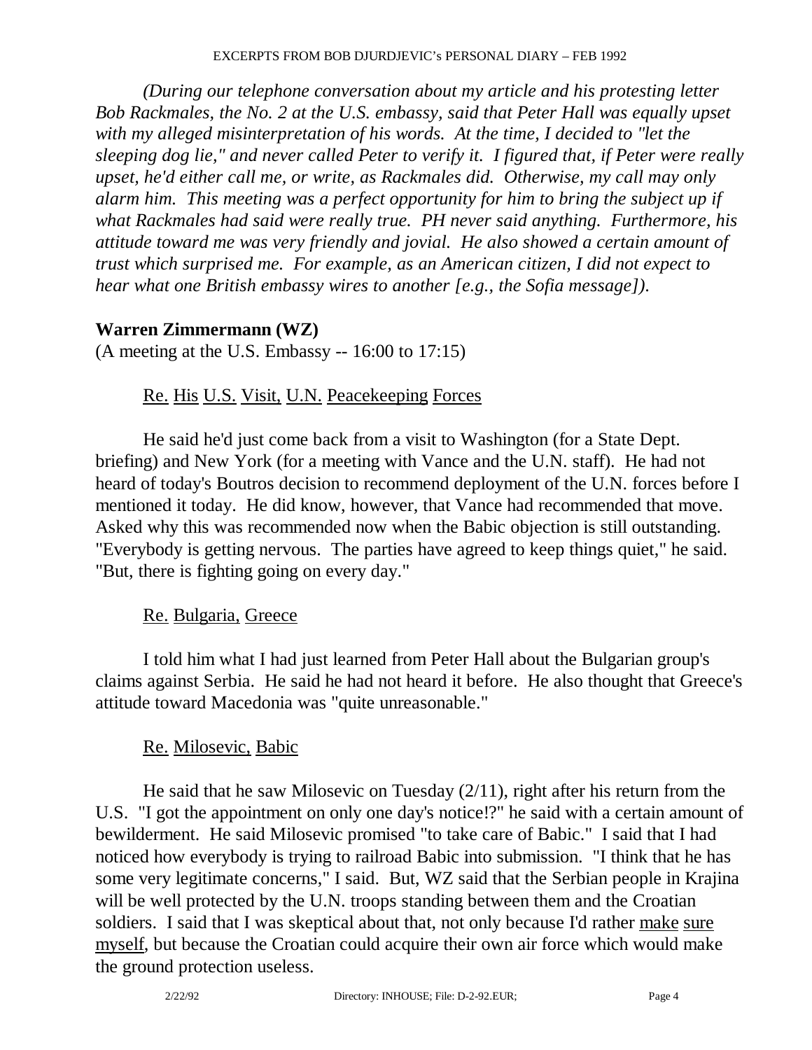*(During our telephone conversation about my article and his protesting letter Bob Rackmales, the No. 2 at the U.S. embassy, said that Peter Hall was equally upset with my alleged misinterpretation of his words. At the time, I decided to "let the sleeping dog lie," and never called Peter to verify it. I figured that, if Peter were really upset, he'd either call me, or write, as Rackmales did. Otherwise, my call may only alarm him. This meeting was a perfect opportunity for him to bring the subject up if what Rackmales had said were really true. PH never said anything. Furthermore, his attitude toward me was very friendly and jovial. He also showed a certain amount of trust which surprised me. For example, as an American citizen, I did not expect to hear what one British embassy wires to another [e.g., the Sofia message]).*

## Warren Zimmermann (WZ)

(A meeting at the U.S. Embassy -- 16:00 to 17:15)

<u>Re. His U.S. Visit, U.N. Peacekeeping Forces</u>

He said he'd just come back from a visit to Washington (for a State Dept. briefing) and New York (for a meeting with Vance and the U.N. staff). He had not heard of today's Boutros decision to recommend deployment of the U.N. forces before I mentioned it today. He did know, however, that Vance had recommended that move. Asked why this was recommended now when the Babic objection is still outstanding. "Everybody is getting nervous. The parties have agreed to keep things quiet," he said. "But, there is fighting going on every day."

<u>Re. Bulgaria, Greece</u>

I told him what I had just learned from Peter Hall about the Bulgarian group's claims against Serbia. He said he had not heard it before. He also thought that Greece's attitude toward Macedonia was "quite unreasonable."

<u>Re. Milosevic, Babic</u>

He said that he saw Milosevic on Tuesday (2/11), right after his return from the U.S. "I got the appointment on only one day's notice!?" he said with a certain amount of bewilderment. He said Milosevic promised "to take care of Babic." I said that I had noticed how everybody is trying to railroad Babic into submission. "I think that he has some very legitimate concerns," I said. But, WZ said that the Serbian people in Krajina will be well protected by the U.N. troops standing between them and the Croatian soldiers. I said that I was skeptical about that, not only because I'd rather <u>make sure myself</u>, but because the Croatian could acquire their own air force which would make the ground protection useless.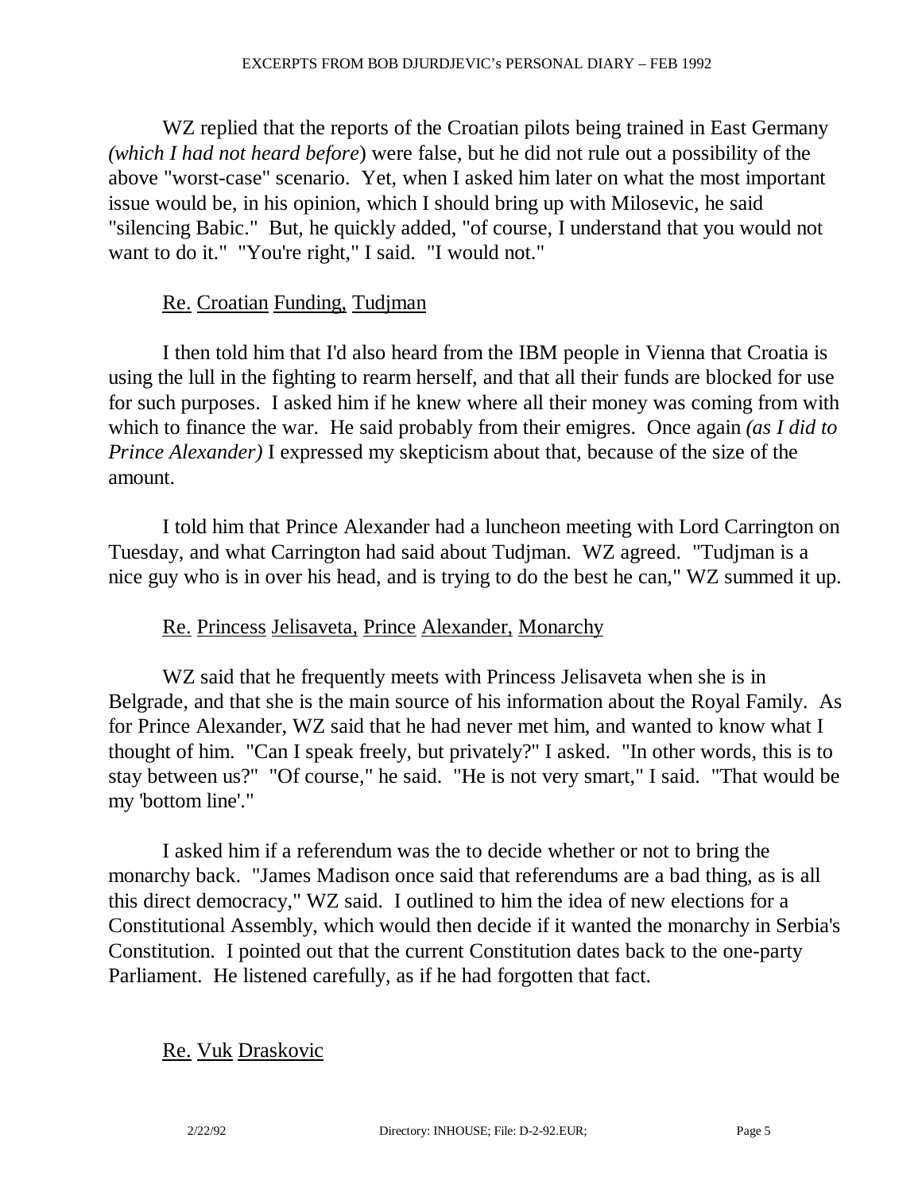WZ replied that the reports of the Croatian pilots being trained in East Germany *(which I had not heard before*) were false, but he did not rule out a possibility of the above "worst-case" scenario. Yet, when I asked him later on what the most important issue would be, in his opinion, which I should bring up with Milosevic, he said "silencing Babic." But, he quickly added, "of course, I understand that you would not want to do it." "You're right," I said. "I would not."

Re. Croatian Funding, Tudjman

I then told him that I'd also heard from the IBM people in Vienna that Croatia is using the lull in the fighting to rearm herself, and that all their funds are blocked for use for such purposes. I asked him if he knew where all their money was coming from with which to finance the war. He said probably from their emigres. Once again *(as I did to Prince Alexander)* I expressed my skepticism about that, because of the size of the amount.

I told him that Prince Alexander had a luncheon meeting with Lord Carrington on Tuesday, and what Carrington had said about Tudjman. WZ agreed. "Tudjman is a nice guy who is in over his head, and is trying to do the best he can," WZ summed it up.

Re. Princess Jelisaveta, Prince Alexander, Monarchy

WZ said that he frequently meets with Princess Jelisaveta when she is in Belgrade, and that she is the main source of his information about the Royal Family. As for Prince Alexander, WZ said that he had never met him, and wanted to know what I thought of him. "Can I speak freely, but privately?" I asked. "In other words, this is to stay between us?" "Of course," he said. "He is not very smart," I said. "That would be my 'bottom line'."

I asked him if a referendum was the to decide whether or not to bring the monarchy back. "James Madison once said that referendums are a bad thing, as is all this direct democracy," WZ said. I outlined to him the idea of new elections for a Constitutional Assembly, which would then decide if it wanted the monarchy in Serbia's Constitution. I pointed out that the current Constitution dates back to the one-party Parliament. He listened carefully, as if he had forgotten that fact.

Re. Vuk Draskovic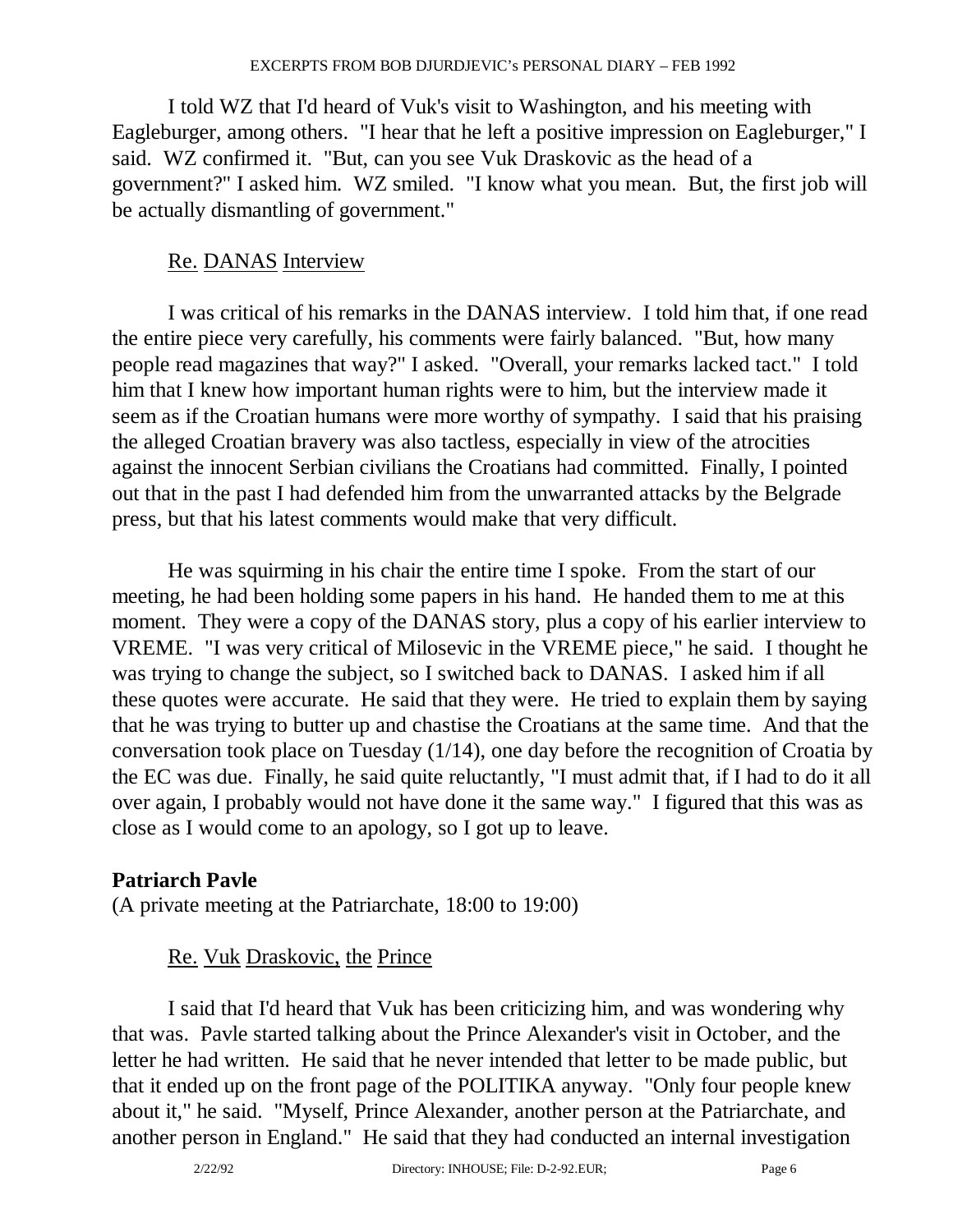I told WZ that I'd heard of Vuk's visit to Washington, and his meeting with Eagleburger, among others. "I hear that he left a positive impression on Eagleburger," I said. WZ confirmed it. "But, can you see Vuk Draskovic as the head of a government?" I asked him. WZ smiled. "I know what you mean. But, the first job will be actually dismantling of government."

Re. DANAS Interview

I was critical of his remarks in the DANAS interview. I told him that, if one read the entire piece very carefully, his comments were fairly balanced. "But, how many people read magazines that way?" I asked. "Overall, your remarks lacked tact." I told him that I knew how important human rights were to him, but the interview made it seem as if the Croatian humans were more worthy of sympathy. I said that his praising the alleged Croatian bravery was also tactless, especially in view of the atrocities against the innocent Serbian civilians the Croatians had committed. Finally, I pointed out that in the past I had defended him from the unwarranted attacks by the Belgrade press, but that his latest comments would make that very difficult.

He was squirming in his chair the entire time I spoke. From the start of our meeting, he had been holding some papers in his hand. He handed them to me at this moment. They were a copy of the DANAS story, plus a copy of his earlier interview to VREME. "I was very critical of Milosevic in the VREME piece," he said. I thought he was trying to change the subject, so I switched back to DANAS. I asked him if all these quotes were accurate. He said that they were. He tried to explain them by saying that he was trying to butter up and chastise the Croatians at the same time. And that the conversation took place on Tuesday (1/14), one day before the recognition of Croatia by the EC was due. Finally, he said quite reluctantly, "I must admit that, if I had to do it all over again, I probably would not have done it the same way." I figured that this was as close as I would come to an apology, so I got up to leave.

**Patriarch Pavle**

(A private meeting at the Patriarchate, 18:00 to 19:00)

Re. Vuk Draskovic, the Prince

I said that I'd heard that Vuk has been criticizing him, and was wondering why that was. Pavle started talking about the Prince Alexander's visit in October, and the letter he had written. He said that he never intended that letter to be made public, but that it ended up on the front page of the POLITIKA anyway. "Only four people knew about it," he said. "Myself, Prince Alexander, another person at the Patriarchate, and another person in England." He said that they had conducted an internal investigation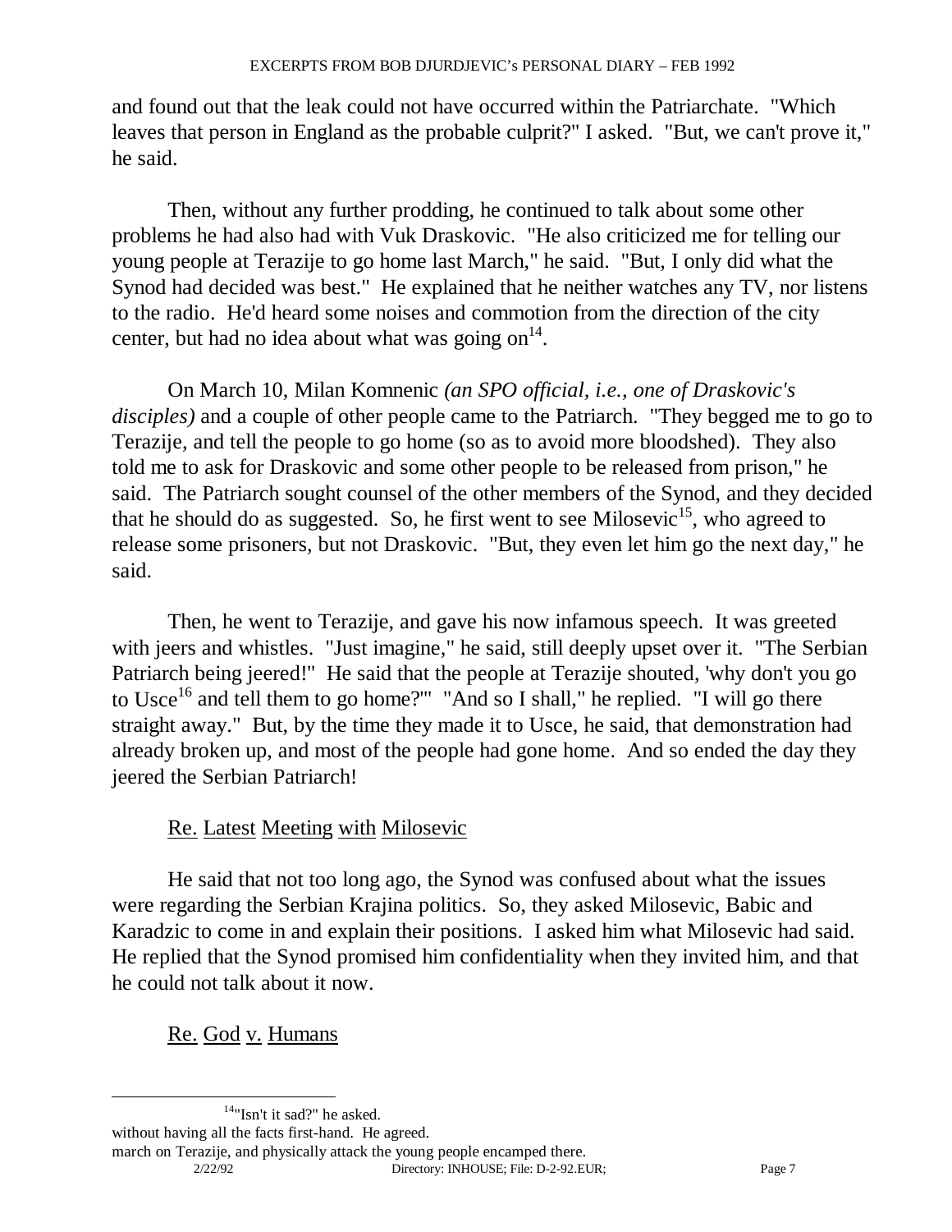and found out that the leak could not have occurred within the Patriarchate. "Which leaves that person in England as the probable culprit?" I asked. "But, we can't prove it," he said.

Then, without any further prodding, he continued to talk about some other problems he had also had with Vuk Draskovic. "He also criticized me for telling our young people at Terazije to go home last March," he said. "But, I only did what the Synod had decided was best." He explained that he neither watches any TV, nor listens to the radio. He'd heard some noises and commotion from the direction of the city center, but had no idea about what was going on[14].

On March 10, Milan Komnenic *(an SPO official, i.e., one of Draskovic's disciples)* and a couple of other people came to the Patriarch. "They begged me to go to Terazije, and tell the people to go home (so as to avoid more bloodshed). They also told me to ask for Draskovic and some other people to be released from prison," he said. The Patriarch sought counsel of the other members of the Synod, and they decided that he should do as suggested. So, he first went to see Milosevic[15], who agreed to release some prisoners, but not Draskovic. "But, they even let him go the next day," he said.

Then, he went to Terazije, and gave his now infamous speech. It was greeted with jeers and whistles. "Just imagine," he said, still deeply upset over it. "The Serbian Patriarch being jeered!" He said that the people at Terazije shouted, 'why don't you go to Usce[16] and tell them to go home?'" "And so I shall," he replied. "I will go there straight away." But, by the time they made it to Usce, he said, that demonstration had already broken up, and most of the people had gone home. And so ended the day they jeered the Serbian Patriarch!

<u>Re. Latest Meeting with Milosevic</u>

He said that not too long ago, the Synod was confused about what the issues were regarding the Serbian Krajina politics. So, they asked Milosevic, Babic and Karadzic to come in and explain their positions. I asked him what Milosevic had said. He replied that the Synod promised him confidentiality when they invited him, and that he could not talk about it now.

<u>Re. God v. Humans</u>

---

[14]"Isn't it sad?" he asked.

without having all the facts first-hand. He agreed.

march on Terazije, and physically attack the young people encamped there.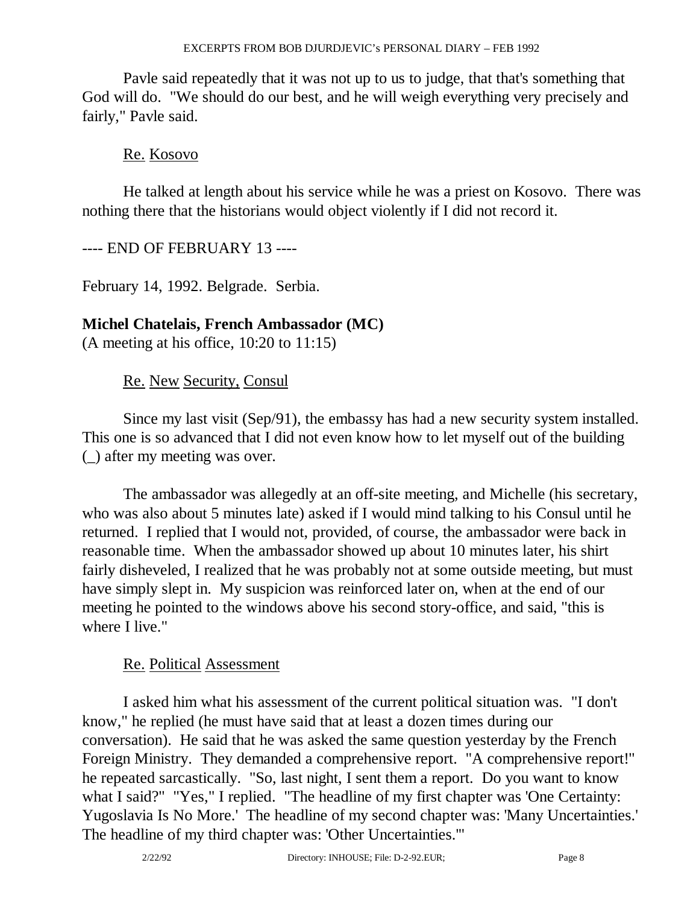Pavle said repeatedly that it was not up to us to judge, that that's something that God will do. "We should do our best, and he will weigh everything very precisely and fairly," Pavle said.

Re. Kosovo

He talked at length about his service while he was a priest on Kosovo. There was nothing there that the historians would object violently if I did not record it.

---- END OF FEBRUARY 13 ----

February 14, 1992. Belgrade. Serbia.

**Michel Chatelais, French Ambassador (MC)**
(A meeting at his office, 10:20 to 11:15)

Re. New Security, Consul

Since my last visit (Sep/91), the embassy has had a new security system installed. This one is so advanced that I did not even know how to let myself out of the building (_) after my meeting was over.

The ambassador was allegedly at an off-site meeting, and Michelle (his secretary, who was also about 5 minutes late) asked if I would mind talking to his Consul until he returned. I replied that I would not, provided, of course, the ambassador were back in reasonable time. When the ambassador showed up about 10 minutes later, his shirt fairly disheveled, I realized that he was probably not at some outside meeting, but must have simply slept in. My suspicion was reinforced later on, when at the end of our meeting he pointed to the windows above his second story-office, and said, "this is where I live."

Re. Political Assessment

I asked him what his assessment of the current political situation was. "I don't know," he replied (he must have said that at least a dozen times during our conversation). He said that he was asked the same question yesterday by the French Foreign Ministry. They demanded a comprehensive report. "A comprehensive report!" he repeated sarcastically. "So, last night, I sent them a report. Do you want to know what I said?" "Yes," I replied. "The headline of my first chapter was 'One Certainty: Yugoslavia Is No More.' The headline of my second chapter was: 'Many Uncertainties.' The headline of my third chapter was: 'Other Uncertainties.'"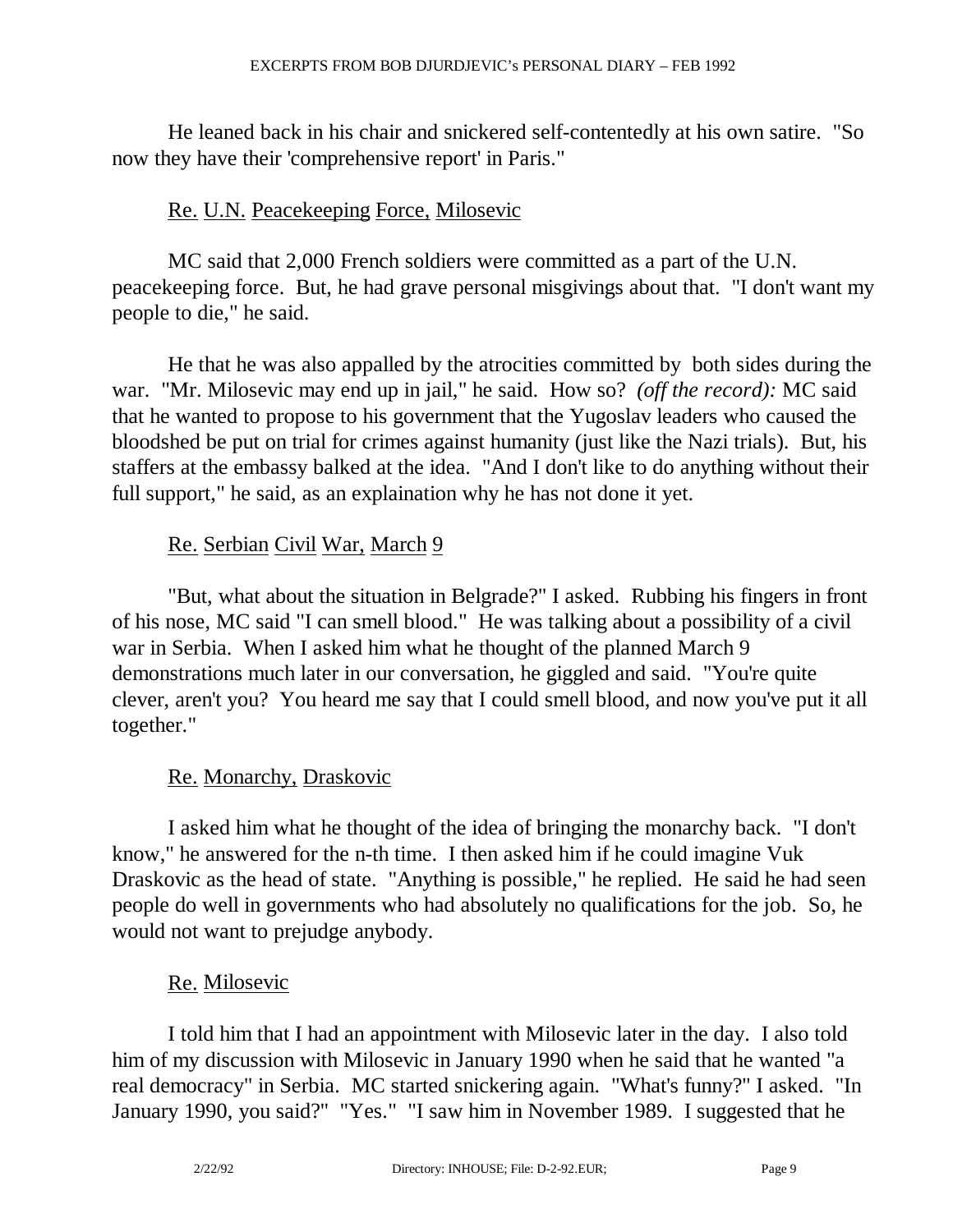He leaned back in his chair and snickered self-contentedly at his own satire. "So now they have their 'comprehensive report' in Paris."

<u>Re.</u> <u>U.N.</u> <u>Peacekeeping</u> <u>Force,</u> <u>Milosevic</u>

MC said that 2,000 French soldiers were committed as a part of the U.N. peacekeeping force. But, he had grave personal misgivings about that. "I don't want my people to die," he said.

He that he was also appalled by the atrocities committed by both sides during the war. "Mr. Milosevic may end up in jail," he said. How so? *(off the record):* MC said that he wanted to propose to his government that the Yugoslav leaders who caused the bloodshed be put on trial for crimes against humanity (just like the Nazi trials). But, his staffers at the embassy balked at the idea. "And I don't like to do anything without their full support," he said, as an explaination why he has not done it yet.

<u>Re.</u> <u>Serbian</u> <u>Civil</u> <u>War,</u> <u>March</u> <u>9</u>

"But, what about the situation in Belgrade?" I asked. Rubbing his fingers in front of his nose, MC said "I can smell blood." He was talking about a possibility of a civil war in Serbia. When I asked him what he thought of the planned March 9 demonstrations much later in our conversation, he giggled and said. "You're quite clever, aren't you? You heard me say that I could smell blood, and now you've put it all together."

<u>Re.</u> <u>Monarchy,</u> <u>Draskovic</u>

I asked him what he thought of the idea of bringing the monarchy back. "I don't know," he answered for the n-th time. I then asked him if he could imagine Vuk Draskovic as the head of state. "Anything is possible," he replied. He said he had seen people do well in governments who had absolutely no qualifications for the job. So, he would not want to prejudge anybody.

<u>Re.</u> <u>Milosevic</u>

I told him that I had an appointment with Milosevic later in the day. I also told him of my discussion with Milosevic in January 1990 when he said that he wanted "a real democracy" in Serbia. MC started snickering again. "What's funny?" I asked. "In January 1990, you said?" "Yes." "I saw him in November 1989. I suggested that he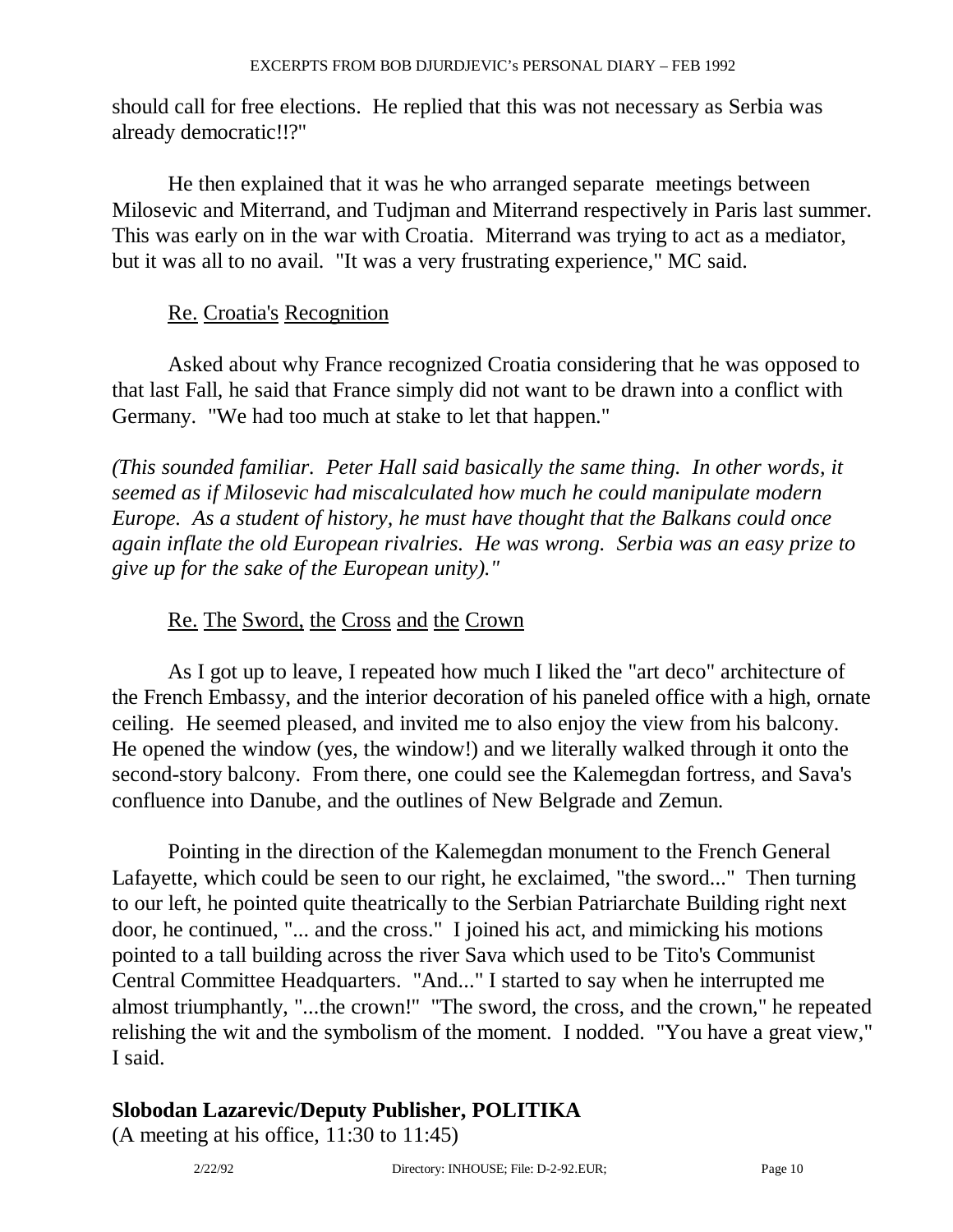should call for free elections. He replied that this was not necessary as Serbia was already democratic!!?"

He then explained that it was he who arranged separate meetings between Milosevic and Miterrand, and Tudjman and Miterrand respectively in Paris last summer. This was early on in the war with Croatia. Miterrand was trying to act as a mediator, but it was all to no avail. "It was a very frustrating experience," MC said.

<u>Re. Croatia's Recognition</u>

Asked about why France recognized Croatia considering that he was opposed to that last Fall, he said that France simply did not want to be drawn into a conflict with Germany. "We had too much at stake to let that happen."

*(This sounded familiar. Peter Hall said basically the same thing. In other words, it seemed as if Milosevic had miscalculated how much he could manipulate modern Europe. As a student of history, he must have thought that the Balkans could once again inflate the old European rivalries. He was wrong. Serbia was an easy prize to give up for the sake of the European unity)."*

<u>Re. The Sword, the Cross and the Crown</u>

As I got up to leave, I repeated how much I liked the "art deco" architecture of the French Embassy, and the interior decoration of his paneled office with a high, ornate ceiling. He seemed pleased, and invited me to also enjoy the view from his balcony. He opened the window (yes, the window!) and we literally walked through it onto the second-story balcony. From there, one could see the Kalemegdan fortress, and Sava's confluence into Danube, and the outlines of New Belgrade and Zemun.

Pointing in the direction of the Kalemegdan monument to the French General Lafayette, which could be seen to our right, he exclaimed, "the sword..." Then turning to our left, he pointed quite theatrically to the Serbian Patriarchate Building right next door, he continued, "... and the cross." I joined his act, and mimicking his motions pointed to a tall building across the river Sava which used to be Tito's Communist Central Committee Headquarters. "And..." I started to say when he interrupted me almost triumphantly, "...the crown!" "The sword, the cross, and the crown," he repeated relishing the wit and the symbolism of the moment. I nodded. "You have a great view," I said.

**Slobodan Lazarevic/Deputy Publisher, POLITIKA**
(A meeting at his office, 11:30 to 11:45)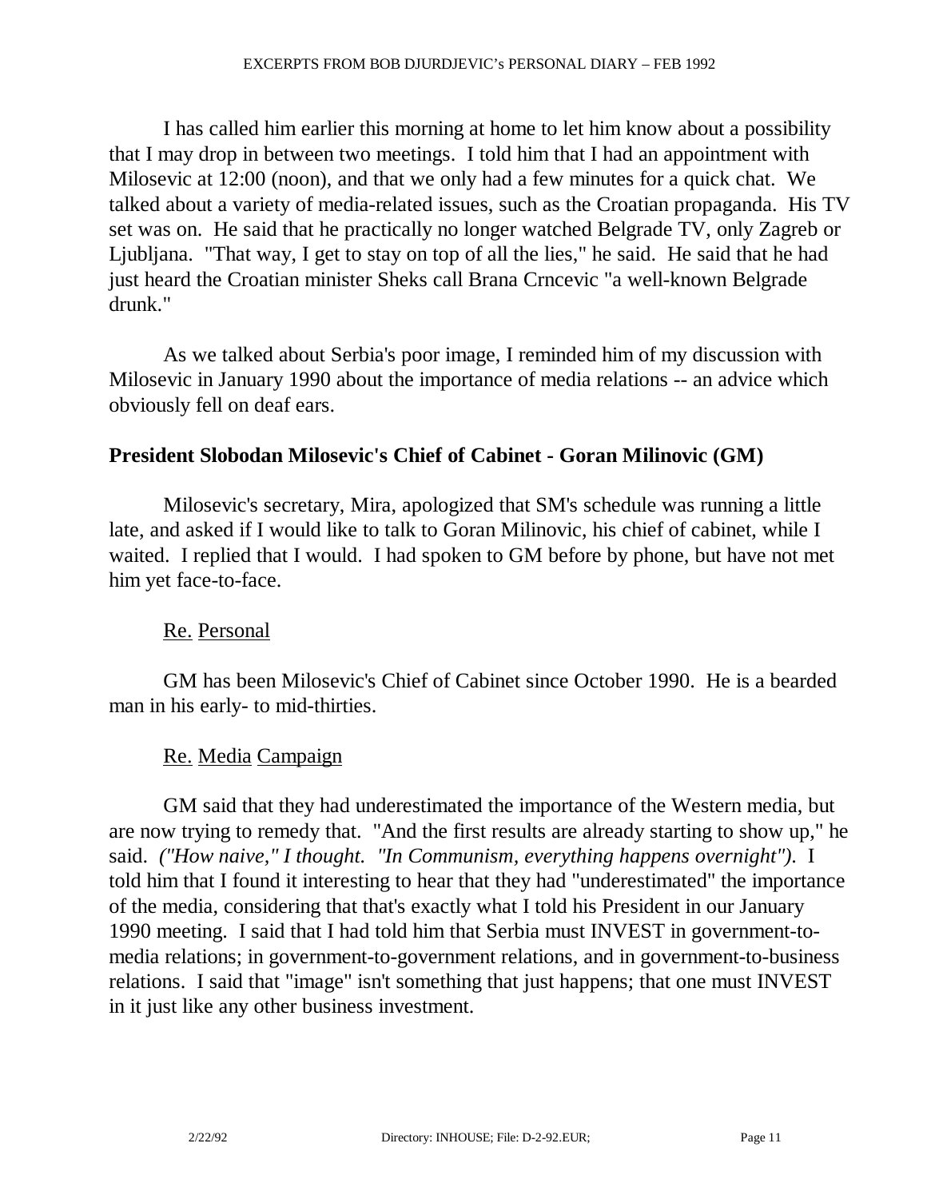I has called him earlier this morning at home to let him know about a possibility that I may drop in between two meetings. I told him that I had an appointment with Milosevic at 12:00 (noon), and that we only had a few minutes for a quick chat. We talked about a variety of media-related issues, such as the Croatian propaganda. His TV set was on. He said that he practically no longer watched Belgrade TV, only Zagreb or Ljubljana. "That way, I get to stay on top of all the lies," he said. He said that he had just heard the Croatian minister Sheks call Brana Crncevic "a well-known Belgrade drunk."

As we talked about Serbia's poor image, I reminded him of my discussion with Milosevic in January 1990 about the importance of media relations -- an advice which obviously fell on deaf ears.

**President Slobodan Milosevic's Chief of Cabinet - Goran Milinovic (GM)**

Milosevic's secretary, Mira, apologized that SM's schedule was running a little late, and asked if I would like to talk to Goran Milinovic, his chief of cabinet, while I waited. I replied that I would. I had spoken to GM before by phone, but have not met him yet face-to-face.

Re. Personal

GM has been Milosevic's Chief of Cabinet since October 1990. He is a bearded man in his early- to mid-thirties.

Re. Media Campaign

GM said that they had underestimated the importance of the Western media, but are now trying to remedy that. "And the first results are already starting to show up," he said. *("How naive," I thought. "In Communism, everything happens overnight").* I told him that I found it interesting to hear that they had "underestimated" the importance of the media, considering that that's exactly what I told his President in our January 1990 meeting. I said that I had told him that Serbia must INVEST in government-to-media relations; in government-to-government relations, and in government-to-business relations. I said that "image" isn't something that just happens; that one must INVEST in it just like any other business investment.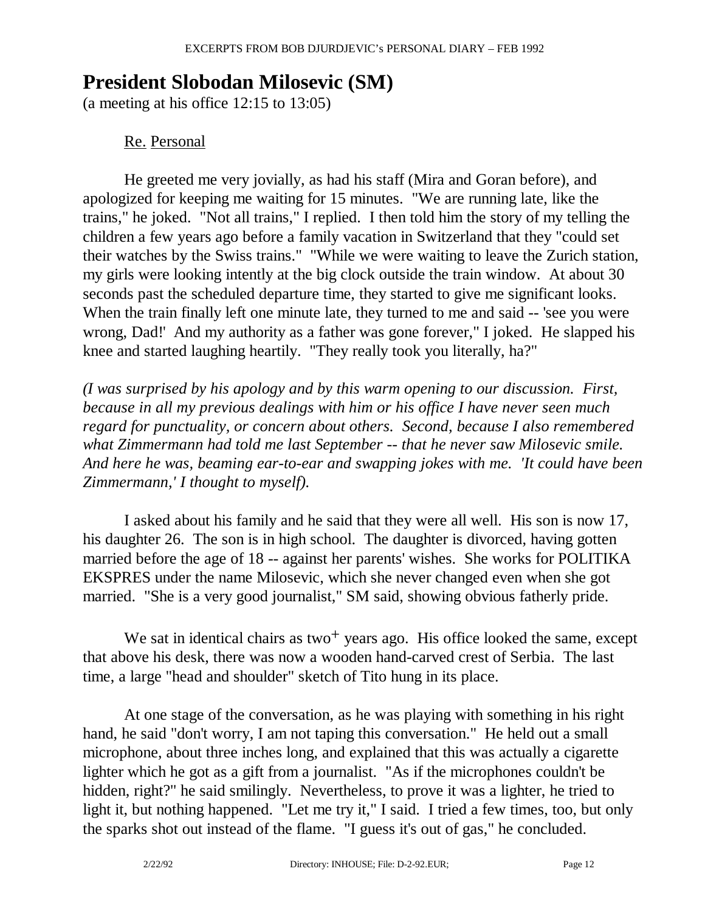# President Slobodan Milosevic (SM)

(a meeting at his office 12:15 to 13:05)

Re. Personal

He greeted me very jovially, as had his staff (Mira and Goran before), and apologized for keeping me waiting for 15 minutes. "We are running late, like the trains," he joked. "Not all trains," I replied. I then told him the story of my telling the children a few years ago before a family vacation in Switzerland that they "could set their watches by the Swiss trains." "While we were waiting to leave the Zurich station, my girls were looking intently at the big clock outside the train window. At about 30 seconds past the scheduled departure time, they started to give me significant looks. When the train finally left one minute late, they turned to me and said -- 'see you were wrong, Dad!' And my authority as a father was gone forever," I joked. He slapped his knee and started laughing heartily. "They really took you literally, ha?"

*(I was surprised by his apology and by this warm opening to our discussion. First, because in all my previous dealings with him or his office I have never seen much regard for punctuality, or concern about others. Second, because I also remembered what Zimmermann had told me last September -- that he never saw Milosevic smile. And here he was, beaming ear-to-ear and swapping jokes with me. 'It could have been Zimmermann,' I thought to myself).*

I asked about his family and he said that they were all well. His son is now 17, his daughter 26. The son is in high school. The daughter is divorced, having gotten married before the age of 18 -- against her parents' wishes. She works for POLITIKA EKSPRES under the name Milosevic, which she never changed even when she got married. "She is a very good journalist," SM said, showing obvious fatherly pride.

We sat in identical chairs as two+ years ago. His office looked the same, except that above his desk, there was now a wooden hand-carved crest of Serbia. The last time, a large "head and shoulder" sketch of Tito hung in its place.

At one stage of the conversation, as he was playing with something in his right hand, he said "don't worry, I am not taping this conversation." He held out a small microphone, about three inches long, and explained that this was actually a cigarette lighter which he got as a gift from a journalist. "As if the microphones couldn't be hidden, right?" he said smilingly. Nevertheless, to prove it was a lighter, he tried to light it, but nothing happened. "Let me try it," I said. I tried a few times, too, but only the sparks shot out instead of the flame. "I guess it's out of gas," he concluded.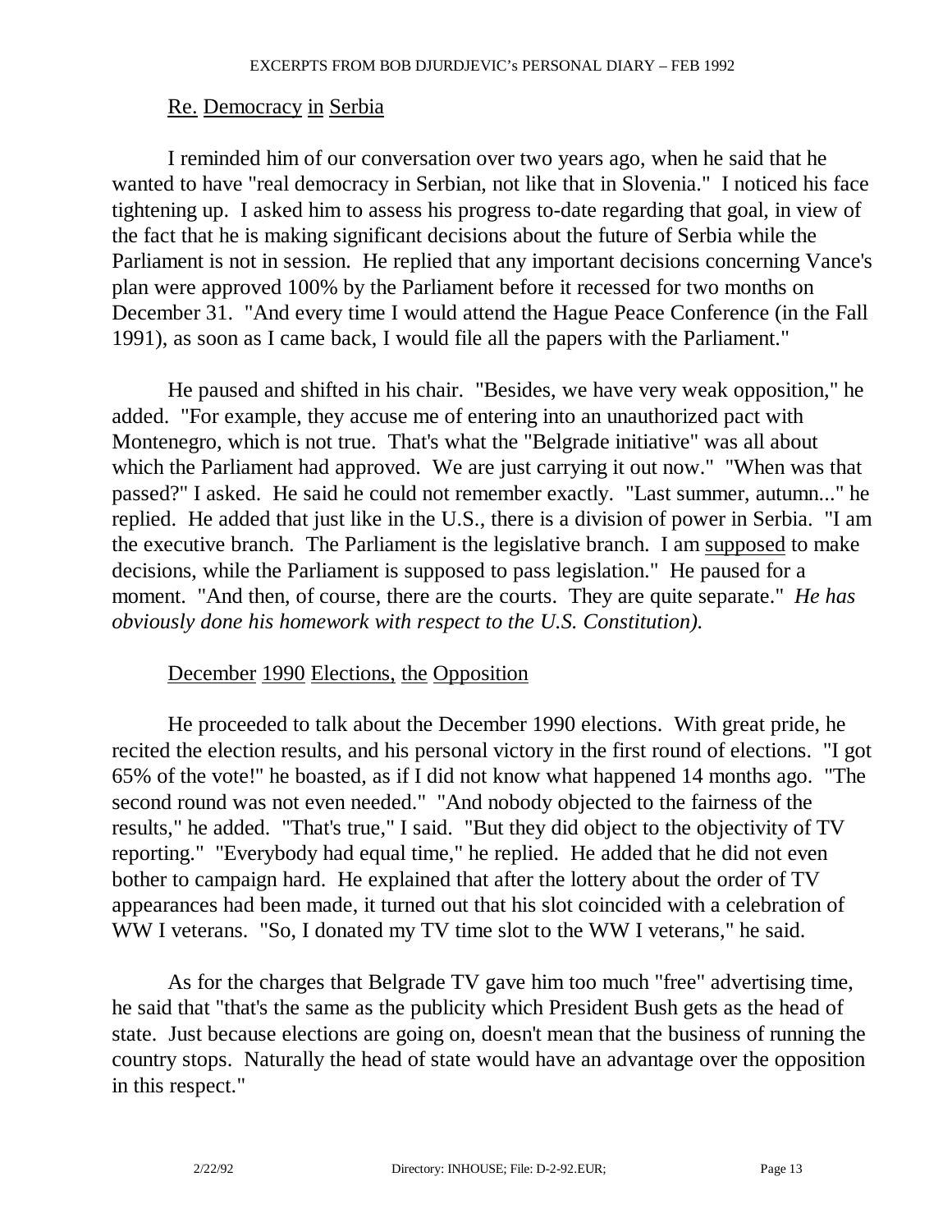Re. Democracy in Serbia

I reminded him of our conversation over two years ago, when he said that he wanted to have "real democracy in Serbian, not like that in Slovenia." I noticed his face tightening up. I asked him to assess his progress to-date regarding that goal, in view of the fact that he is making significant decisions about the future of Serbia while the Parliament is not in session. He replied that any important decisions concerning Vance's plan were approved 100% by the Parliament before it recessed for two months on December 31. "And every time I would attend the Hague Peace Conference (in the Fall 1991), as soon as I came back, I would file all the papers with the Parliament."

He paused and shifted in his chair. "Besides, we have very weak opposition," he added. "For example, they accuse me of entering into an unauthorized pact with Montenegro, which is not true. That's what the "Belgrade initiative" was all about which the Parliament had approved. We are just carrying it out now." "When was that passed?" I asked. He said he could not remember exactly. "Last summer, autumn..." he replied. He added that just like in the U.S., there is a division of power in Serbia. "I am the executive branch. The Parliament is the legislative branch. I am supposed to make decisions, while the Parliament is supposed to pass legislation." He paused for a moment. "And then, of course, there are the courts. They are quite separate." *He has obviously done his homework with respect to the U.S. Constitution).*

December 1990 Elections, the Opposition

He proceeded to talk about the December 1990 elections. With great pride, he recited the election results, and his personal victory in the first round of elections. "I got 65% of the vote!" he boasted, as if I did not know what happened 14 months ago. "The second round was not even needed." "And nobody objected to the fairness of the results," he added. "That's true," I said. "But they did object to the objectivity of TV reporting." "Everybody had equal time," he replied. He added that he did not even bother to campaign hard. He explained that after the lottery about the order of TV appearances had been made, it turned out that his slot coincided with a celebration of WW I veterans. "So, I donated my TV time slot to the WW I veterans," he said.

As for the charges that Belgrade TV gave him too much "free" advertising time, he said that "that's the same as the publicity which President Bush gets as the head of state. Just because elections are going on, doesn't mean that the business of running the country stops. Naturally the head of state would have an advantage over the opposition in this respect."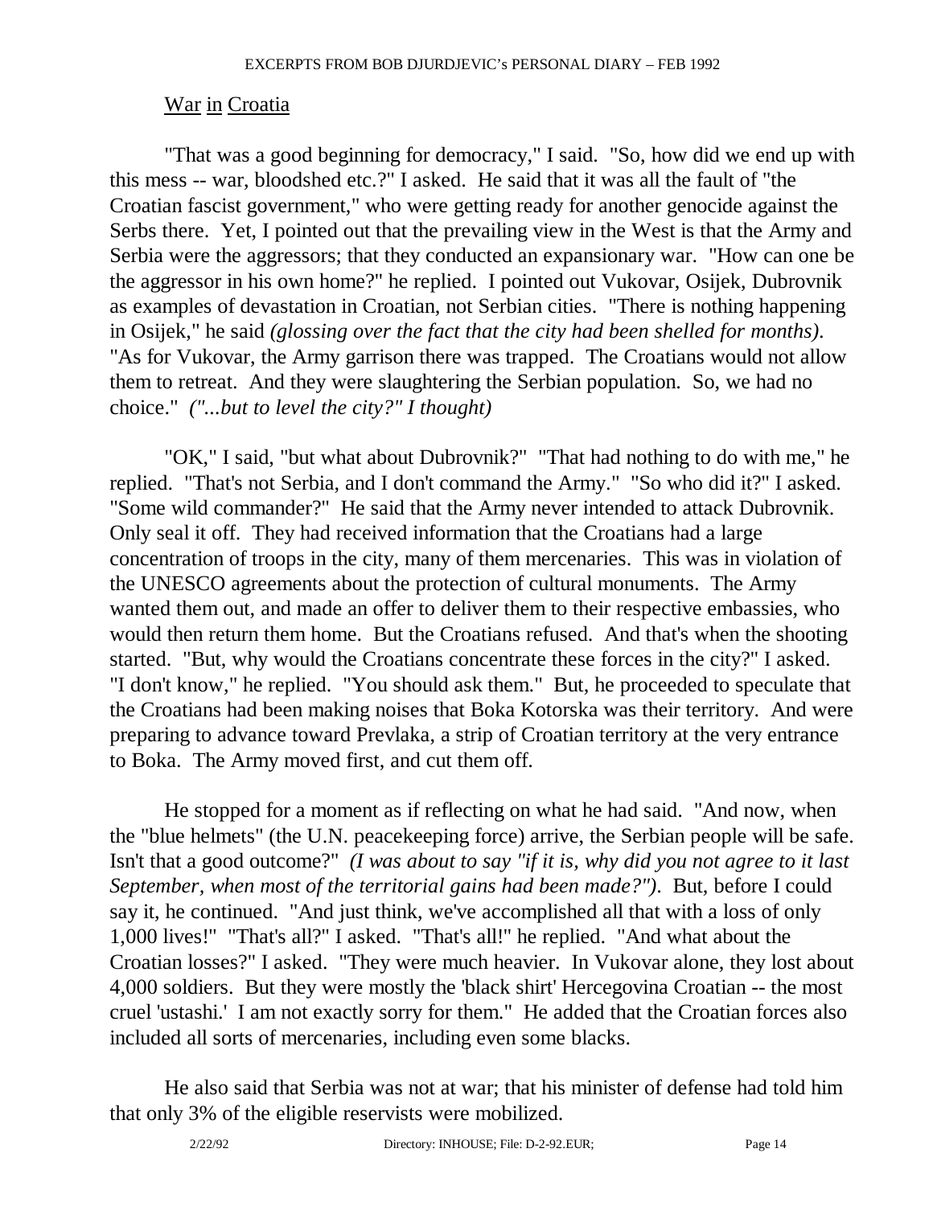## War in Croatia

"That was a good beginning for democracy," I said. "So, how did we end up with this mess -- war, bloodshed etc.?" I asked. He said that it was all the fault of "the Croatian fascist government," who were getting ready for another genocide against the Serbs there. Yet, I pointed out that the prevailing view in the West is that the Army and Serbia were the aggressors; that they conducted an expansionary war. "How can one be the aggressor in his own home?" he replied. I pointed out Vukovar, Osijek, Dubrovnik as examples of devastation in Croatian, not Serbian cities. "There is nothing happening in Osijek," he said *(glossing over the fact that the city had been shelled for months)*. "As for Vukovar, the Army garrison there was trapped. The Croatians would not allow them to retreat. And they were slaughtering the Serbian population. So, we had no choice." *("...but to level the city?" I thought)*

"OK," I said, "but what about Dubrovnik?" "That had nothing to do with me," he replied. "That's not Serbia, and I don't command the Army." "So who did it?" I asked. "Some wild commander?" He said that the Army never intended to attack Dubrovnik. Only seal it off. They had received information that the Croatians had a large concentration of troops in the city, many of them mercenaries. This was in violation of the UNESCO agreements about the protection of cultural monuments. The Army wanted them out, and made an offer to deliver them to their respective embassies, who would then return them home. But the Croatians refused. And that's when the shooting started. "But, why would the Croatians concentrate these forces in the city?" I asked. "I don't know," he replied. "You should ask them." But, he proceeded to speculate that the Croatians had been making noises that Boka Kotorska was their territory. And were preparing to advance toward Prevlaka, a strip of Croatian territory at the very entrance to Boka. The Army moved first, and cut them off.

He stopped for a moment as if reflecting on what he had said. "And now, when the "blue helmets" (the U.N. peacekeeping force) arrive, the Serbian people will be safe. Isn't that a good outcome?" *(I was about to say "if it is, why did you not agree to it last September, when most of the territorial gains had been made?")*. But, before I could say it, he continued. "And just think, we've accomplished all that with a loss of only 1,000 lives!" "That's all?" I asked. "That's all!" he replied. "And what about the Croatian losses?" I asked. "They were much heavier. In Vukovar alone, they lost about 4,000 soldiers. But they were mostly the 'black shirt' Hercegovina Croatian -- the most cruel 'ustashi.' I am not exactly sorry for them." He added that the Croatian forces also included all sorts of mercenaries, including even some blacks.

He also said that Serbia was not at war; that his minister of defense had told him that only 3% of the eligible reservists were mobilized.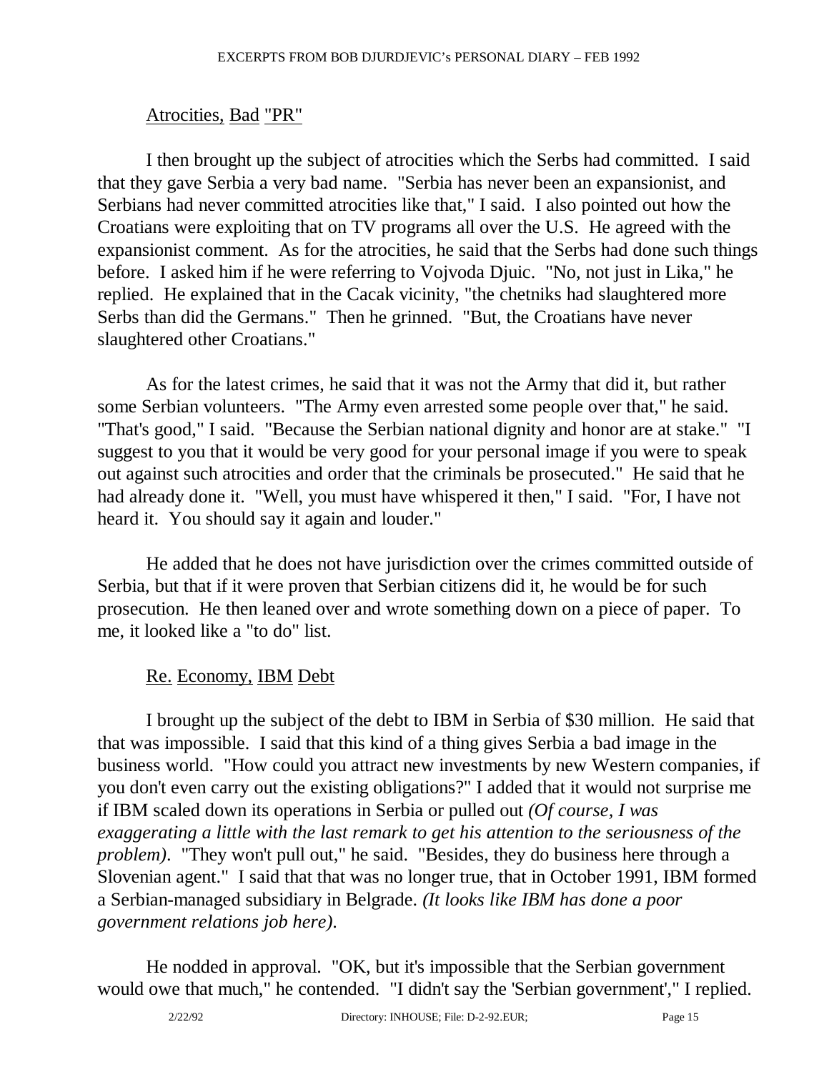## Atrocities, Bad "PR"

I then brought up the subject of atrocities which the Serbs had committed. I said that they gave Serbia a very bad name. "Serbia has never been an expansionist, and Serbians had never committed atrocities like that," I said. I also pointed out how the Croatians were exploiting that on TV programs all over the U.S. He agreed with the expansionist comment. As for the atrocities, he said that the Serbs had done such things before. I asked him if he were referring to Vojvoda Djuic. "No, not just in Lika," he replied. He explained that in the Cacak vicinity, "the chetniks had slaughtered more Serbs than did the Germans." Then he grinned. "But, the Croatians have never slaughtered other Croatians."

As for the latest crimes, he said that it was not the Army that did it, but rather some Serbian volunteers. "The Army even arrested some people over that," he said. "That's good," I said. "Because the Serbian national dignity and honor are at stake." "I suggest to you that it would be very good for your personal image if you were to speak out against such atrocities and order that the criminals be prosecuted." He said that he had already done it. "Well, you must have whispered it then," I said. "For, I have not heard it. You should say it again and louder."

He added that he does not have jurisdiction over the crimes committed outside of Serbia, but that if it were proven that Serbian citizens did it, he would be for such prosecution. He then leaned over and wrote something down on a piece of paper. To me, it looked like a "to do" list.

## Re. Economy, IBM Debt

I brought up the subject of the debt to IBM in Serbia of $30 million. He said that that was impossible. I said that this kind of a thing gives Serbia a bad image in the business world. "How could you attract new investments by new Western companies, if you don't even carry out the existing obligations?" I added that it would not surprise me if IBM scaled down its operations in Serbia or pulled out *(Of course, I was exaggerating a little with the last remark to get his attention to the seriousness of the problem)*. "They won't pull out," he said. "Besides, they do business here through a Slovenian agent." I said that that was no longer true, that in October 1991, IBM formed a Serbian-managed subsidiary in Belgrade. *(It looks like IBM has done a poor government relations job here)*.

He nodded in approval. "OK, but it's impossible that the Serbian government would owe that much," he contended. "I didn't say the 'Serbian government'," I replied.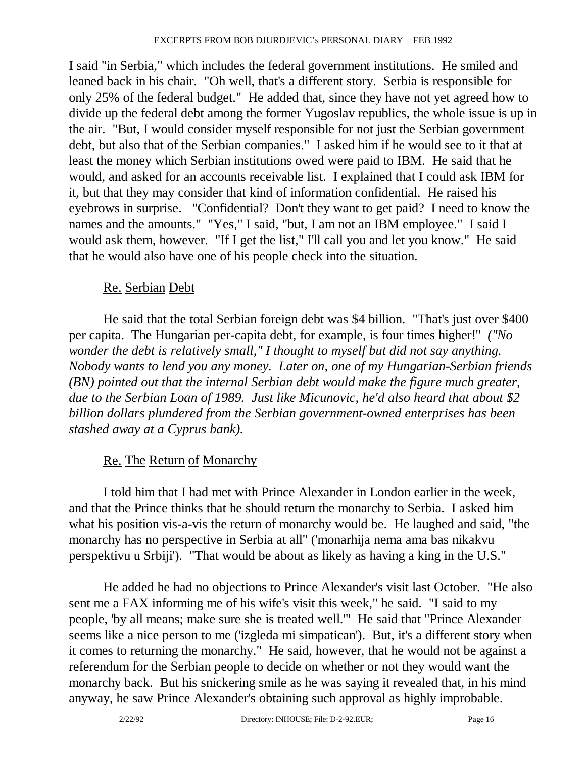I said "in Serbia," which includes the federal government institutions. He smiled and leaned back in his chair. "Oh well, that's a different story. Serbia is responsible for only 25% of the federal budget." He added that, since they have not yet agreed how to divide up the federal debt among the former Yugoslav republics, the whole issue is up in the air. "But, I would consider myself responsible for not just the Serbian government debt, but also that of the Serbian companies." I asked him if he would see to it that at least the money which Serbian institutions owed were paid to IBM. He said that he would, and asked for an accounts receivable list. I explained that I could ask IBM for it, but that they may consider that kind of information confidential. He raised his eyebrows in surprise. "Confidential? Don't they want to get paid? I need to know the names and the amounts." "Yes," I said, "but, I am not an IBM employee." I said I would ask them, however. "If I get the list," I'll call you and let you know." He said that he would also have one of his people check into the situation.

<u>Re.</u> <u>Serbian</u> <u>Debt</u>

He said that the total Serbian foreign debt was $4 billion. "That's just over $400 per capita. The Hungarian per-capita debt, for example, is four times higher!" *("No wonder the debt is relatively small," I thought to myself but did not say anything. Nobody wants to lend you any money. Later on, one of my Hungarian-Serbian friends (BN) pointed out that the internal Serbian debt would make the figure much greater, due to the Serbian Loan of 1989. Just like Micunovic, he'd also heard that about $2 billion dollars plundered from the Serbian government-owned enterprises has been stashed away at a Cyprus bank).*

<u>Re.</u> <u>The</u> <u>Return</u> <u>of</u> <u>Monarchy</u>

I told him that I had met with Prince Alexander in London earlier in the week, and that the Prince thinks that he should return the monarchy to Serbia. I asked him what his position vis-a-vis the return of monarchy would be. He laughed and said, "the monarchy has no perspective in Serbia at all" ('monarhija nema ama bas nikakvu perspektivu u Srbiji'). "That would be about as likely as having a king in the U.S."

He added he had no objections to Prince Alexander's visit last October. "He also sent me a FAX informing me of his wife's visit this week," he said. "I said to my people, 'by all means; make sure she is treated well.'" He said that "Prince Alexander seems like a nice person to me ('izgleda mi simpatican'). But, it's a different story when it comes to returning the monarchy." He said, however, that he would not be against a referendum for the Serbian people to decide on whether or not they would want the monarchy back. But his snickering smile as he was saying it revealed that, in his mind anyway, he saw Prince Alexander's obtaining such approval as highly improbable.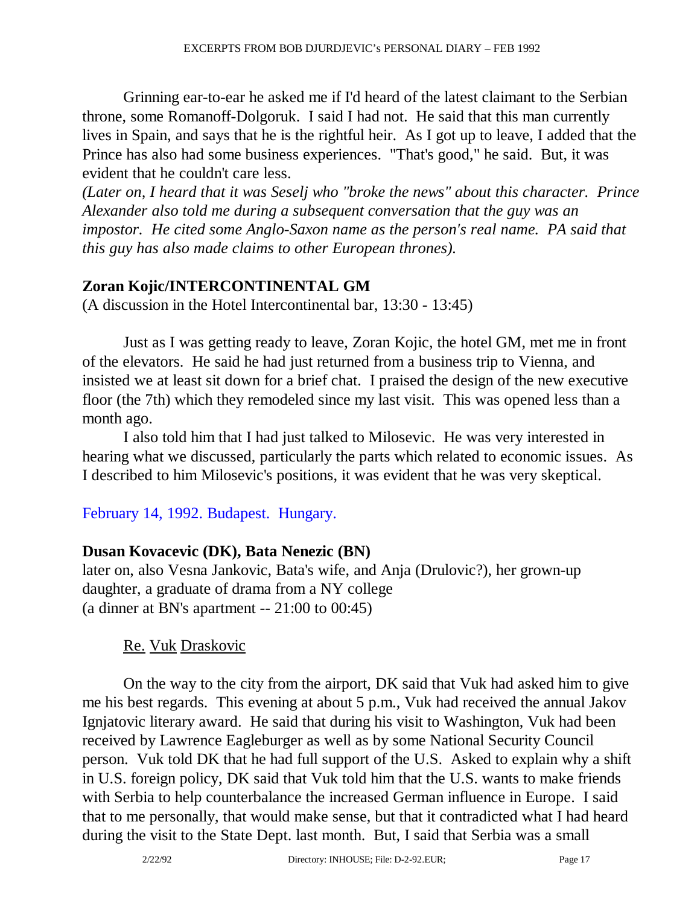Grinning ear-to-ear he asked me if I'd heard of the latest claimant to the Serbian throne, some Romanoff-Dolgoruk. I said I had not. He said that this man currently lives in Spain, and says that he is the rightful heir. As I got up to leave, I added that the Prince has also had some business experiences. "That's good," he said. But, it was evident that he couldn't care less.

*(Later on, I heard that it was Seselj who "broke the news" about this character. Prince Alexander also told me during a subsequent conversation that the guy was an impostor. He cited some Anglo-Saxon name as the person's real name. PA said that this guy has also made claims to other European thrones).*

**Zoran Kojic/INTERCONTINENTAL GM**

(A discussion in the Hotel Intercontinental bar, 13:30 - 13:45)

Just as I was getting ready to leave, Zoran Kojic, the hotel GM, met me in front of the elevators. He said he had just returned from a business trip to Vienna, and insisted we at least sit down for a brief chat. I praised the design of the new executive floor (the 7th) which they remodeled since my last visit. This was opened less than a month ago.

I also told him that I had just talked to Milosevic. He was very interested in hearing what we discussed, particularly the parts which related to economic issues. As I described to him Milosevic's positions, it was evident that he was very skeptical.

February 14, 1992. Budapest. Hungary.

**Dusan Kovacevic (DK), Bata Nenezic (BN)**

later on, also Vesna Jankovic, Bata's wife, and Anja (Drulovic?), her grown-up daughter, a graduate of drama from a NY college

(a dinner at BN's apartment -- 21:00 to 00:45)

Re. Vuk Draskovic

On the way to the city from the airport, DK said that Vuk had asked him to give me his best regards. This evening at about 5 p.m., Vuk had received the annual Jakov Ignjatovic literary award. He said that during his visit to Washington, Vuk had been received by Lawrence Eagleburger as well as by some National Security Council person. Vuk told DK that he had full support of the U.S. Asked to explain why a shift in U.S. foreign policy, DK said that Vuk told him that the U.S. wants to make friends with Serbia to help counterbalance the increased German influence in Europe. I said that to me personally, that would make sense, but that it contradicted what I had heard during the visit to the State Dept. last month. But, I said that Serbia was a small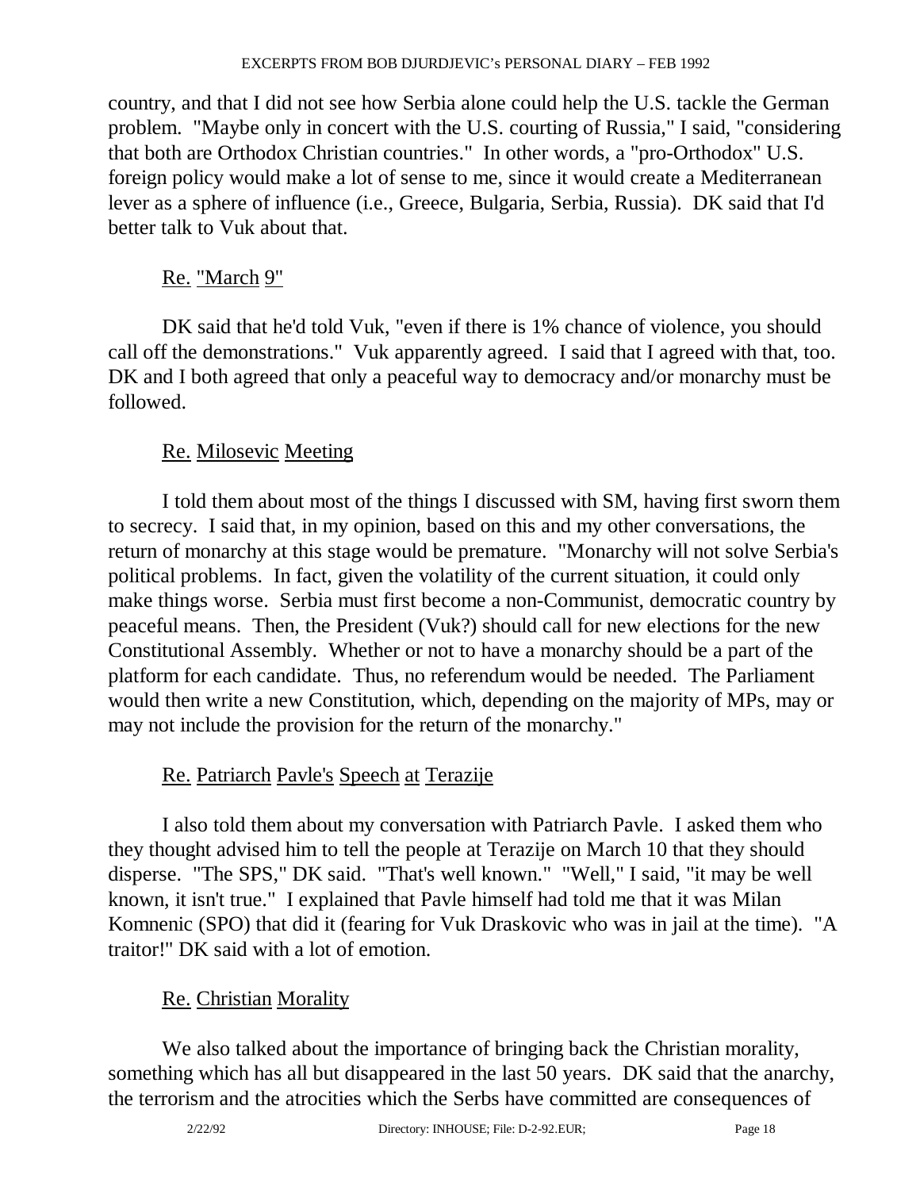country, and that I did not see how Serbia alone could help the U.S. tackle the German problem. "Maybe only in concert with the U.S. courting of Russia," I said, "considering that both are Orthodox Christian countries." In other words, a "pro-Orthodox" U.S. foreign policy would make a lot of sense to me, since it would create a Mediterranean lever as a sphere of influence (i.e., Greece, Bulgaria, Serbia, Russia). DK said that I'd better talk to Vuk about that.

Re. "March 9"

DK said that he'd told Vuk, "even if there is 1% chance of violence, you should call off the demonstrations." Vuk apparently agreed. I said that I agreed with that, too. DK and I both agreed that only a peaceful way to democracy and/or monarchy must be followed.

Re. Milosevic Meeting

I told them about most of the things I discussed with SM, having first sworn them to secrecy. I said that, in my opinion, based on this and my other conversations, the return of monarchy at this stage would be premature. "Monarchy will not solve Serbia's political problems. In fact, given the volatility of the current situation, it could only make things worse. Serbia must first become a non-Communist, democratic country by peaceful means. Then, the President (Vuk?) should call for new elections for the new Constitutional Assembly. Whether or not to have a monarchy should be a part of the platform for each candidate. Thus, no referendum would be needed. The Parliament would then write a new Constitution, which, depending on the majority of MPs, may or may not include the provision for the return of the monarchy."

Re. Patriarch Pavle's Speech at Terazije

I also told them about my conversation with Patriarch Pavle. I asked them who they thought advised him to tell the people at Terazije on March 10 that they should disperse. "The SPS," DK said. "That's well known." "Well," I said, "it may be well known, it isn't true." I explained that Pavle himself had told me that it was Milan Komnenic (SPO) that did it (fearing for Vuk Draskovic who was in jail at the time). "A traitor!" DK said with a lot of emotion.

Re. Christian Morality

We also talked about the importance of bringing back the Christian morality, something which has all but disappeared in the last 50 years. DK said that the anarchy, the terrorism and the atrocities which the Serbs have committed are consequences of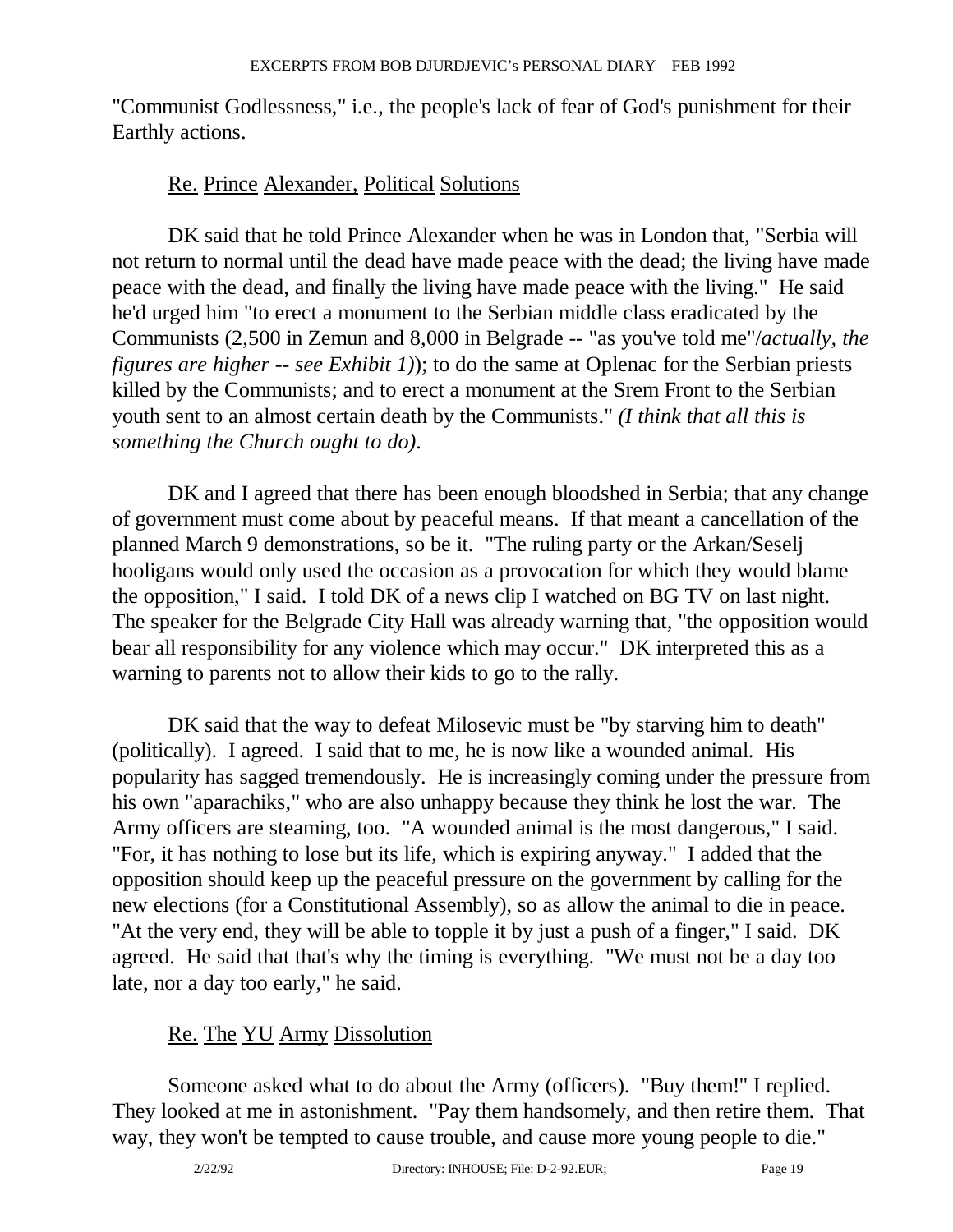"Communist Godlessness," i.e., the people's lack of fear of God's punishment for their Earthly actions.

## Re. Prince Alexander, Political Solutions

DK said that he told Prince Alexander when he was in London that, "Serbia will not return to normal until the dead have made peace with the dead; the living have made peace with the dead, and finally the living have made peace with the living." He said he'd urged him "to erect a monument to the Serbian middle class eradicated by the Communists (2,500 in Zemun and 8,000 in Belgrade -- "as you've told me"/*actually, the figures are higher -- see Exhibit 1)*); to do the same at Oplenac for the Serbian priests killed by the Communists; and to erect a monument at the Srem Front to the Serbian youth sent to an almost certain death by the Communists." *(I think that all this is something the Church ought to do).*

DK and I agreed that there has been enough bloodshed in Serbia; that any change of government must come about by peaceful means. If that meant a cancellation of the planned March 9 demonstrations, so be it. "The ruling party or the Arkan/Seselj hooligans would only used the occasion as a provocation for which they would blame the opposition," I said. I told DK of a news clip I watched on BG TV on last night. The speaker for the Belgrade City Hall was already warning that, "the opposition would bear all responsibility for any violence which may occur." DK interpreted this as a warning to parents not to allow their kids to go to the rally.

DK said that the way to defeat Milosevic must be "by starving him to death" (politically). I agreed. I said that to me, he is now like a wounded animal. His popularity has sagged tremendously. He is increasingly coming under the pressure from his own "aparachiks," who are also unhappy because they think he lost the war. The Army officers are steaming, too. "A wounded animal is the most dangerous," I said. "For, it has nothing to lose but its life, which is expiring anyway." I added that the opposition should keep up the peaceful pressure on the government by calling for the new elections (for a Constitutional Assembly), so as allow the animal to die in peace. "At the very end, they will be able to topple it by just a push of a finger," I said. DK agreed. He said that that's why the timing is everything. "We must not be a day too late, nor a day too early," he said.

## Re. The YU Army Dissolution

Someone asked what to do about the Army (officers). "Buy them!" I replied. They looked at me in astonishment. "Pay them handsomely, and then retire them. That way, they won't be tempted to cause trouble, and cause more young people to die."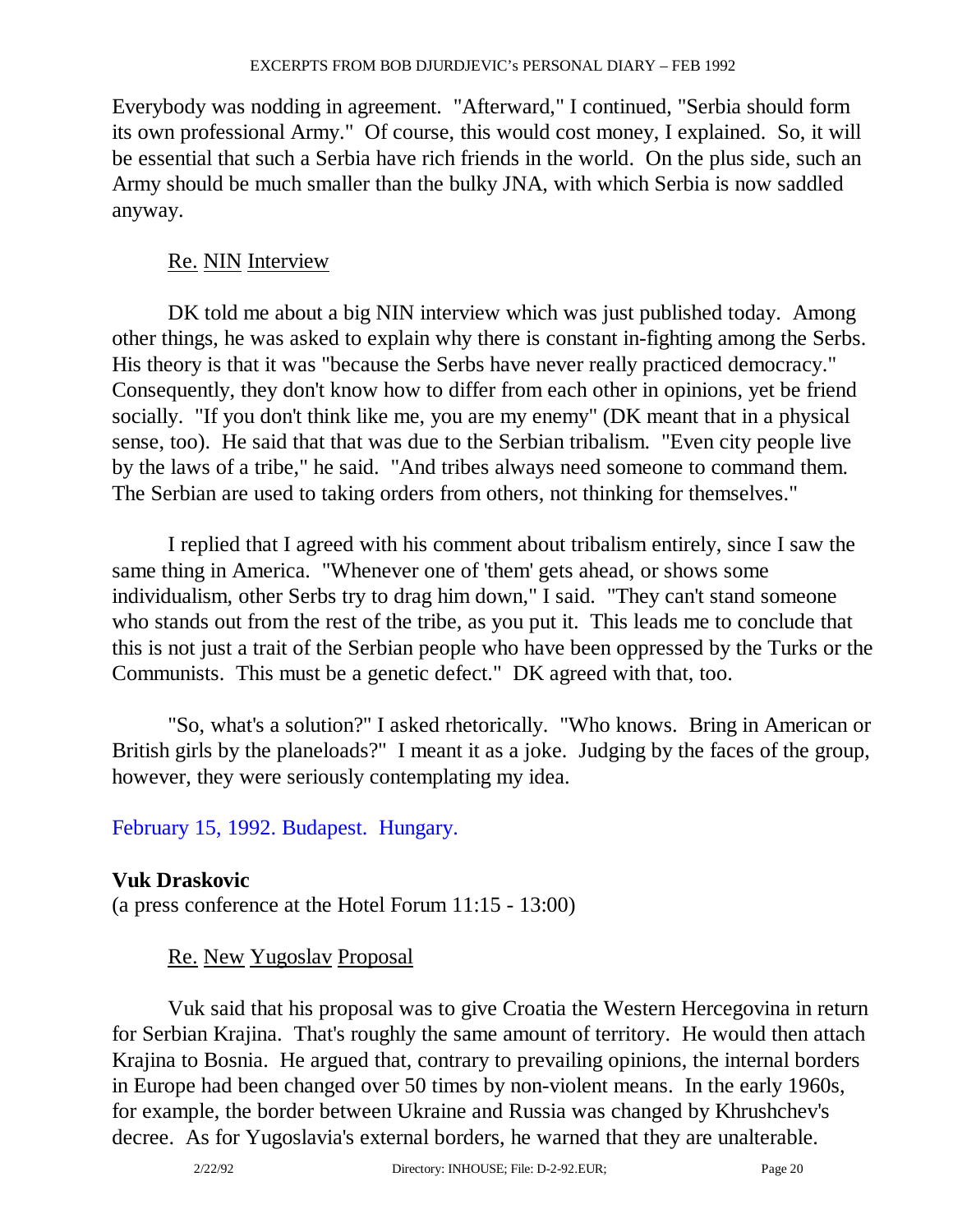Everybody was nodding in agreement. "Afterward," I continued, "Serbia should form its own professional Army." Of course, this would cost money, I explained. So, it will be essential that such a Serbia have rich friends in the world. On the plus side, such an Army should be much smaller than the bulky JNA, with which Serbia is now saddled anyway.

Re. NIN Interview

DK told me about a big NIN interview which was just published today. Among other things, he was asked to explain why there is constant in-fighting among the Serbs. His theory is that it was "because the Serbs have never really practiced democracy." Consequently, they don't know how to differ from each other in opinions, yet be friend socially. "If you don't think like me, you are my enemy" (DK meant that in a physical sense, too). He said that that was due to the Serbian tribalism. "Even city people live by the laws of a tribe," he said. "And tribes always need someone to command them. The Serbian are used to taking orders from others, not thinking for themselves."

I replied that I agreed with his comment about tribalism entirely, since I saw the same thing in America. "Whenever one of 'them' gets ahead, or shows some individualism, other Serbs try to drag him down," I said. "They can't stand someone who stands out from the rest of the tribe, as you put it. This leads me to conclude that this is not just a trait of the Serbian people who have been oppressed by the Turks or the Communists. This must be a genetic defect." DK agreed with that, too.

"So, what's a solution?" I asked rhetorically. "Who knows. Bring in American or British girls by the planeloads?" I meant it as a joke. Judging by the faces of the group, however, they were seriously contemplating my idea.

February 15, 1992. Budapest. Hungary.

**Vuk Draskovic**
(a press conference at the Hotel Forum 11:15 - 13:00)

Re. New Yugoslav Proposal

Vuk said that his proposal was to give Croatia the Western Hercegovina in return for Serbian Krajina. That's roughly the same amount of territory. He would then attach Krajina to Bosnia. He argued that, contrary to prevailing opinions, the internal borders in Europe had been changed over 50 times by non-violent means. In the early 1960s, for example, the border between Ukraine and Russia was changed by Khrushchev's decree. As for Yugoslavia's external borders, he warned that they are unalterable.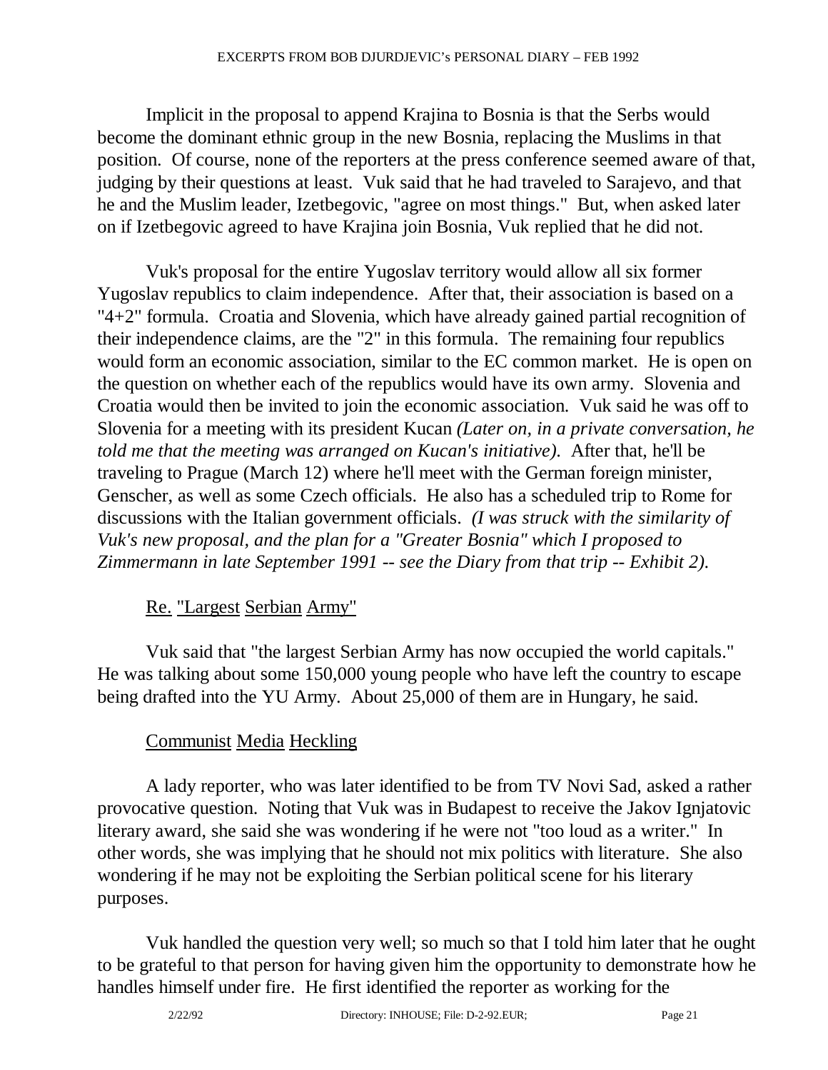Implicit in the proposal to append Krajina to Bosnia is that the Serbs would become the dominant ethnic group in the new Bosnia, replacing the Muslims in that position. Of course, none of the reporters at the press conference seemed aware of that, judging by their questions at least. Vuk said that he had traveled to Sarajevo, and that he and the Muslim leader, Izetbegovic, "agree on most things." But, when asked later on if Izetbegovic agreed to have Krajina join Bosnia, Vuk replied that he did not.

Vuk's proposal for the entire Yugoslav territory would allow all six former Yugoslav republics to claim independence. After that, their association is based on a "4+2" formula. Croatia and Slovenia, which have already gained partial recognition of their independence claims, are the "2" in this formula. The remaining four republics would form an economic association, similar to the EC common market. He is open on the question on whether each of the republics would have its own army. Slovenia and Croatia would then be invited to join the economic association. Vuk said he was off to Slovenia for a meeting with its president Kucan *(Later on, in a private conversation, he told me that the meeting was arranged on Kucan's initiative).* After that, he'll be traveling to Prague (March 12) where he'll meet with the German foreign minister, Genscher, as well as some Czech officials. He also has a scheduled trip to Rome for discussions with the Italian government officials. *(I was struck with the similarity of Vuk's new proposal, and the plan for a "Greater Bosnia" which I proposed to Zimmermann in late September 1991 -- see the Diary from that trip -- Exhibit 2).*

<u>Re. "Largest Serbian Army"</u>

Vuk said that "the largest Serbian Army has now occupied the world capitals." He was talking about some 150,000 young people who have left the country to escape being drafted into the YU Army. About 25,000 of them are in Hungary, he said.

<u>Communist Media Heckling</u>

A lady reporter, who was later identified to be from TV Novi Sad, asked a rather provocative question. Noting that Vuk was in Budapest to receive the Jakov Ignjatovic literary award, she said she was wondering if he were not "too loud as a writer." In other words, she was implying that he should not mix politics with literature. She also wondering if he may not be exploiting the Serbian political scene for his literary purposes.

Vuk handled the question very well; so much so that I told him later that he ought to be grateful to that person for having given him the opportunity to demonstrate how he handles himself under fire. He first identified the reporter as working for the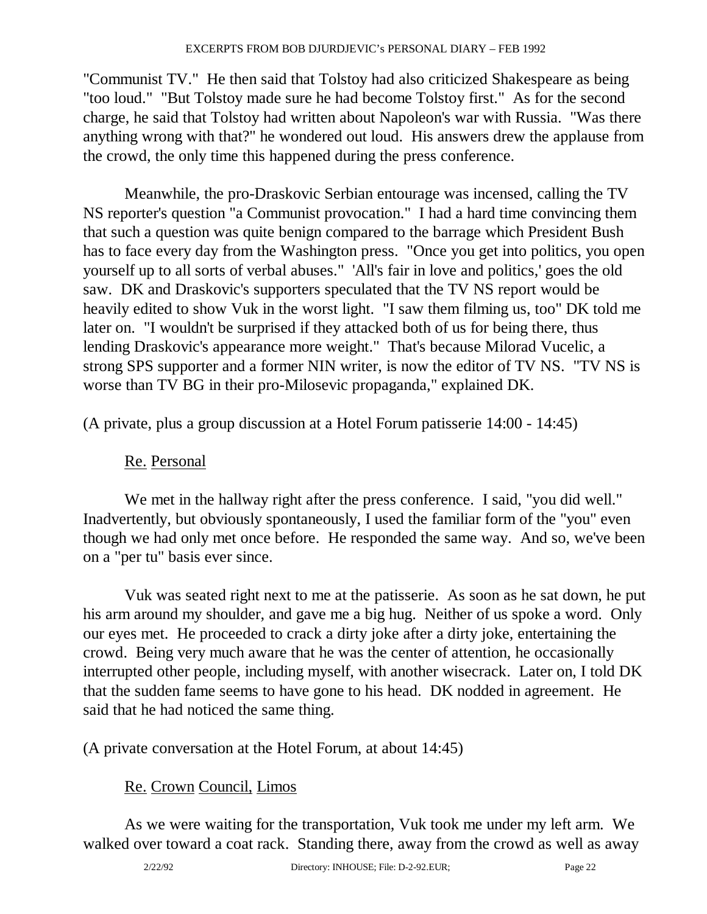"Communist TV." He then said that Tolstoy had also criticized Shakespeare as being "too loud." "But Tolstoy made sure he had become Tolstoy first." As for the second charge, he said that Tolstoy had written about Napoleon's war with Russia. "Was there anything wrong with that?" he wondered out loud. His answers drew the applause from the crowd, the only time this happened during the press conference.

Meanwhile, the pro-Draskovic Serbian entourage was incensed, calling the TV NS reporter's question "a Communist provocation." I had a hard time convincing them that such a question was quite benign compared to the barrage which President Bush has to face every day from the Washington press. "Once you get into politics, you open yourself up to all sorts of verbal abuses." 'All's fair in love and politics,' goes the old saw. DK and Draskovic's supporters speculated that the TV NS report would be heavily edited to show Vuk in the worst light. "I saw them filming us, too" DK told me later on. "I wouldn't be surprised if they attacked both of us for being there, thus lending Draskovic's appearance more weight." That's because Milorad Vucelic, a strong SPS supporter and a former NIN writer, is now the editor of TV NS. "TV NS is worse than TV BG in their pro-Milosevic propaganda," explained DK.

(A private, plus a group discussion at a Hotel Forum patisserie 14:00 - 14:45)

Re. Personal

We met in the hallway right after the press conference. I said, "you did well." Inadvertently, but obviously spontaneously, I used the familiar form of the "you" even though we had only met once before. He responded the same way. And so, we've been on a "per tu" basis ever since.

Vuk was seated right next to me at the patisserie. As soon as he sat down, he put his arm around my shoulder, and gave me a big hug. Neither of us spoke a word. Only our eyes met. He proceeded to crack a dirty joke after a dirty joke, entertaining the crowd. Being very much aware that he was the center of attention, he occasionally interrupted other people, including myself, with another wisecrack. Later on, I told DK that the sudden fame seems to have gone to his head. DK nodded in agreement. He said that he had noticed the same thing.

(A private conversation at the Hotel Forum, at about 14:45)

Re. Crown Council, Limos

As we were waiting for the transportation, Vuk took me under my left arm. We walked over toward a coat rack. Standing there, away from the crowd as well as away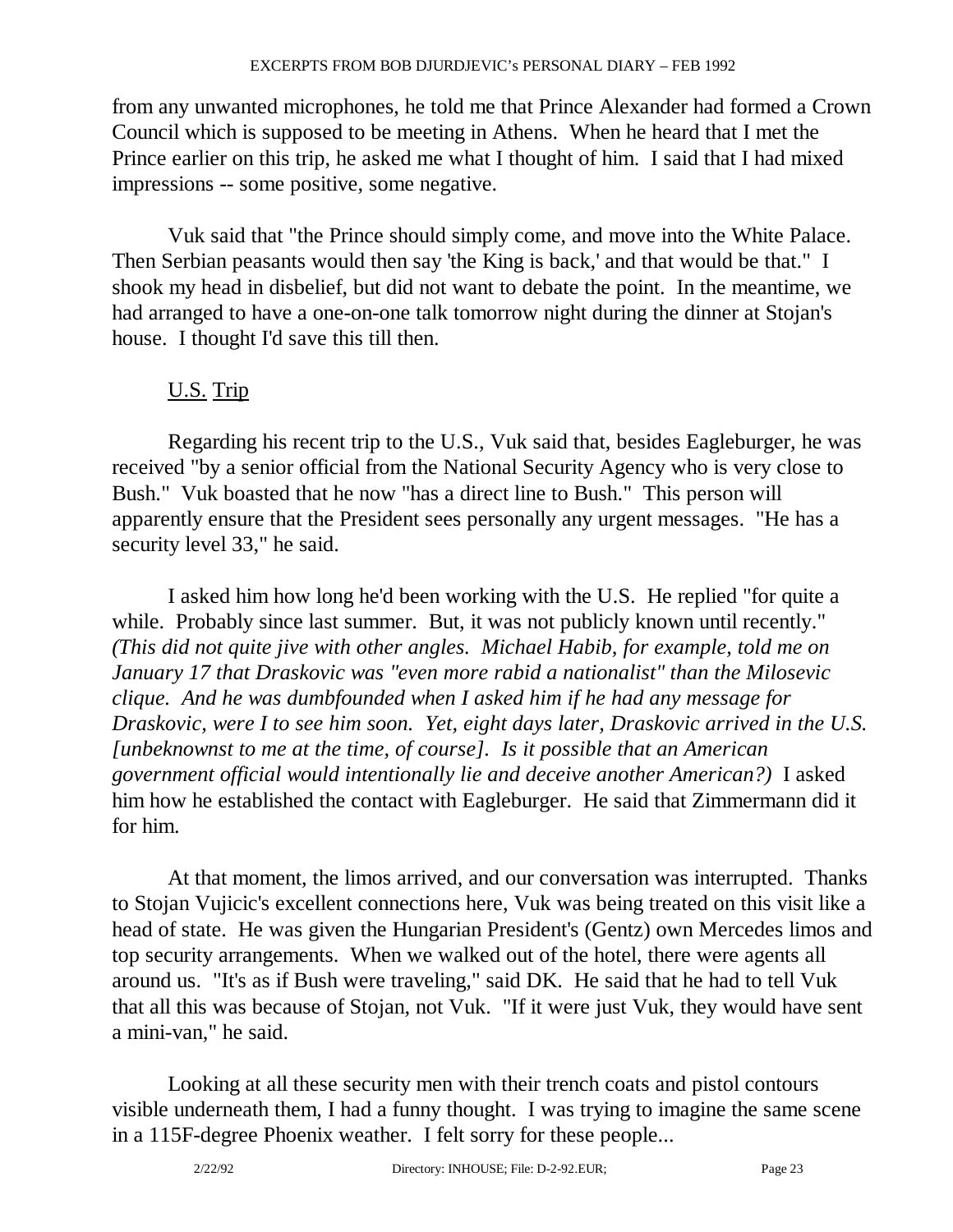from any unwanted microphones, he told me that Prince Alexander had formed a Crown Council which is supposed to be meeting in Athens. When he heard that I met the Prince earlier on this trip, he asked me what I thought of him. I said that I had mixed impressions -- some positive, some negative.

Vuk said that "the Prince should simply come, and move into the White Palace. Then Serbian peasants would then say 'the King is back,' and that would be that." I shook my head in disbelief, but did not want to debate the point. In the meantime, we had arranged to have a one-on-one talk tomorrow night during the dinner at Stojan's house. I thought I'd save this till then.

U.S. Trip

Regarding his recent trip to the U.S., Vuk said that, besides Eagleburger, he was received "by a senior official from the National Security Agency who is very close to Bush." Vuk boasted that he now "has a direct line to Bush." This person will apparently ensure that the President sees personally any urgent messages. "He has a security level 33," he said.

I asked him how long he'd been working with the U.S. He replied "for quite a while. Probably since last summer. But, it was not publicly known until recently." *(This did not quite jive with other angles. Michael Habib, for example, told me on January 17 that Draskovic was "even more rabid a nationalist" than the Milosevic clique. And he was dumbfounded when I asked him if he had any message for Draskovic, were I to see him soon. Yet, eight days later, Draskovic arrived in the U.S. [unbeknownst to me at the time, of course]. Is it possible that an American government official would intentionally lie and deceive another American?)* I asked him how he established the contact with Eagleburger. He said that Zimmermann did it for him.

At that moment, the limos arrived, and our conversation was interrupted. Thanks to Stojan Vujicic's excellent connections here, Vuk was being treated on this visit like a head of state. He was given the Hungarian President's (Gentz) own Mercedes limos and top security arrangements. When we walked out of the hotel, there were agents all around us. "It's as if Bush were traveling," said DK. He said that he had to tell Vuk that all this was because of Stojan, not Vuk. "If it were just Vuk, they would have sent a mini-van," he said.

Looking at all these security men with their trench coats and pistol contours visible underneath them, I had a funny thought. I was trying to imagine the same scene in a 115F-degree Phoenix weather. I felt sorry for these people...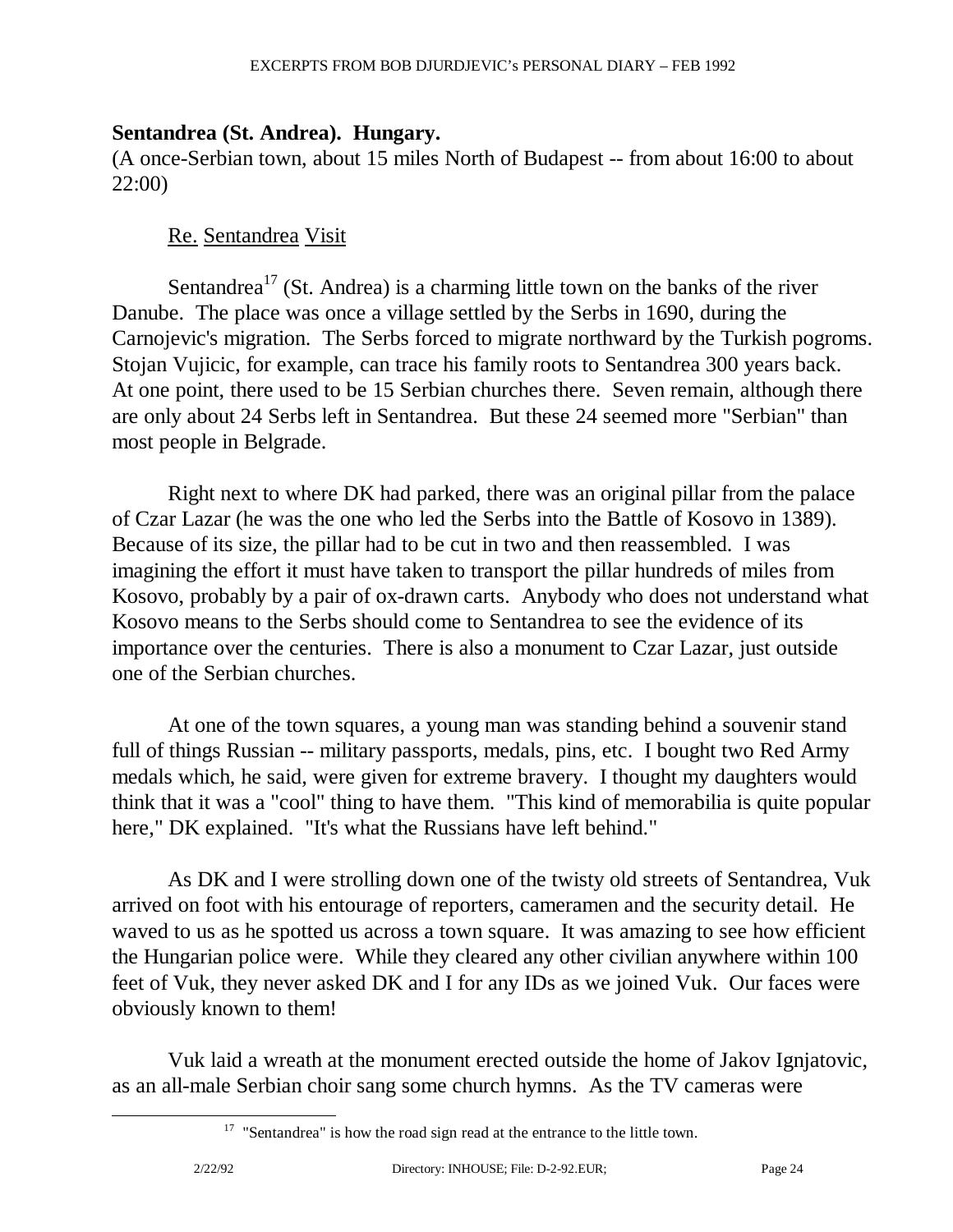**Sentandrea (St. Andrea). Hungary.**

(A once-Serbian town, about 15 miles North of Budapest -- from about 16:00 to about 22:00)

Re. Sentandrea Visit

Sentandrea[17] (St. Andrea) is a charming little town on the banks of the river Danube. The place was once a village settled by the Serbs in 1690, during the Carnojevic's migration. The Serbs forced to migrate northward by the Turkish pogroms. Stojan Vujicic, for example, can trace his family roots to Sentandrea 300 years back. At one point, there used to be 15 Serbian churches there. Seven remain, although there are only about 24 Serbs left in Sentandrea. But these 24 seemed more "Serbian" than most people in Belgrade.

Right next to where DK had parked, there was an original pillar from the palace of Czar Lazar (he was the one who led the Serbs into the Battle of Kosovo in 1389). Because of its size, the pillar had to be cut in two and then reassembled. I was imagining the effort it must have taken to transport the pillar hundreds of miles from Kosovo, probably by a pair of ox-drawn carts. Anybody who does not understand what Kosovo means to the Serbs should come to Sentandrea to see the evidence of its importance over the centuries. There is also a monument to Czar Lazar, just outside one of the Serbian churches.

At one of the town squares, a young man was standing behind a souvenir stand full of things Russian -- military passports, medals, pins, etc. I bought two Red Army medals which, he said, were given for extreme bravery. I thought my daughters would think that it was a "cool" thing to have them. "This kind of memorabilia is quite popular here," DK explained. "It's what the Russians have left behind."

As DK and I were strolling down one of the twisty old streets of Sentandrea, Vuk arrived on foot with his entourage of reporters, cameramen and the security detail. He waved to us as he spotted us across a town square. It was amazing to see how efficient the Hungarian police were. While they cleared any other civilian anywhere within 100 feet of Vuk, they never asked DK and I for any IDs as we joined Vuk. Our faces were obviously known to them!

Vuk laid a wreath at the monument erected outside the home of Jakov Ignjatovic, as an all-male Serbian choir sang some church hymns. As the TV cameras were

[17] "Sentandrea" is how the road sign read at the entrance to the little town.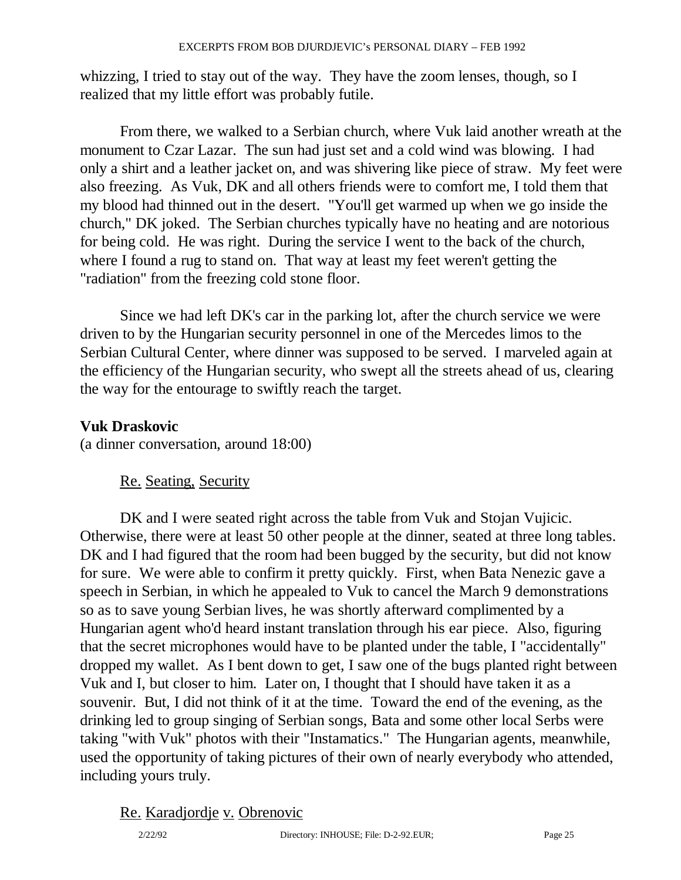whizzing, I tried to stay out of the way. They have the zoom lenses, though, so I realized that my little effort was probably futile.

From there, we walked to a Serbian church, where Vuk laid another wreath at the monument to Czar Lazar. The sun had just set and a cold wind was blowing. I had only a shirt and a leather jacket on, and was shivering like piece of straw. My feet were also freezing. As Vuk, DK and all others friends were to comfort me, I told them that my blood had thinned out in the desert. "You'll get warmed up when we go inside the church," DK joked. The Serbian churches typically have no heating and are notorious for being cold. He was right. During the service I went to the back of the church, where I found a rug to stand on. That way at least my feet weren't getting the "radiation" from the freezing cold stone floor.

Since we had left DK's car in the parking lot, after the church service we were driven to by the Hungarian security personnel in one of the Mercedes limos to the Serbian Cultural Center, where dinner was supposed to be served. I marveled again at the efficiency of the Hungarian security, who swept all the streets ahead of us, clearing the way for the entourage to swiftly reach the target.

**Vuk Draskovic**
(a dinner conversation, around 18:00)

<u>Re.</u> <u>Seating,</u> <u>Security</u>

DK and I were seated right across the table from Vuk and Stojan Vujicic. Otherwise, there were at least 50 other people at the dinner, seated at three long tables. DK and I had figured that the room had been bugged by the security, but did not know for sure. We were able to confirm it pretty quickly. First, when Bata Nenezic gave a speech in Serbian, in which he appealed to Vuk to cancel the March 9 demonstrations so as to save young Serbian lives, he was shortly afterward complimented by a Hungarian agent who'd heard instant translation through his ear piece. Also, figuring that the secret microphones would have to be planted under the table, I "accidentally" dropped my wallet. As I bent down to get, I saw one of the bugs planted right between Vuk and I, but closer to him. Later on, I thought that I should have taken it as a souvenir. But, I did not think of it at the time. Toward the end of the evening, as the drinking led to group singing of Serbian songs, Bata and some other local Serbs were taking "with Vuk" photos with their "Instamatics." The Hungarian agents, meanwhile, used the opportunity of taking pictures of their own of nearly everybody who attended, including yours truly.

<u>Re.</u> <u>Karadjordje</u> <u>v.</u> <u>Obrenovic</u>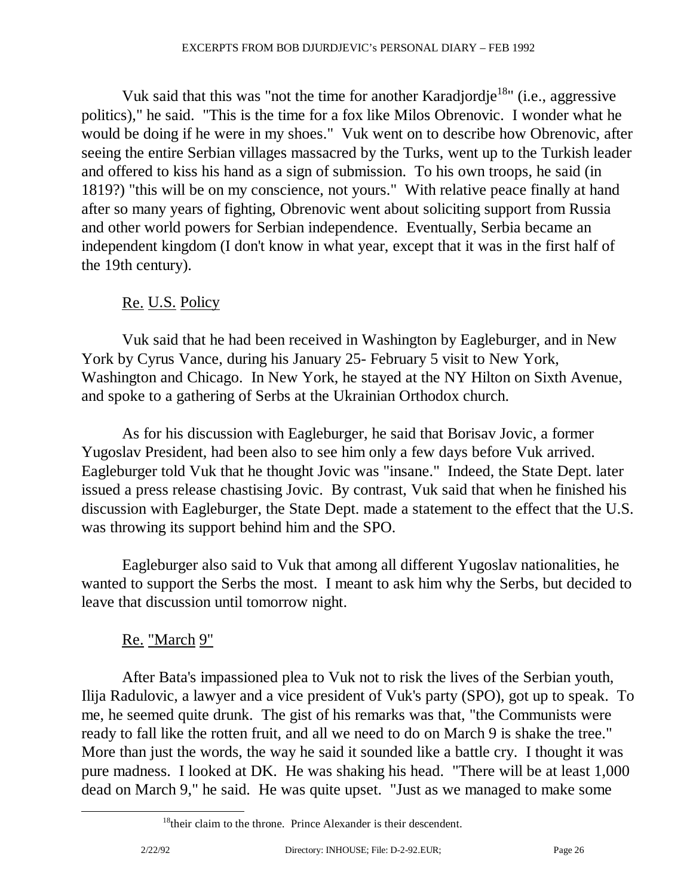Vuk said that this was "not the time for another Karadjordje[18]" (i.e., aggressive politics)," he said. "This is the time for a fox like Milos Obrenovic. I wonder what he would be doing if he were in my shoes." Vuk went on to describe how Obrenovic, after seeing the entire Serbian villages massacred by the Turks, went up to the Turkish leader and offered to kiss his hand as a sign of submission. To his own troops, he said (in 1819?) "this will be on my conscience, not yours." With relative peace finally at hand after so many years of fighting, Obrenovic went about soliciting support from Russia and other world powers for Serbian independence. Eventually, Serbia became an independent kingdom (I don't know in what year, except that it was in the first half of the 19th century).

<u>Re. U.S. Policy</u>

Vuk said that he had been received in Washington by Eagleburger, and in New York by Cyrus Vance, during his January 25- February 5 visit to New York, Washington and Chicago. In New York, he stayed at the NY Hilton on Sixth Avenue, and spoke to a gathering of Serbs at the Ukrainian Orthodox church.

As for his discussion with Eagleburger, he said that Borisav Jovic, a former Yugoslav President, had been also to see him only a few days before Vuk arrived. Eagleburger told Vuk that he thought Jovic was "insane." Indeed, the State Dept. later issued a press release chastising Jovic. By contrast, Vuk said that when he finished his discussion with Eagleburger, the State Dept. made a statement to the effect that the U.S. was throwing its support behind him and the SPO.

Eagleburger also said to Vuk that among all different Yugoslav nationalities, he wanted to support the Serbs the most. I meant to ask him why the Serbs, but decided to leave that discussion until tomorrow night.

<u>Re. "March 9"</u>

After Bata's impassioned plea to Vuk not to risk the lives of the Serbian youth, Ilija Radulovic, a lawyer and a vice president of Vuk's party (SPO), got up to speak. To me, he seemed quite drunk. The gist of his remarks was that, "the Communists were ready to fall like the rotten fruit, and all we need to do on March 9 is shake the tree." More than just the words, the way he said it sounded like a battle cry. I thought it was pure madness. I looked at DK. He was shaking his head. "There will be at least 1,000 dead on March 9," he said. He was quite upset. "Just as we managed to make some

[18] their claim to the throne. Prince Alexander is their descendent.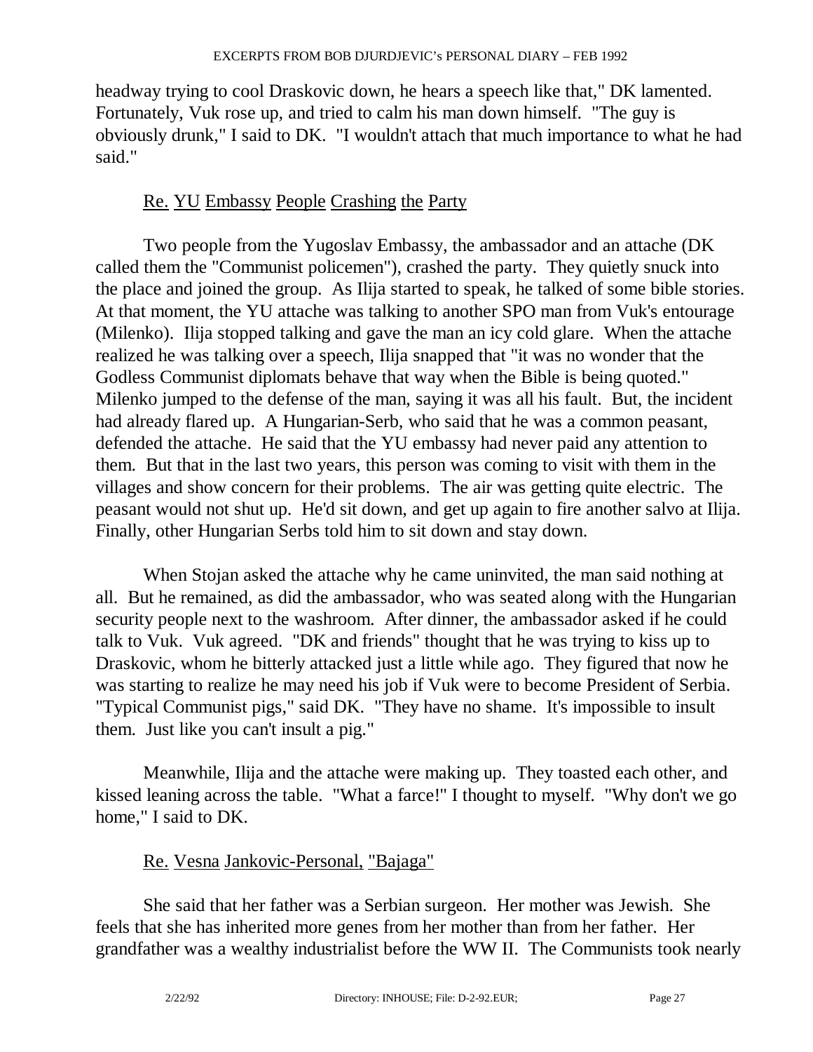headway trying to cool Draskovic down, he hears a speech like that," DK lamented. Fortunately, Vuk rose up, and tried to calm his man down himself. "The guy is obviously drunk," I said to DK. "I wouldn't attach that much importance to what he had said."

Re. YU Embassy People Crashing the Party

Two people from the Yugoslav Embassy, the ambassador and an attache (DK called them the "Communist policemen"), crashed the party. They quietly snuck into the place and joined the group. As Ilija started to speak, he talked of some bible stories. At that moment, the YU attache was talking to another SPO man from Vuk's entourage (Milenko). Ilija stopped talking and gave the man an icy cold glare. When the attache realized he was talking over a speech, Ilija snapped that "it was no wonder that the Godless Communist diplomats behave that way when the Bible is being quoted." Milenko jumped to the defense of the man, saying it was all his fault. But, the incident had already flared up. A Hungarian-Serb, who said that he was a common peasant, defended the attache. He said that the YU embassy had never paid any attention to them. But that in the last two years, this person was coming to visit with them in the villages and show concern for their problems. The air was getting quite electric. The peasant would not shut up. He'd sit down, and get up again to fire another salvo at Ilija. Finally, other Hungarian Serbs told him to sit down and stay down.

When Stojan asked the attache why he came uninvited, the man said nothing at all. But he remained, as did the ambassador, who was seated along with the Hungarian security people next to the washroom. After dinner, the ambassador asked if he could talk to Vuk. Vuk agreed. "DK and friends" thought that he was trying to kiss up to Draskovic, whom he bitterly attacked just a little while ago. They figured that now he was starting to realize he may need his job if Vuk were to become President of Serbia. "Typical Communist pigs," said DK. "They have no shame. It's impossible to insult them. Just like you can't insult a pig."

Meanwhile, Ilija and the attache were making up. They toasted each other, and kissed leaning across the table. "What a farce!" I thought to myself. "Why don't we go home," I said to DK.

Re. Vesna Jankovic-Personal, "Bajaga"

She said that her father was a Serbian surgeon. Her mother was Jewish. She feels that she has inherited more genes from her mother than from her father. Her grandfather was a wealthy industrialist before the WW II. The Communists took nearly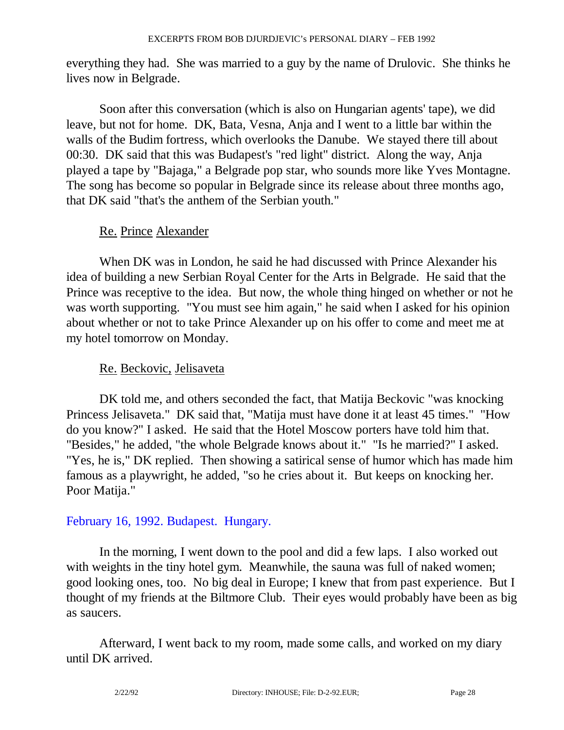everything they had. She was married to a guy by the name of Drulovic. She thinks he lives now in Belgrade.

Soon after this conversation (which is also on Hungarian agents' tape), we did leave, but not for home. DK, Bata, Vesna, Anja and I went to a little bar within the walls of the Budim fortress, which overlooks the Danube. We stayed there till about 00:30. DK said that this was Budapest's "red light" district. Along the way, Anja played a tape by "Bajaga," a Belgrade pop star, who sounds more like Yves Montagne. The song has become so popular in Belgrade since its release about three months ago, that DK said "that's the anthem of the Serbian youth."

Re. Prince Alexander

When DK was in London, he said he had discussed with Prince Alexander his idea of building a new Serbian Royal Center for the Arts in Belgrade. He said that the Prince was receptive to the idea. But now, the whole thing hinged on whether or not he was worth supporting. "You must see him again," he said when I asked for his opinion about whether or not to take Prince Alexander up on his offer to come and meet me at my hotel tomorrow on Monday.

Re. Beckovic, Jelisaveta

DK told me, and others seconded the fact, that Matija Beckovic "was knocking Princess Jelisaveta." DK said that, "Matija must have done it at least 45 times." "How do you know?" I asked. He said that the Hotel Moscow porters have told him that. "Besides," he added, "the whole Belgrade knows about it." "Is he married?" I asked. "Yes, he is," DK replied. Then showing a satirical sense of humor which has made him famous as a playwright, he added, "so he cries about it. But keeps on knocking her. Poor Matija."

February 16, 1992. Budapest. Hungary.

In the morning, I went down to the pool and did a few laps. I also worked out with weights in the tiny hotel gym. Meanwhile, the sauna was full of naked women; good looking ones, too. No big deal in Europe; I knew that from past experience. But I thought of my friends at the Biltmore Club. Their eyes would probably have been as big as saucers.

Afterward, I went back to my room, made some calls, and worked on my diary until DK arrived.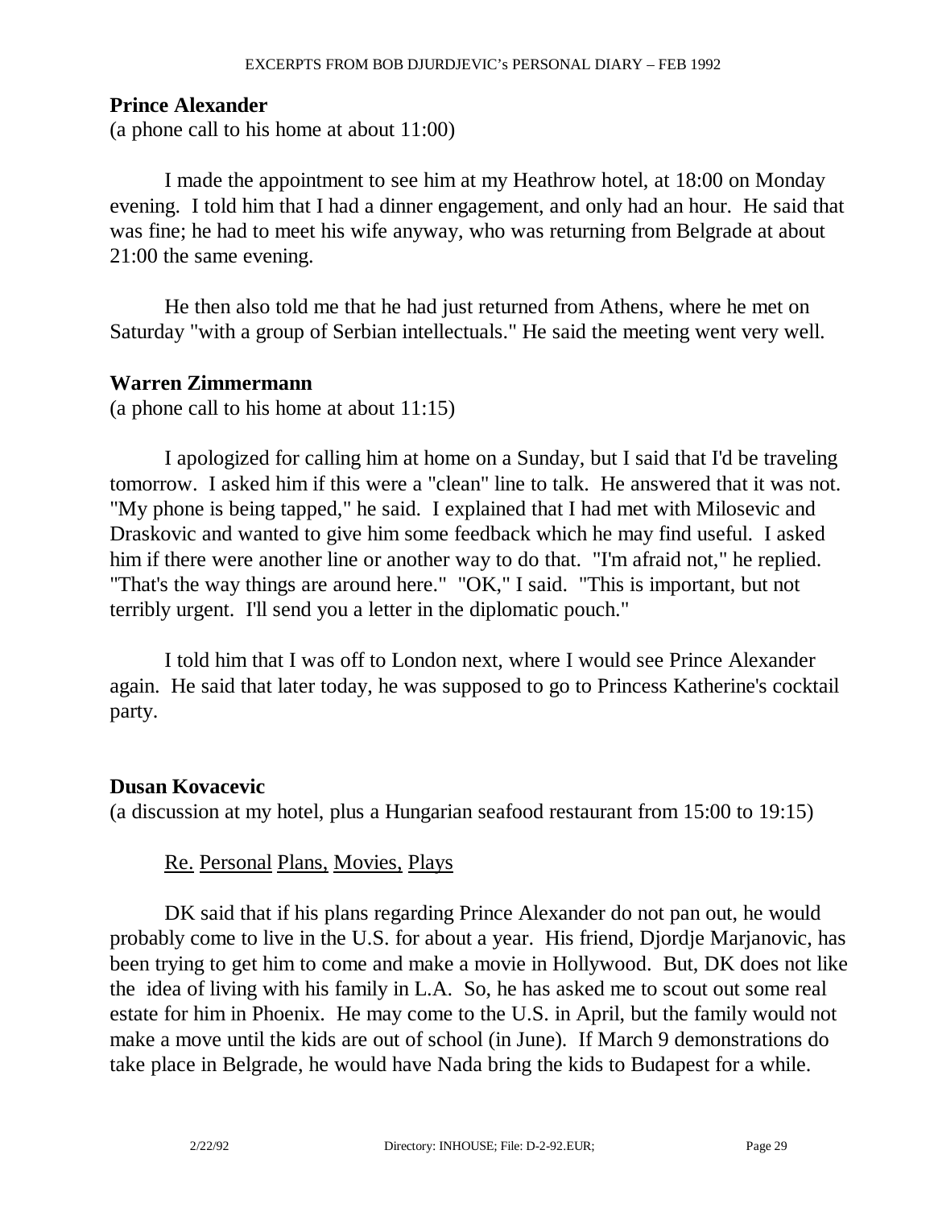**Prince Alexander**
(a phone call to his home at about 11:00)

I made the appointment to see him at my Heathrow hotel, at 18:00 on Monday evening. I told him that I had a dinner engagement, and only had an hour. He said that was fine; he had to meet his wife anyway, who was returning from Belgrade at about 21:00 the same evening.

He then also told me that he had just returned from Athens, where he met on Saturday "with a group of Serbian intellectuals." He said the meeting went very well.

**Warren Zimmermann**
(a phone call to his home at about 11:15)

I apologized for calling him at home on a Sunday, but I said that I'd be traveling tomorrow. I asked him if this were a "clean" line to talk. He answered that it was not. "My phone is being tapped," he said. I explained that I had met with Milosevic and Draskovic and wanted to give him some feedback which he may find useful. I asked him if there were another line or another way to do that. "I'm afraid not," he replied. "That's the way things are around here." "OK," I said. "This is important, but not terribly urgent. I'll send you a letter in the diplomatic pouch."

I told him that I was off to London next, where I would see Prince Alexander again. He said that later today, he was supposed to go to Princess Katherine's cocktail party.

**Dusan Kovacevic**
(a discussion at my hotel, plus a Hungarian seafood restaurant from 15:00 to 19:15)

Re. Personal Plans, Movies, Plays

DK said that if his plans regarding Prince Alexander do not pan out, he would probably come to live in the U.S. for about a year. His friend, Djordje Marjanovic, has been trying to get him to come and make a movie in Hollywood. But, DK does not like the idea of living with his family in L.A. So, he has asked me to scout out some real estate for him in Phoenix. He may come to the U.S. in April, but the family would not make a move until the kids are out of school (in June). If March 9 demonstrations do take place in Belgrade, he would have Nada bring the kids to Budapest for a while.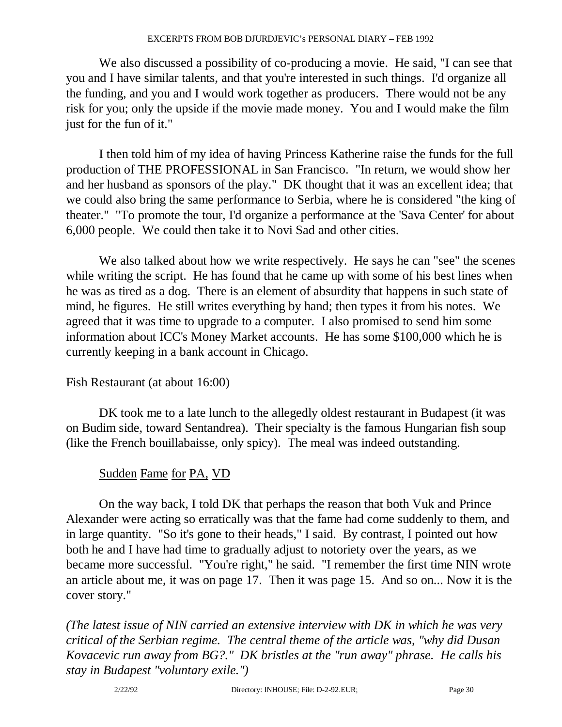We also discussed a possibility of co-producing a movie. He said, "I can see that you and I have similar talents, and that you're interested in such things. I'd organize all the funding, and you and I would work together as producers. There would not be any risk for you; only the upside if the movie made money. You and I would make the film just for the fun of it."

I then told him of my idea of having Princess Katherine raise the funds for the full production of THE PROFESSIONAL in San Francisco. "In return, we would show her and her husband as sponsors of the play." DK thought that it was an excellent idea; that we could also bring the same performance to Serbia, where he is considered "the king of theater." "To promote the tour, I'd organize a performance at the 'Sava Center' for about 6,000 people. We could then take it to Novi Sad and other cities.

We also talked about how we write respectively. He says he can "see" the scenes while writing the script. He has found that he came up with some of his best lines when he was as tired as a dog. There is an element of absurdity that happens in such state of mind, he figures. He still writes everything by hand; then types it from his notes. We agreed that it was time to upgrade to a computer. I also promised to send him some information about ICC's Money Market accounts. He has some $100,000 which he is currently keeping in a bank account in Chicago.

Fish Restaurant (at about 16:00)

DK took me to a late lunch to the allegedly oldest restaurant in Budapest (it was on Budim side, toward Sentandrea). Their specialty is the famous Hungarian fish soup (like the French bouillabaisse, only spicy). The meal was indeed outstanding.

Sudden Fame for PA, VD

On the way back, I told DK that perhaps the reason that both Vuk and Prince Alexander were acting so erratically was that the fame had come suddenly to them, and in large quantity. "So it's gone to their heads," I said. By contrast, I pointed out how both he and I have had time to gradually adjust to notoriety over the years, as we became more successful. "You're right," he said. "I remember the first time NIN wrote an article about me, it was on page 17. Then it was page 15. And so on... Now it is the cover story."

*(The latest issue of NIN carried an extensive interview with DK in which he was very critical of the Serbian regime. The central theme of the article was, "why did Dusan Kovacevic run away from BG?." DK bristles at the "run away" phrase. He calls his stay in Budapest "voluntary exile.")*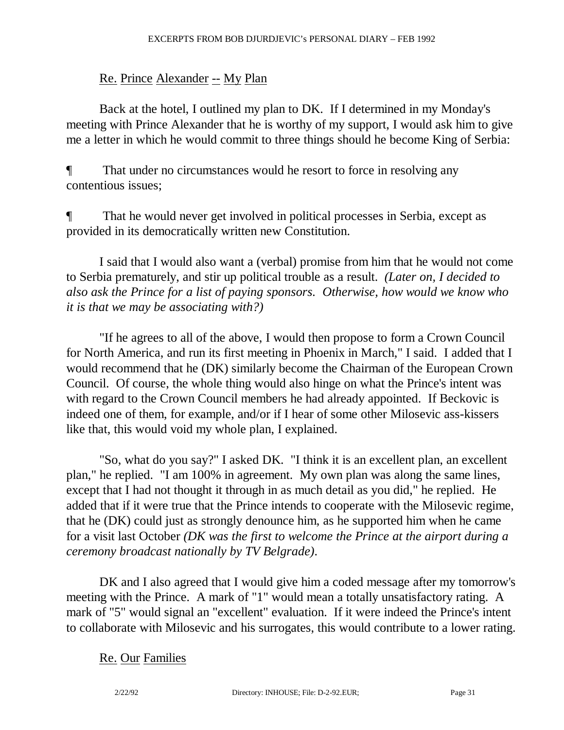Re. Prince Alexander -- My Plan

Back at the hotel, I outlined my plan to DK. If I determined in my Monday's meeting with Prince Alexander that he is worthy of my support, I would ask him to give me a letter in which he would commit to three things should he become King of Serbia:

¶ That under no circumstances would he resort to force in resolving any contentious issues;

¶ That he would never get involved in political processes in Serbia, except as provided in its democratically written new Constitution.

I said that I would also want a (verbal) promise from him that he would not come to Serbia prematurely, and stir up political trouble as a result. *(Later on, I decided to also ask the Prince for a list of paying sponsors. Otherwise, how would we know who it is that we may be associating with?)*

"If he agrees to all of the above, I would then propose to form a Crown Council for North America, and run its first meeting in Phoenix in March," I said. I added that I would recommend that he (DK) similarly become the Chairman of the European Crown Council. Of course, the whole thing would also hinge on what the Prince's intent was with regard to the Crown Council members he had already appointed. If Beckovic is indeed one of them, for example, and/or if I hear of some other Milosevic ass-kissers like that, this would void my whole plan, I explained.

"So, what do you say?" I asked DK. "I think it is an excellent plan, an excellent plan," he replied. "I am 100% in agreement. My own plan was along the same lines, except that I had not thought it through in as much detail as you did," he replied. He added that if it were true that the Prince intends to cooperate with the Milosevic regime, that he (DK) could just as strongly denounce him, as he supported him when he came for a visit last October *(DK was the first to welcome the Prince at the airport during a ceremony broadcast nationally by TV Belgrade)*.

DK and I also agreed that I would give him a coded message after my tomorrow's meeting with the Prince. A mark of "1" would mean a totally unsatisfactory rating. A mark of "5" would signal an "excellent" evaluation. If it were indeed the Prince's intent to collaborate with Milosevic and his surrogates, this would contribute to a lower rating.

Re. Our Families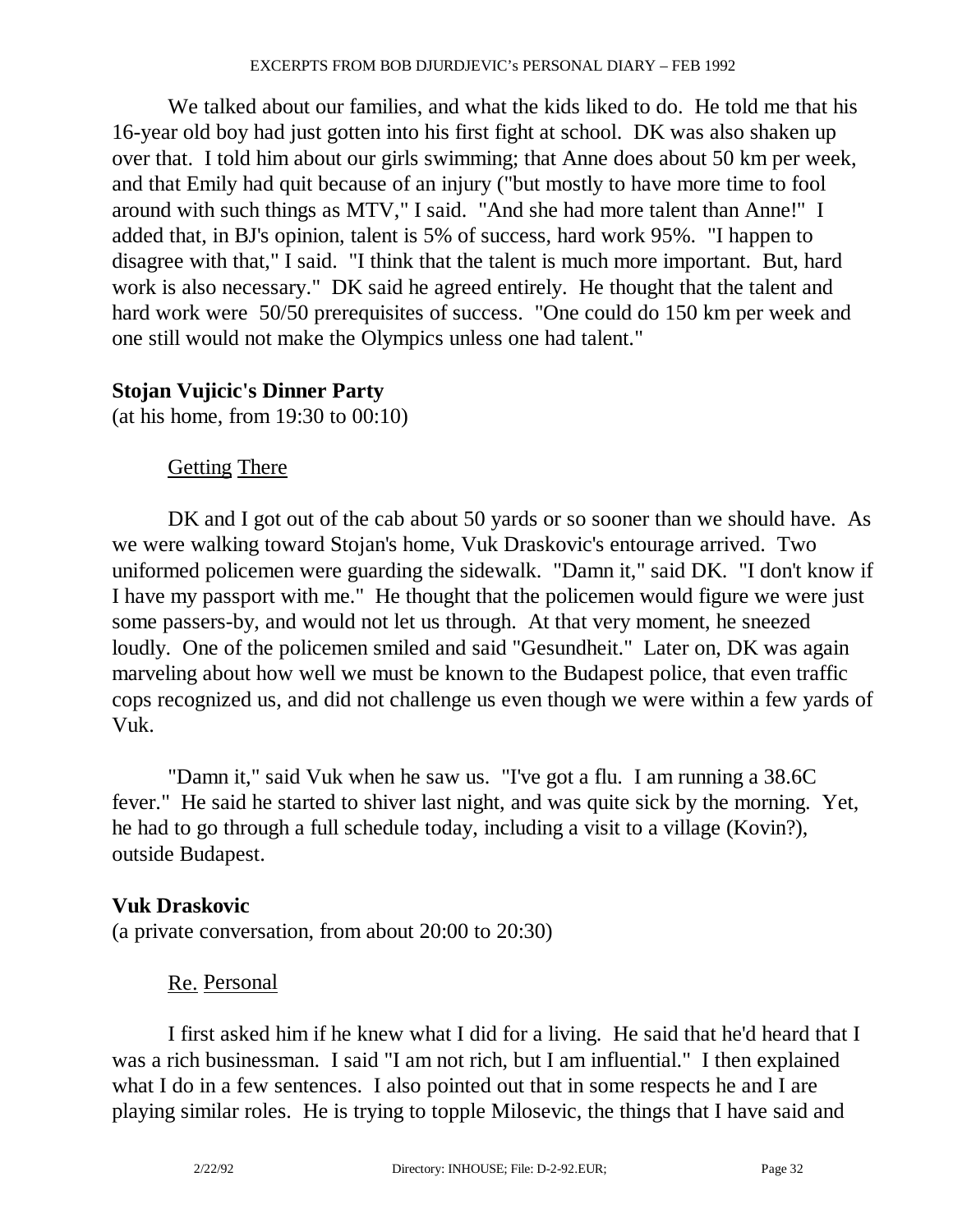We talked about our families, and what the kids liked to do. He told me that his 16-year old boy had just gotten into his first fight at school. DK was also shaken up over that. I told him about our girls swimming; that Anne does about 50 km per week, and that Emily had quit because of an injury ("but mostly to have more time to fool around with such things as MTV," I said. "And she had more talent than Anne!" I added that, in BJ's opinion, talent is 5% of success, hard work 95%. "I happen to disagree with that," I said. "I think that the talent is much more important. But, hard work is also necessary." DK said he agreed entirely. He thought that the talent and hard work were 50/50 prerequisites of success. "One could do 150 km per week and one still would not make the Olympics unless one had talent."

**Stojan Vujicic's Dinner Party**
(at his home, from 19:30 to 00:10)

Getting There

DK and I got out of the cab about 50 yards or so sooner than we should have. As we were walking toward Stojan's home, Vuk Draskovic's entourage arrived. Two uniformed policemen were guarding the sidewalk. "Damn it," said DK. "I don't know if I have my passport with me." He thought that the policemen would figure we were just some passers-by, and would not let us through. At that very moment, he sneezed loudly. One of the policemen smiled and said "Gesundheit." Later on, DK was again marveling about how well we must be known to the Budapest police, that even traffic cops recognized us, and did not challenge us even though we were within a few yards of Vuk.

"Damn it," said Vuk when he saw us. "I've got a flu. I am running a 38.6C fever." He said he started to shiver last night, and was quite sick by the morning. Yet, he had to go through a full schedule today, including a visit to a village (Kovin?), outside Budapest.

**Vuk Draskovic**
(a private conversation, from about 20:00 to 20:30)

Re. Personal

I first asked him if he knew what I did for a living. He said that he'd heard that I was a rich businessman. I said "I am not rich, but I am influential." I then explained what I do in a few sentences. I also pointed out that in some respects he and I are playing similar roles. He is trying to topple Milosevic, the things that I have said and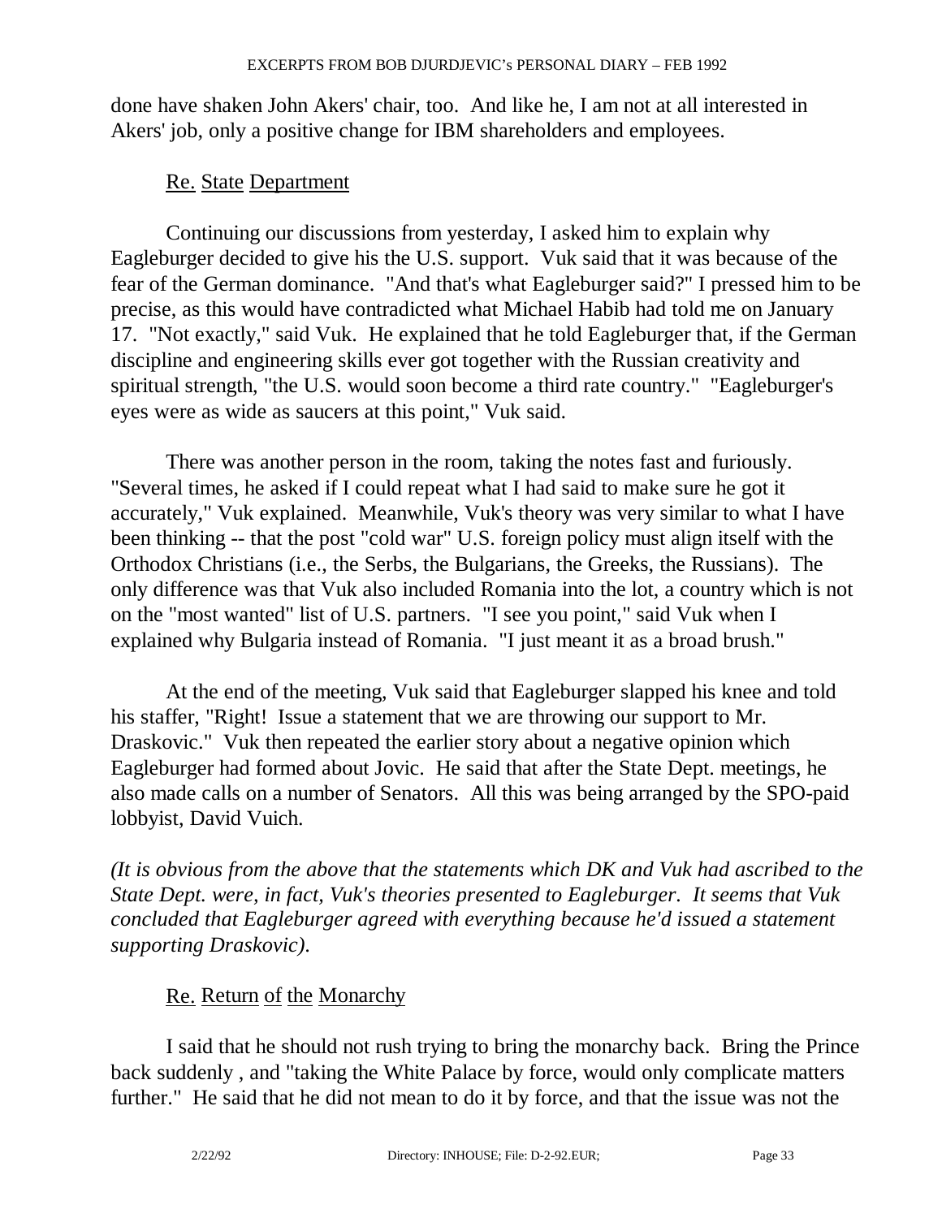done have shaken John Akers' chair, too. And like he, I am not at all interested in Akers' job, only a positive change for IBM shareholders and employees.

Re. State Department

Continuing our discussions from yesterday, I asked him to explain why Eagleburger decided to give his the U.S. support. Vuk said that it was because of the fear of the German dominance. "And that's what Eagleburger said?" I pressed him to be precise, as this would have contradicted what Michael Habib had told me on January 17. "Not exactly," said Vuk. He explained that he told Eagleburger that, if the German discipline and engineering skills ever got together with the Russian creativity and spiritual strength, "the U.S. would soon become a third rate country." "Eagleburger's eyes were as wide as saucers at this point," Vuk said.

There was another person in the room, taking the notes fast and furiously. "Several times, he asked if I could repeat what I had said to make sure he got it accurately," Vuk explained. Meanwhile, Vuk's theory was very similar to what I have been thinking -- that the post "cold war" U.S. foreign policy must align itself with the Orthodox Christians (i.e., the Serbs, the Bulgarians, the Greeks, the Russians). The only difference was that Vuk also included Romania into the lot, a country which is not on the "most wanted" list of U.S. partners. "I see you point," said Vuk when I explained why Bulgaria instead of Romania. "I just meant it as a broad brush."

At the end of the meeting, Vuk said that Eagleburger slapped his knee and told his staffer, "Right! Issue a statement that we are throwing our support to Mr. Draskovic." Vuk then repeated the earlier story about a negative opinion which Eagleburger had formed about Jovic. He said that after the State Dept. meetings, he also made calls on a number of Senators. All this was being arranged by the SPO-paid lobbyist, David Vuich.

*(It is obvious from the above that the statements which DK and Vuk had ascribed to the State Dept. were, in fact, Vuk's theories presented to Eagleburger. It seems that Vuk concluded that Eagleburger agreed with everything because he'd issued a statement supporting Draskovic).*

Re. Return of the Monarchy

I said that he should not rush trying to bring the monarchy back. Bring the Prince back suddenly , and "taking the White Palace by force, would only complicate matters further." He said that he did not mean to do it by force, and that the issue was not the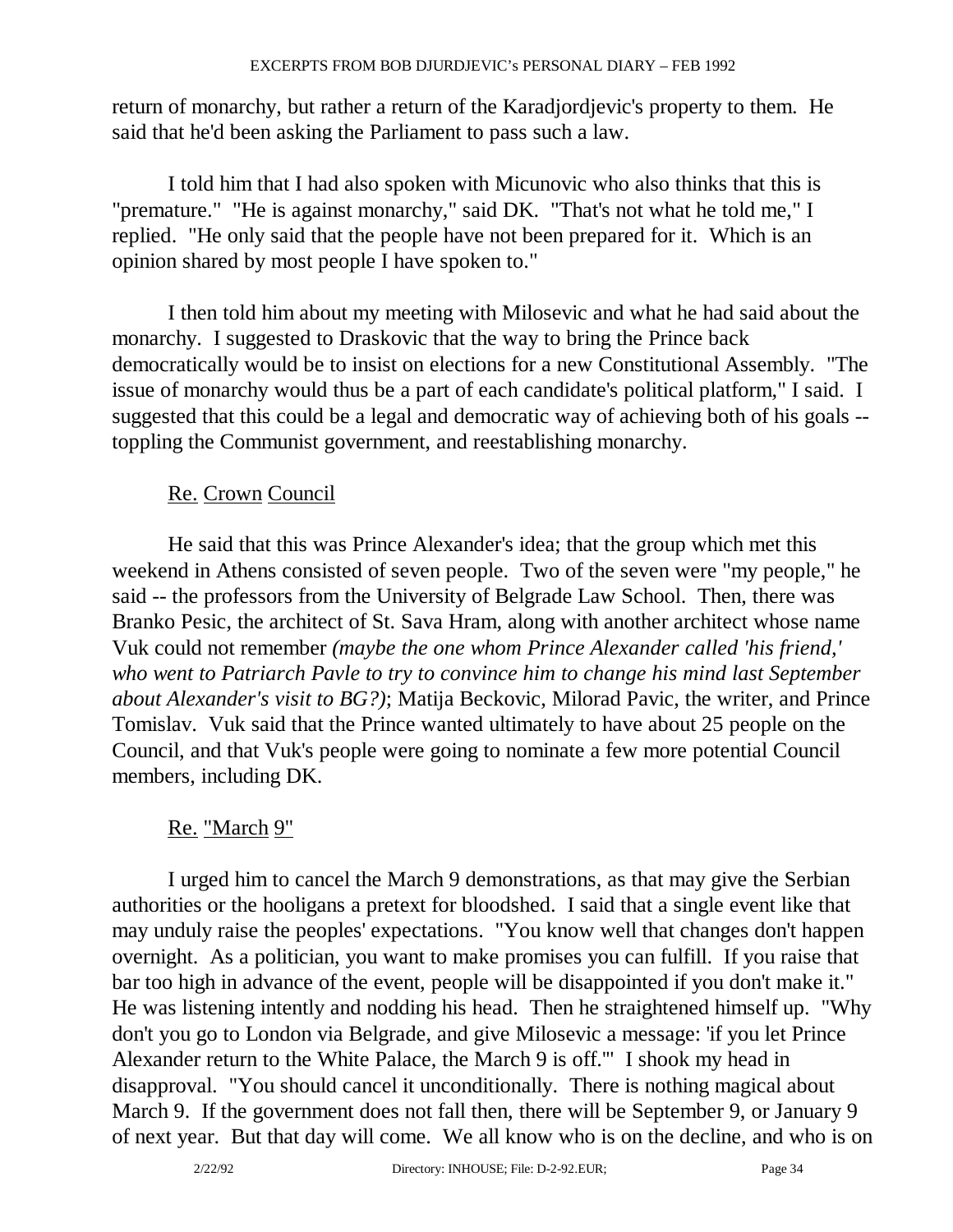return of monarchy, but rather a return of the Karadjordjevic's property to them. He said that he'd been asking the Parliament to pass such a law.

I told him that I had also spoken with Micunovic who also thinks that this is "premature." "He is against monarchy," said DK. "That's not what he told me," I replied. "He only said that the people have not been prepared for it. Which is an opinion shared by most people I have spoken to."

I then told him about my meeting with Milosevic and what he had said about the monarchy. I suggested to Draskovic that the way to bring the Prince back democratically would be to insist on elections for a new Constitutional Assembly. "The issue of monarchy would thus be a part of each candidate's political platform," I said. I suggested that this could be a legal and democratic way of achieving both of his goals -- toppling the Communist government, and reestablishing monarchy.

<u>Re.</u> <u>Crown</u> <u>Council</u>

He said that this was Prince Alexander's idea; that the group which met this weekend in Athens consisted of seven people. Two of the seven were "my people," he said -- the professors from the University of Belgrade Law School. Then, there was Branko Pesic, the architect of St. Sava Hram, along with another architect whose name Vuk could not remember *(maybe the one whom Prince Alexander called 'his friend,' who went to Patriarch Pavle to try to convince him to change his mind last September about Alexander's visit to BG?)*; Matija Beckovic, Milorad Pavic, the writer, and Prince Tomislav. Vuk said that the Prince wanted ultimately to have about 25 people on the Council, and that Vuk's people were going to nominate a few more potential Council members, including DK.

<u>Re.</u> <u>"March</u> <u>9"</u>

I urged him to cancel the March 9 demonstrations, as that may give the Serbian authorities or the hooligans a pretext for bloodshed. I said that a single event like that may unduly raise the peoples' expectations. "You know well that changes don't happen overnight. As a politician, you want to make promises you can fulfill. If you raise that bar too high in advance of the event, people will be disappointed if you don't make it." He was listening intently and nodding his head. Then he straightened himself up. "Why don't you go to London via Belgrade, and give Milosevic a message: 'if you let Prince Alexander return to the White Palace, the March 9 is off.'" I shook my head in disapproval. "You should cancel it unconditionally. There is nothing magical about March 9. If the government does not fall then, there will be September 9, or January 9 of next year. But that day will come. We all know who is on the decline, and who is on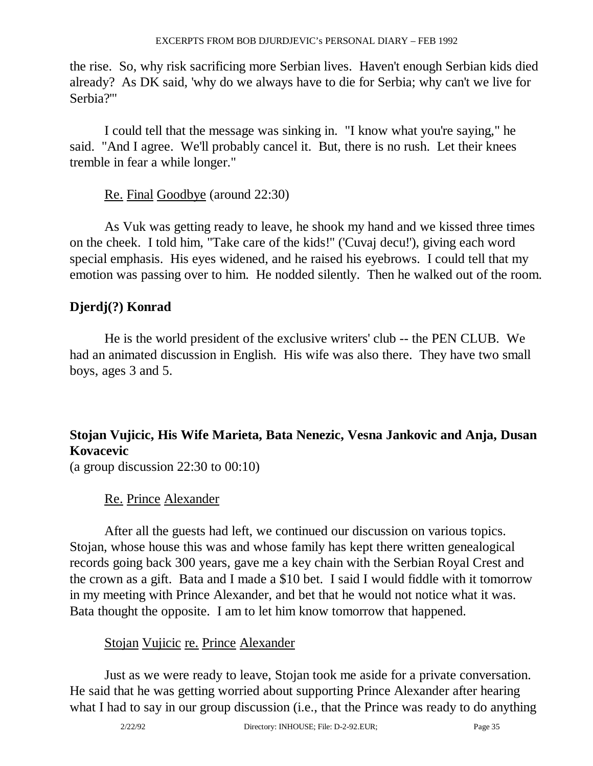the rise. So, why risk sacrificing more Serbian lives. Haven't enough Serbian kids died already? As DK said, 'why do we always have to die for Serbia; why can't we live for Serbia?'"

I could tell that the message was sinking in. "I know what you're saying," he said. "And I agree. We'll probably cancel it. But, there is no rush. Let their knees tremble in fear a while longer."

Re. Final Goodbye (around 22:30)

As Vuk was getting ready to leave, he shook my hand and we kissed three times on the cheek. I told him, "Take care of the kids!" ('Cuvaj decu!'), giving each word special emphasis. His eyes widened, and he raised his eyebrows. I could tell that my emotion was passing over to him. He nodded silently. Then he walked out of the room.

**Djerdj(?) Konrad**

He is the world president of the exclusive writers' club -- the PEN CLUB. We had an animated discussion in English. His wife was also there. They have two small boys, ages 3 and 5.

**Stojan Vujicic, His Wife Marieta, Bata Nenezic, Vesna Jankovic and Anja, Dusan Kovacevic**
(a group discussion 22:30 to 00:10)

Re. Prince Alexander

After all the guests had left, we continued our discussion on various topics. Stojan, whose house this was and whose family has kept there written genealogical records going back 300 years, gave me a key chain with the Serbian Royal Crest and the crown as a gift. Bata and I made a $10 bet. I said I would fiddle with it tomorrow in my meeting with Prince Alexander, and bet that he would not notice what it was. Bata thought the opposite. I am to let him know tomorrow that happened.

Stojan Vujicic re. Prince Alexander

Just as we were ready to leave, Stojan took me aside for a private conversation. He said that he was getting worried about supporting Prince Alexander after hearing what I had to say in our group discussion (i.e., that the Prince was ready to do anything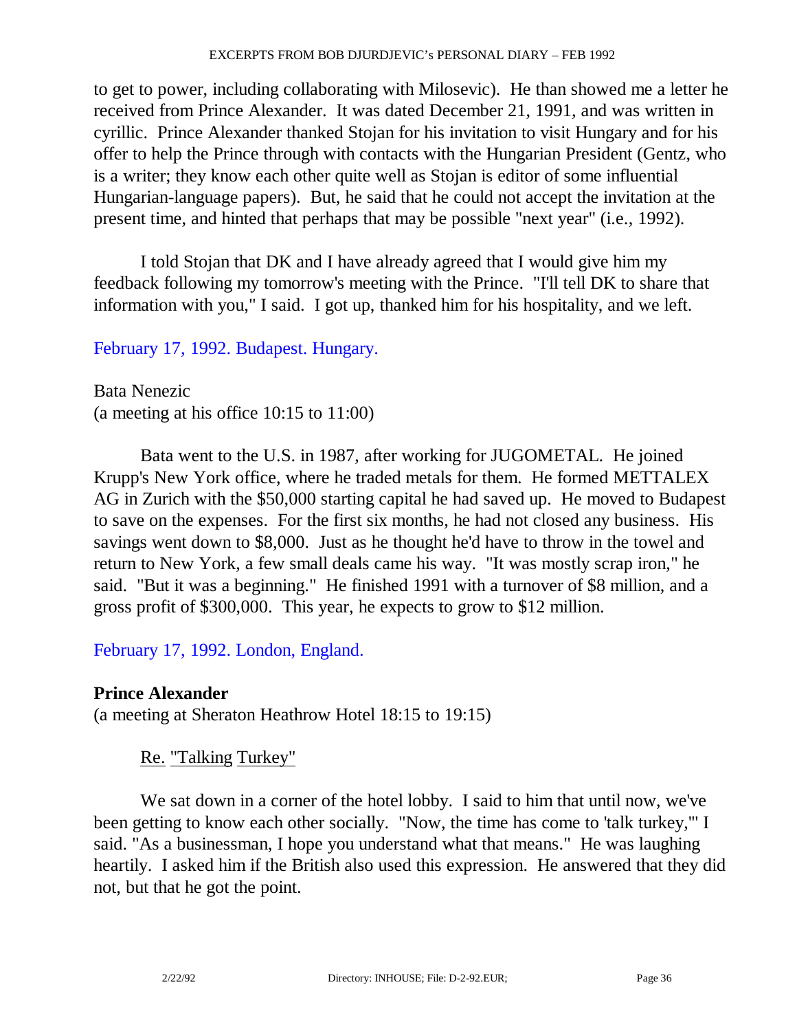to get to power, including collaborating with Milosevic). He than showed me a letter he received from Prince Alexander. It was dated December 21, 1991, and was written in cyrillic. Prince Alexander thanked Stojan for his invitation to visit Hungary and for his offer to help the Prince through with contacts with the Hungarian President (Gentz, who is a writer; they know each other quite well as Stojan is editor of some influential Hungarian-language papers). But, he said that he could not accept the invitation at the present time, and hinted that perhaps that may be possible "next year" (i.e., 1992).

I told Stojan that DK and I have already agreed that I would give him my feedback following my tomorrow's meeting with the Prince. "I'll tell DK to share that information with you," I said. I got up, thanked him for his hospitality, and we left.

February 17, 1992. Budapest. Hungary.

Bata Nenezic
(a meeting at his office 10:15 to 11:00)

Bata went to the U.S. in 1987, after working for JUGOMETAL. He joined Krupp's New York office, where he traded metals for them. He formed METTALEX AG in Zurich with the $50,000 starting capital he had saved up. He moved to Budapest to save on the expenses. For the first six months, he had not closed any business. His savings went down to $8,000. Just as he thought he'd have to throw in the towel and return to New York, a few small deals came his way. "It was mostly scrap iron," he said. "But it was a beginning." He finished 1991 with a turnover of $8 million, and a gross profit of $300,000. This year, he expects to grow to $12 million.

February 17, 1992. London, England.

**Prince Alexander**
(a meeting at Sheraton Heathrow Hotel 18:15 to 19:15)

Re. "Talking Turkey"

We sat down in a corner of the hotel lobby. I said to him that until now, we've been getting to know each other socially. "Now, the time has come to 'talk turkey,'" I said. "As a businessman, I hope you understand what that means." He was laughing heartily. I asked him if the British also used this expression. He answered that they did not, but that he got the point.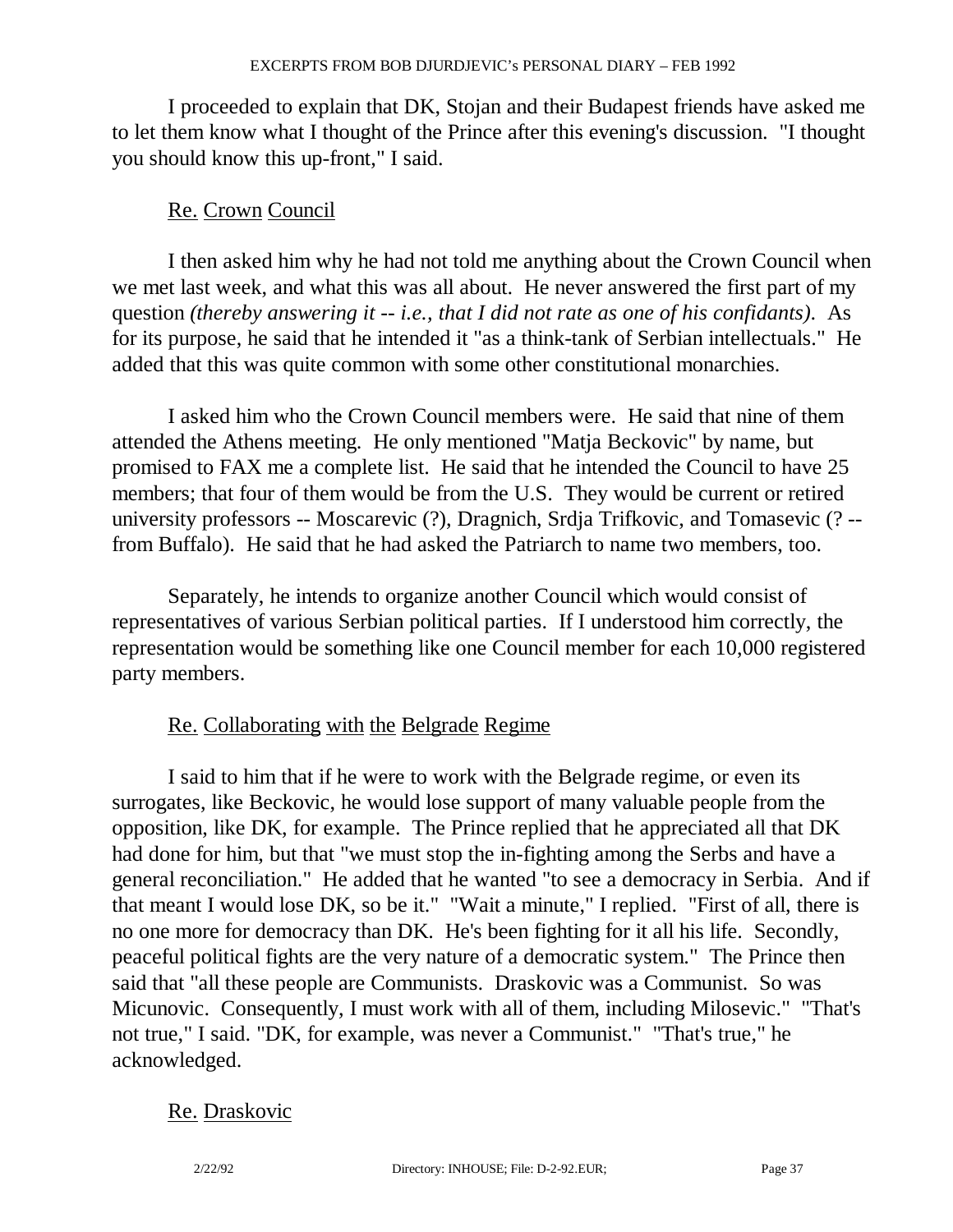I proceeded to explain that DK, Stojan and their Budapest friends have asked me to let them know what I thought of the Prince after this evening's discussion. "I thought you should know this up-front," I said.

Re. Crown Council

I then asked him why he had not told me anything about the Crown Council when we met last week, and what this was all about. He never answered the first part of my question *(thereby answering it -- i.e., that I did not rate as one of his confidants)*. As for its purpose, he said that he intended it "as a think-tank of Serbian intellectuals." He added that this was quite common with some other constitutional monarchies.

I asked him who the Crown Council members were. He said that nine of them attended the Athens meeting. He only mentioned "Matja Beckovic" by name, but promised to FAX me a complete list. He said that he intended the Council to have 25 members; that four of them would be from the U.S. They would be current or retired university professors -- Moscarevic (?), Dragnich, Srdja Trifkovic, and Tomasevic (? -- from Buffalo). He said that he had asked the Patriarch to name two members, too.

Separately, he intends to organize another Council which would consist of representatives of various Serbian political parties. If I understood him correctly, the representation would be something like one Council member for each 10,000 registered party members.

Re. Collaborating with the Belgrade Regime

I said to him that if he were to work with the Belgrade regime, or even its surrogates, like Beckovic, he would lose support of many valuable people from the opposition, like DK, for example. The Prince replied that he appreciated all that DK had done for him, but that "we must stop the in-fighting among the Serbs and have a general reconciliation." He added that he wanted "to see a democracy in Serbia. And if that meant I would lose DK, so be it." "Wait a minute," I replied. "First of all, there is no one more for democracy than DK. He's been fighting for it all his life. Secondly, peaceful political fights are the very nature of a democratic system." The Prince then said that "all these people are Communists. Draskovic was a Communist. So was Micunovic. Consequently, I must work with all of them, including Milosevic." "That's not true," I said. "DK, for example, was never a Communist." "That's true," he acknowledged.

Re. Draskovic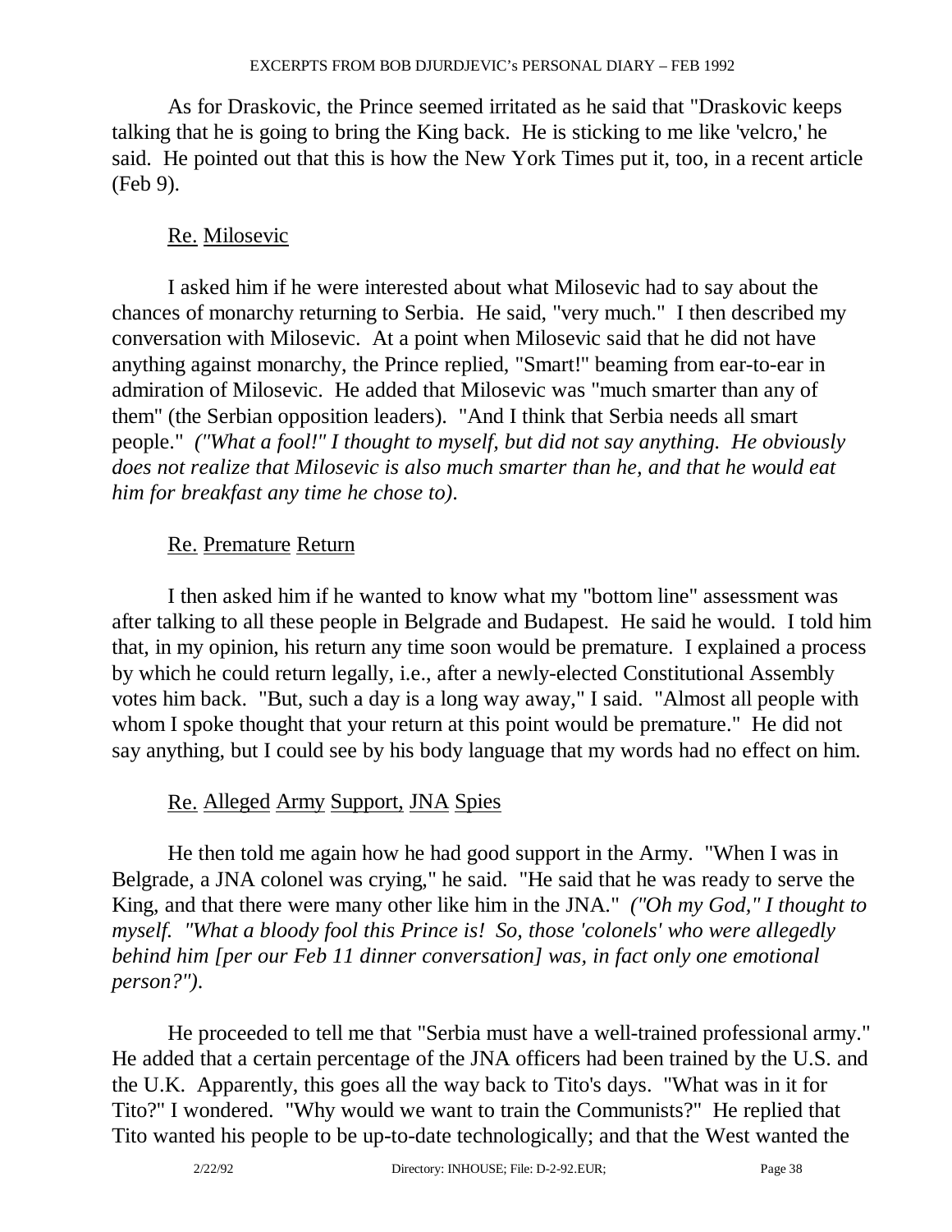As for Draskovic, the Prince seemed irritated as he said that "Draskovic keeps talking that he is going to bring the King back. He is sticking to me like 'velcro,' he said. He pointed out that this is how the New York Times put it, too, in a recent article (Feb 9).

## Re. Milosevic

I asked him if he were interested about what Milosevic had to say about the chances of monarchy returning to Serbia. He said, "very much." I then described my conversation with Milosevic. At a point when Milosevic said that he did not have anything against monarchy, the Prince replied, "Smart!" beaming from ear-to-ear in admiration of Milosevic. He added that Milosevic was "much smarter than any of them" (the Serbian opposition leaders). "And I think that Serbia needs all smart people." *("What a fool!" I thought to myself, but did not say anything. He obviously does not realize that Milosevic is also much smarter than he, and that he would eat him for breakfast any time he chose to).*

## Re. Premature Return

I then asked him if he wanted to know what my "bottom line" assessment was after talking to all these people in Belgrade and Budapest. He said he would. I told him that, in my opinion, his return any time soon would be premature. I explained a process by which he could return legally, i.e., after a newly-elected Constitutional Assembly votes him back. "But, such a day is a long way away," I said. "Almost all people with whom I spoke thought that your return at this point would be premature." He did not say anything, but I could see by his body language that my words had no effect on him.

## Re. Alleged Army Support, JNA Spies

He then told me again how he had good support in the Army. "When I was in Belgrade, a JNA colonel was crying," he said. "He said that he was ready to serve the King, and that there were many other like him in the JNA." *("Oh my God," I thought to myself. "What a bloody fool this Prince is! So, those 'colonels' who were allegedly behind him [per our Feb 11 dinner conversation] was, in fact only one emotional person?").*

He proceeded to tell me that "Serbia must have a well-trained professional army." He added that a certain percentage of the JNA officers had been trained by the U.S. and the U.K. Apparently, this goes all the way back to Tito's days. "What was in it for Tito?" I wondered. "Why would we want to train the Communists?" He replied that Tito wanted his people to be up-to-date technologically; and that the West wanted the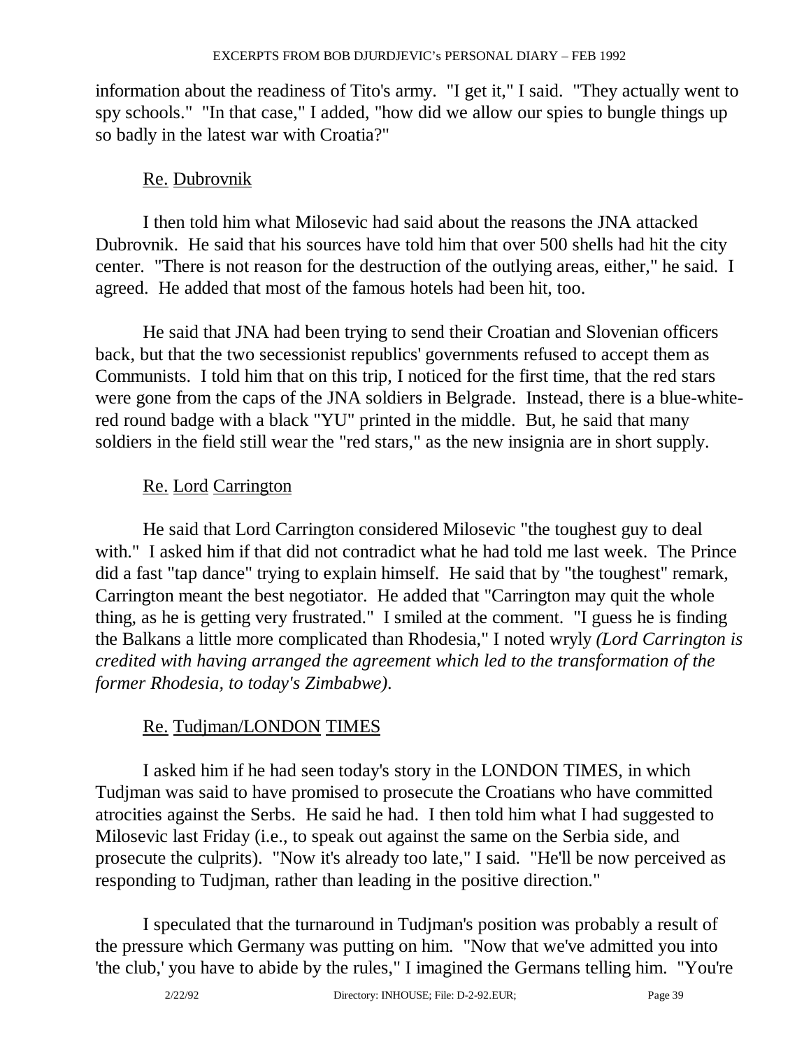information about the readiness of Tito's army. "I get it," I said. "They actually went to spy schools." "In that case," I added, "how did we allow our spies to bungle things up so badly in the latest war with Croatia?"

Re. Dubrovnik

I then told him what Milosevic had said about the reasons the JNA attacked Dubrovnik. He said that his sources have told him that over 500 shells had hit the city center. "There is not reason for the destruction of the outlying areas, either," he said. I agreed. He added that most of the famous hotels had been hit, too.

He said that JNA had been trying to send their Croatian and Slovenian officers back, but that the two secessionist republics' governments refused to accept them as Communists. I told him that on this trip, I noticed for the first time, that the red stars were gone from the caps of the JNA soldiers in Belgrade. Instead, there is a blue-white-red round badge with a black "YU" printed in the middle. But, he said that many soldiers in the field still wear the "red stars," as the new insignia are in short supply.

Re. Lord Carrington

He said that Lord Carrington considered Milosevic "the toughest guy to deal with." I asked him if that did not contradict what he had told me last week. The Prince did a fast "tap dance" trying to explain himself. He said that by "the toughest" remark, Carrington meant the best negotiator. He added that "Carrington may quit the whole thing, as he is getting very frustrated." I smiled at the comment. "I guess he is finding the Balkans a little more complicated than Rhodesia," I noted wryly *(Lord Carrington is credited with having arranged the agreement which led to the transformation of the former Rhodesia, to today's Zimbabwe).*

Re. Tudjman/LONDON TIMES

I asked him if he had seen today's story in the LONDON TIMES, in which Tudjman was said to have promised to prosecute the Croatians who have committed atrocities against the Serbs. He said he had. I then told him what I had suggested to Milosevic last Friday (i.e., to speak out against the same on the Serbia side, and prosecute the culprits). "Now it's already too late," I said. "He'll be now perceived as responding to Tudjman, rather than leading in the positive direction."

I speculated that the turnaround in Tudjman's position was probably a result of the pressure which Germany was putting on him. "Now that we've admitted you into 'the club,' you have to abide by the rules," I imagined the Germans telling him. "You're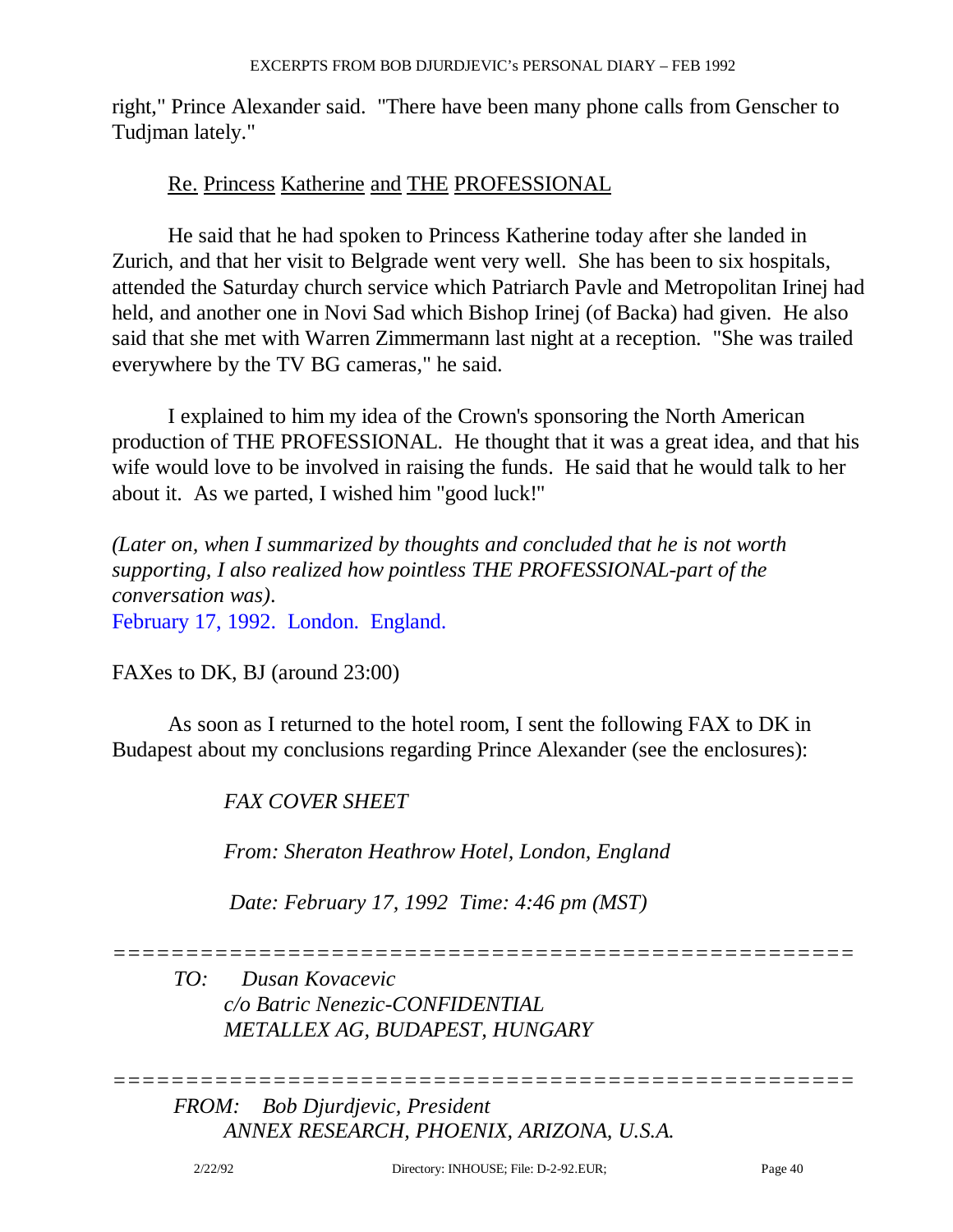right," Prince Alexander said. "There have been many phone calls from Genscher to Tudjman lately."

Re. Princess Katherine and THE PROFESSIONAL

He said that he had spoken to Princess Katherine today after she landed in Zurich, and that her visit to Belgrade went very well. She has been to six hospitals, attended the Saturday church service which Patriarch Pavle and Metropolitan Irinej had held, and another one in Novi Sad which Bishop Irinej (of Backa) had given. He also said that she met with Warren Zimmermann last night at a reception. "She was trailed everywhere by the TV BG cameras," he said.

I explained to him my idea of the Crown's sponsoring the North American production of THE PROFESSIONAL. He thought that it was a great idea, and that his wife would love to be involved in raising the funds. He said that he would talk to her about it. As we parted, I wished him "good luck!"

*(Later on, when I summarized by thoughts and concluded that he is not worth supporting, I also realized how pointless THE PROFESSIONAL-part of the conversation was).*

February 17, 1992. London. England.

FAXes to DK, BJ (around 23:00)

As soon as I returned to the hotel room, I sent the following FAX to DK in Budapest about my conclusions regarding Prince Alexander (see the enclosures):

*FAX COVER SHEET*

*From: Sheraton Heathrow Hotel, London, England*

*Date: February 17, 1992 Time: 4:46 pm (MST)*

==================================================

*TO: Dusan Kovacevic*
*c/o Batric Nenezic-CONFIDENTIAL*
*METALLEX AG, BUDAPEST, HUNGARY*

==================================================

*FROM: Bob Djurdjevic, President*
*ANNEX RESEARCH, PHOENIX, ARIZONA, U.S.A.*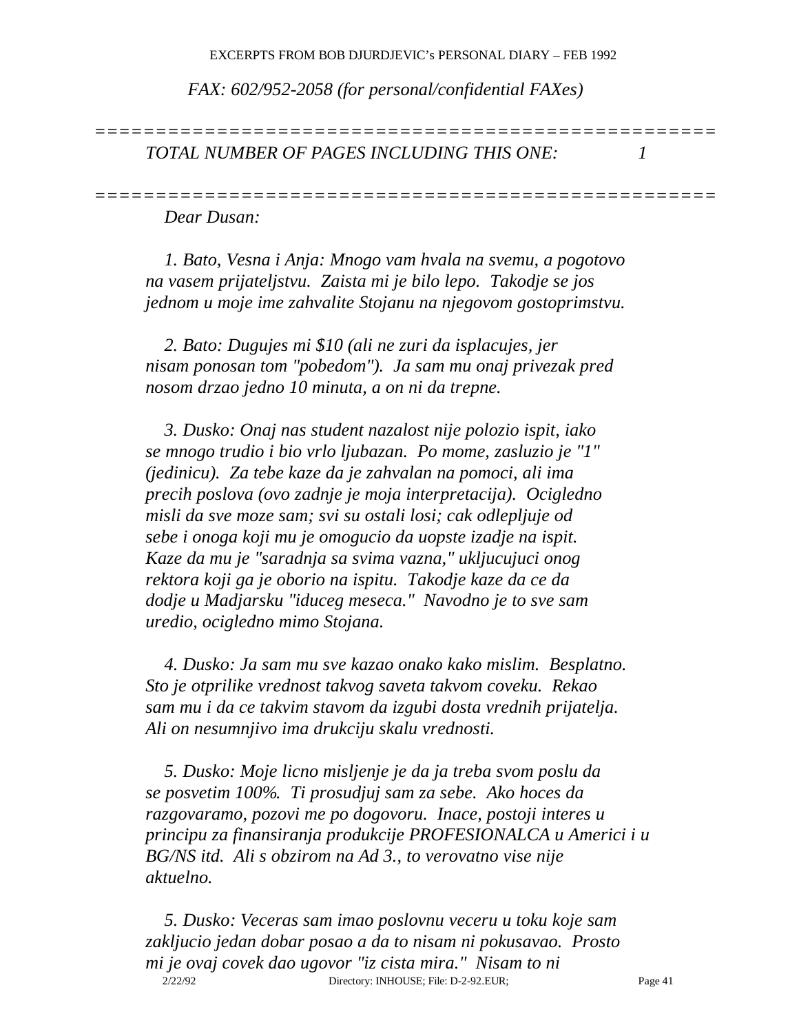EXCERPTS FROM BOB DJURDJEVIC's PERSONAL DIARY – FEB 1992

*FAX: 602/952-2058 (for personal/confidential FAXes)*

=====================================================

*TOTAL NUMBER OF PAGES INCLUDING THIS ONE: 1*

=====================================================

*Dear Dusan:*

*1. Bato, Vesna i Anja: Mnogo vam hvala na svemu, a pogotovo na vasem prijateljstvu. Zaista mi je bilo lepo. Takodje se jos jednom u moje ime zahvalite Stojanu na njegovom gostoprimstvu.*

*2. Bato: Dugujes mi $10 (ali ne zuri da isplacujes, jer nisam ponosan tom "pobedom"). Ja sam mu onaj privezak pred nosom drzao jedno 10 minuta, a on ni da trepne.*

*3. Dusko: Onaj nas student nazalost nije polozio ispit, iako se mnogo trudio i bio vrlo ljubazan. Po mome, zasluzio je "1" (jedinicu). Za tebe kaze da je zahvalan na pomoci, ali ima precih poslova (ovo zadnje je moja interpretacija). Ocigledno misli da sve moze sam; svi su ostali losi; cak odlepljuje od sebe i onoga koji mu je omogucio da uopste izadje na ispit. Kaze da mu je "saradnja sa svima vazna," ukljucujuci onog rektora koji ga je oborio na ispitu. Takodje kaze da ce da dodje u Madjarsku "iduceg meseca." Navodno je to sve sam uredio, ocigledno mimo Stojana.*

*4. Dusko: Ja sam mu sve kazao onako kako mislim. Besplatno. Sto je otprilike vrednost takvog saveta takvom coveku. Rekao sam mu i da ce takvim stavom da izgubi dosta vrednih prijatelja. Ali on nesumnjivo ima drukciju skalu vrednosti.*

*5. Dusko: Moje licno misljenje je da ja treba svom poslu da se posvetim 100%. Ti prosudjuj sam za sebe. Ako hoces da razgovaramo, pozovi me po dogovoru. Inace, postoji interes u principu za finansiranja produkcije PROFESIONALCA u Americi i u BG/NS itd. Ali s obzirom na Ad 3., to verovatno vise nije aktuelno.*

*5. Dusko: Veceras sam imao poslovnu veceru u toku koje sam zakljucio jedan dobar posao a da to nisam ni pokusavao. Prosto mi je ovaj covek dao ugovor "iz cista mira." Nisam to ni*

2/22/92 Directory: INHOUSE; File: D-2-92.EUR;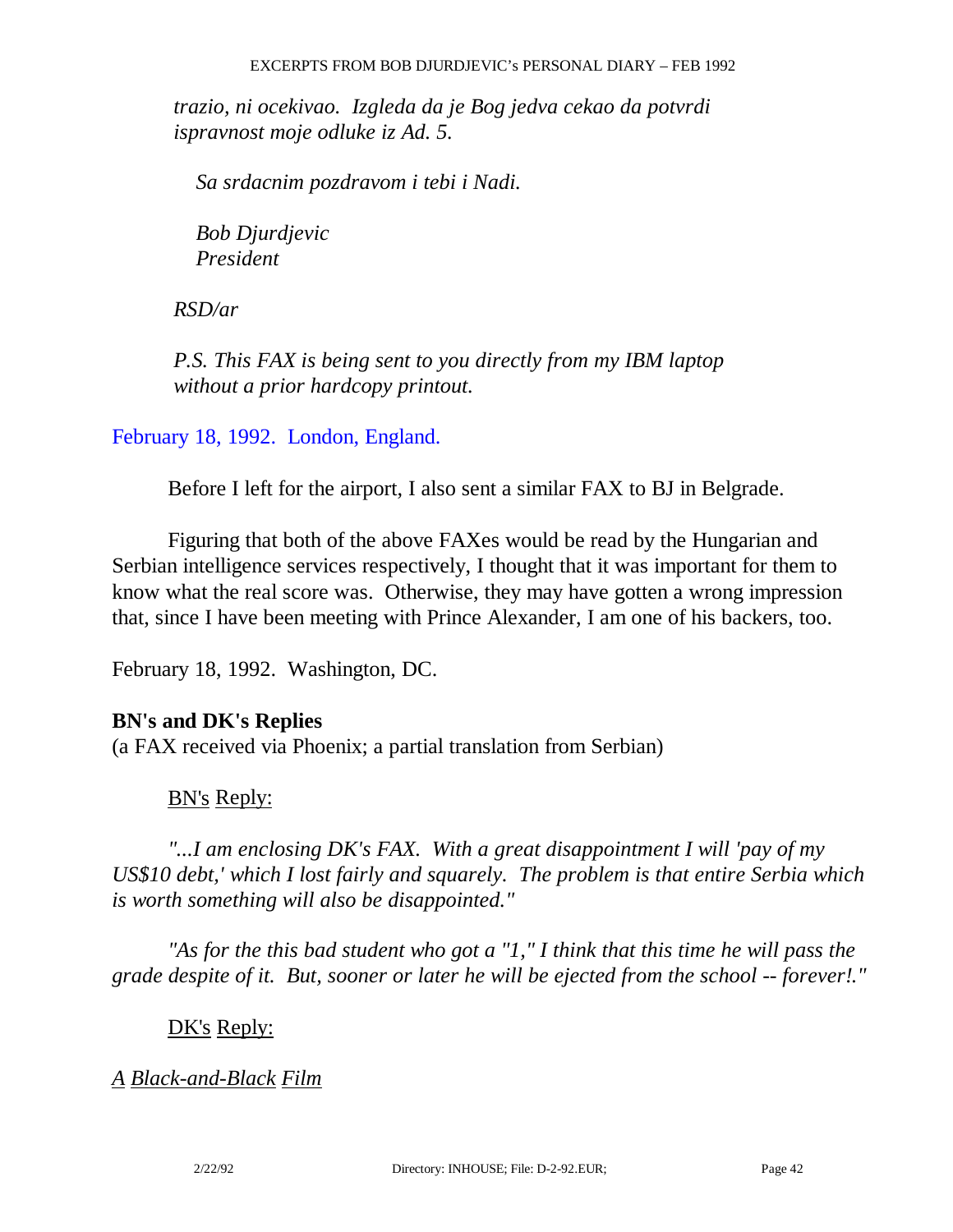*trazio, ni ocekivao. Izgleda da je Bog jedva cekao da potvrdi ispravnost moje odluke iz Ad. 5.*

*Sa srdacnim pozdravom i tebi i Nadi.*

*Bob Djurdjevic*
*President*

*RSD/ar*

*P.S. This FAX is being sent to you directly from my IBM laptop without a prior hardcopy printout.*

February 18, 1992. London, England.

Before I left for the airport, I also sent a similar FAX to BJ in Belgrade.

Figuring that both of the above FAXes would be read by the Hungarian and Serbian intelligence services respectively, I thought that it was important for them to know what the real score was. Otherwise, they may have gotten a wrong impression that, since I have been meeting with Prince Alexander, I am one of his backers, too.

February 18, 1992. Washington, DC.

**BN's and DK's Replies**
(a FAX received via Phoenix; a partial translation from Serbian)

BN's Reply:

*"...I am enclosing DK's FAX. With a great disappointment I will 'pay of my US$10 debt,' which I lost fairly and squarely. The problem is that entire Serbia which is worth something will also be disappointed."*

*"As for the this bad student who got a "1," I think that this time he will pass the grade despite of it. But, sooner or later he will be ejected from the school -- forever!."*

DK's Reply:

*A Black-and-Black Film*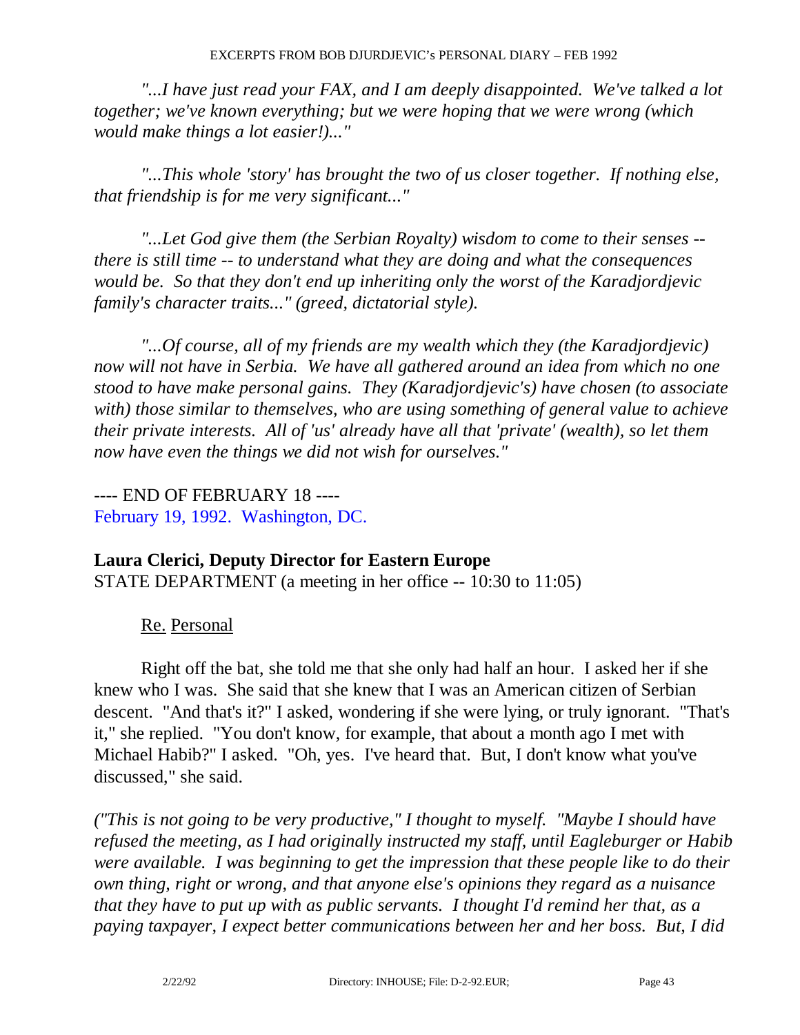*"...I have just read your FAX, and I am deeply disappointed. We've talked a lot together; we've known everything; but we were hoping that we were wrong (which would make things a lot easier!)..."*

*"...This whole 'story' has brought the two of us closer together. If nothing else, that friendship is for me very significant..."*

*"...Let God give them (the Serbian Royalty) wisdom to come to their senses -- there is still time -- to understand what they are doing and what the consequences would be. So that they don't end up inheriting only the worst of the Karadjordjevic family's character traits..." (greed, dictatorial style).*

*"...Of course, all of my friends are my wealth which they (the Karadjordjevic) now will not have in Serbia. We have all gathered around an idea from which no one stood to have make personal gains. They (Karadjordjevic's) have chosen (to associate with) those similar to themselves, who are using something of general value to achieve their private interests. All of 'us' already have all that 'private' (wealth), so let them now have even the things we did not wish for ourselves."*

---- END OF FEBRUARY 18 ----
February 19, 1992. Washington, DC.

**Laura Clerici, Deputy Director for Eastern Europe**
STATE DEPARTMENT (a meeting in her office -- 10:30 to 11:05)

Re. Personal

Right off the bat, she told me that she only had half an hour. I asked her if she knew who I was. She said that she knew that I was an American citizen of Serbian descent. "And that's it?" I asked, wondering if she were lying, or truly ignorant. "That's it," she replied. "You don't know, for example, that about a month ago I met with Michael Habib?" I asked. "Oh, yes. I've heard that. But, I don't know what you've discussed," she said.

*("This is not going to be very productive," I thought to myself. "Maybe I should have refused the meeting, as I had originally instructed my staff, until Eagleburger or Habib were available. I was beginning to get the impression that these people like to do their own thing, right or wrong, and that anyone else's opinions they regard as a nuisance that they have to put up with as public servants. I thought I'd remind her that, as a paying taxpayer, I expect better communications between her and her boss. But, I did*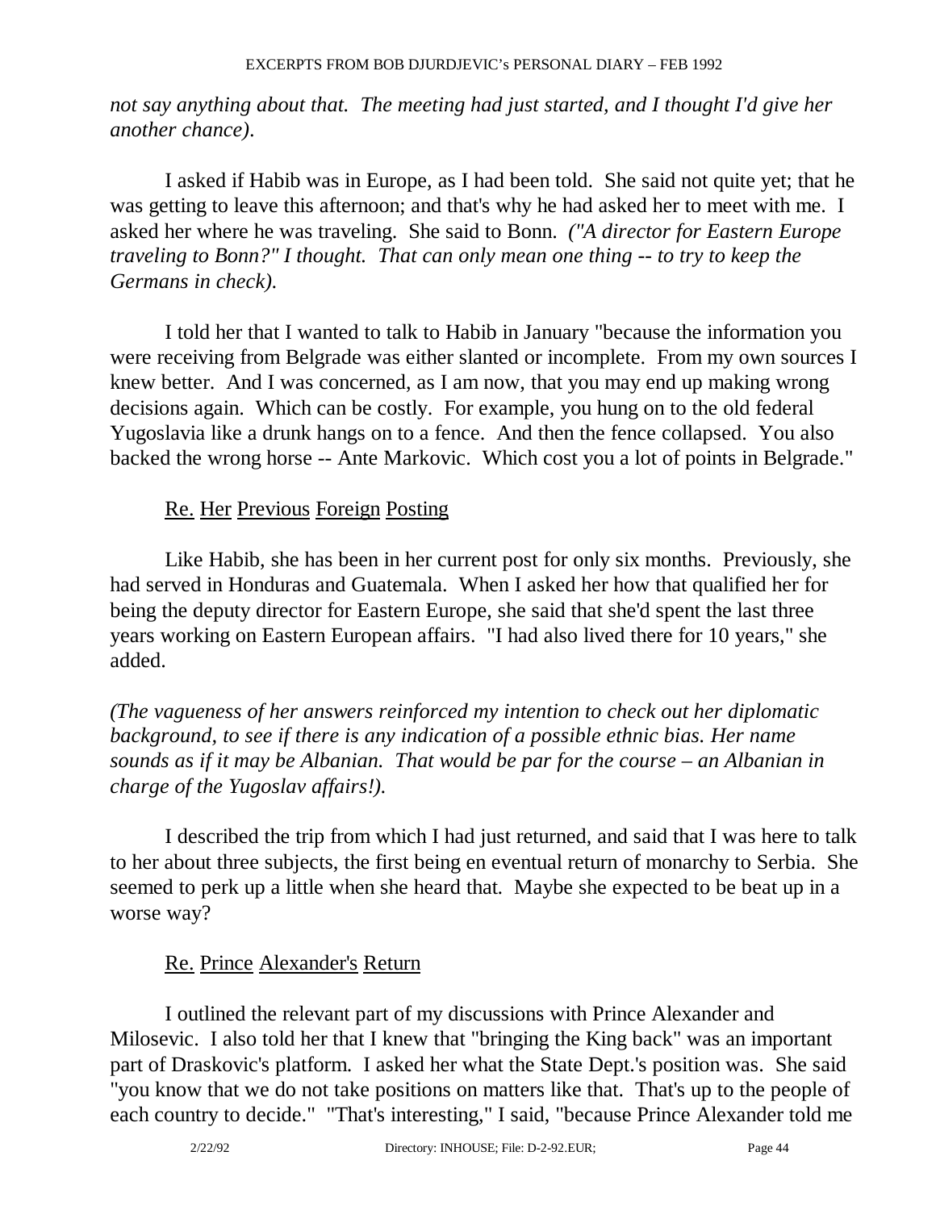*not say anything about that. The meeting had just started, and I thought I'd give her another chance).*

I asked if Habib was in Europe, as I had been told. She said not quite yet; that he was getting to leave this afternoon; and that's why he had asked her to meet with me. I asked her where he was traveling. She said to Bonn. *("A director for Eastern Europe traveling to Bonn?" I thought. That can only mean one thing -- to try to keep the Germans in check).*

I told her that I wanted to talk to Habib in January "because the information you were receiving from Belgrade was either slanted or incomplete. From my own sources I knew better. And I was concerned, as I am now, that you may end up making wrong decisions again. Which can be costly. For example, you hung on to the old federal Yugoslavia like a drunk hangs on to a fence. And then the fence collapsed. You also backed the wrong horse -- Ante Markovic. Which cost you a lot of points in Belgrade."

Re. Her Previous Foreign Posting

Like Habib, she has been in her current post for only six months. Previously, she had served in Honduras and Guatemala. When I asked her how that qualified her for being the deputy director for Eastern Europe, she said that she'd spent the last three years working on Eastern European affairs. "I had also lived there for 10 years," she added.

*(The vagueness of her answers reinforced my intention to check out her diplomatic background, to see if there is any indication of a possible ethnic bias. Her name sounds as if it may be Albanian. That would be par for the course – an Albanian in charge of the Yugoslav affairs!).*

I described the trip from which I had just returned, and said that I was here to talk to her about three subjects, the first being en eventual return of monarchy to Serbia. She seemed to perk up a little when she heard that. Maybe she expected to be beat up in a worse way?

Re. Prince Alexander's Return

I outlined the relevant part of my discussions with Prince Alexander and Milosevic. I also told her that I knew that "bringing the King back" was an important part of Draskovic's platform. I asked her what the State Dept.'s position was. She said "you know that we do not take positions on matters like that. That's up to the people of each country to decide." "That's interesting," I said, "because Prince Alexander told me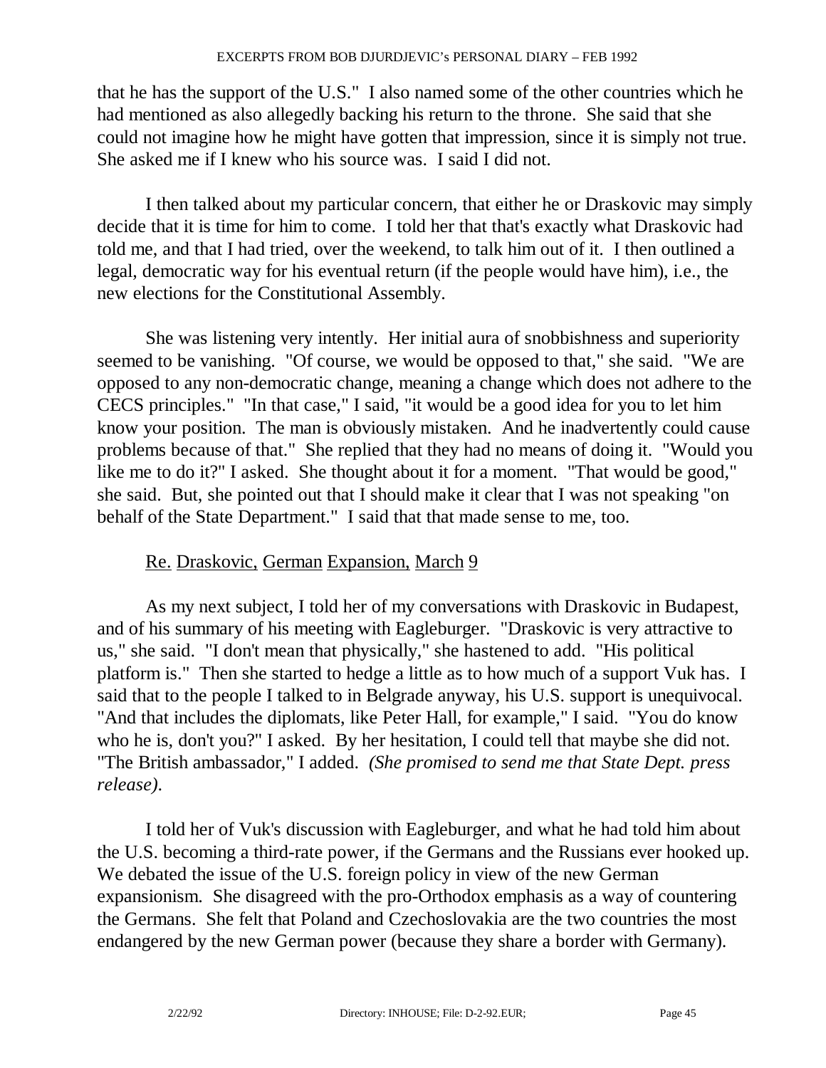that he has the support of the U.S." I also named some of the other countries which he had mentioned as also allegedly backing his return to the throne. She said that she could not imagine how he might have gotten that impression, since it is simply not true. She asked me if I knew who his source was. I said I did not.

I then talked about my particular concern, that either he or Draskovic may simply decide that it is time for him to come. I told her that that's exactly what Draskovic had told me, and that I had tried, over the weekend, to talk him out of it. I then outlined a legal, democratic way for his eventual return (if the people would have him), i.e., the new elections for the Constitutional Assembly.

She was listening very intently. Her initial aura of snobbishness and superiority seemed to be vanishing. "Of course, we would be opposed to that," she said. "We are opposed to any non-democratic change, meaning a change which does not adhere to the CECS principles." "In that case," I said, "it would be a good idea for you to let him know your position. The man is obviously mistaken. And he inadvertently could cause problems because of that." She replied that they had no means of doing it. "Would you like me to do it?" I asked. She thought about it for a moment. "That would be good," she said. But, she pointed out that I should make it clear that I was not speaking "on behalf of the State Department." I said that that made sense to me, too.

Re. Draskovic, German Expansion, March 9

As my next subject, I told her of my conversations with Draskovic in Budapest, and of his summary of his meeting with Eagleburger. "Draskovic is very attractive to us," she said. "I don't mean that physically," she hastened to add. "His political platform is." Then she started to hedge a little as to how much of a support Vuk has. I said that to the people I talked to in Belgrade anyway, his U.S. support is unequivocal. "And that includes the diplomats, like Peter Hall, for example," I said. "You do know who he is, don't you?" I asked. By her hesitation, I could tell that maybe she did not. "The British ambassador," I added. *(She promised to send me that State Dept. press release).*

I told her of Vuk's discussion with Eagleburger, and what he had told him about the U.S. becoming a third-rate power, if the Germans and the Russians ever hooked up. We debated the issue of the U.S. foreign policy in view of the new German expansionism. She disagreed with the pro-Orthodox emphasis as a way of countering the Germans. She felt that Poland and Czechoslovakia are the two countries the most endangered by the new German power (because they share a border with Germany).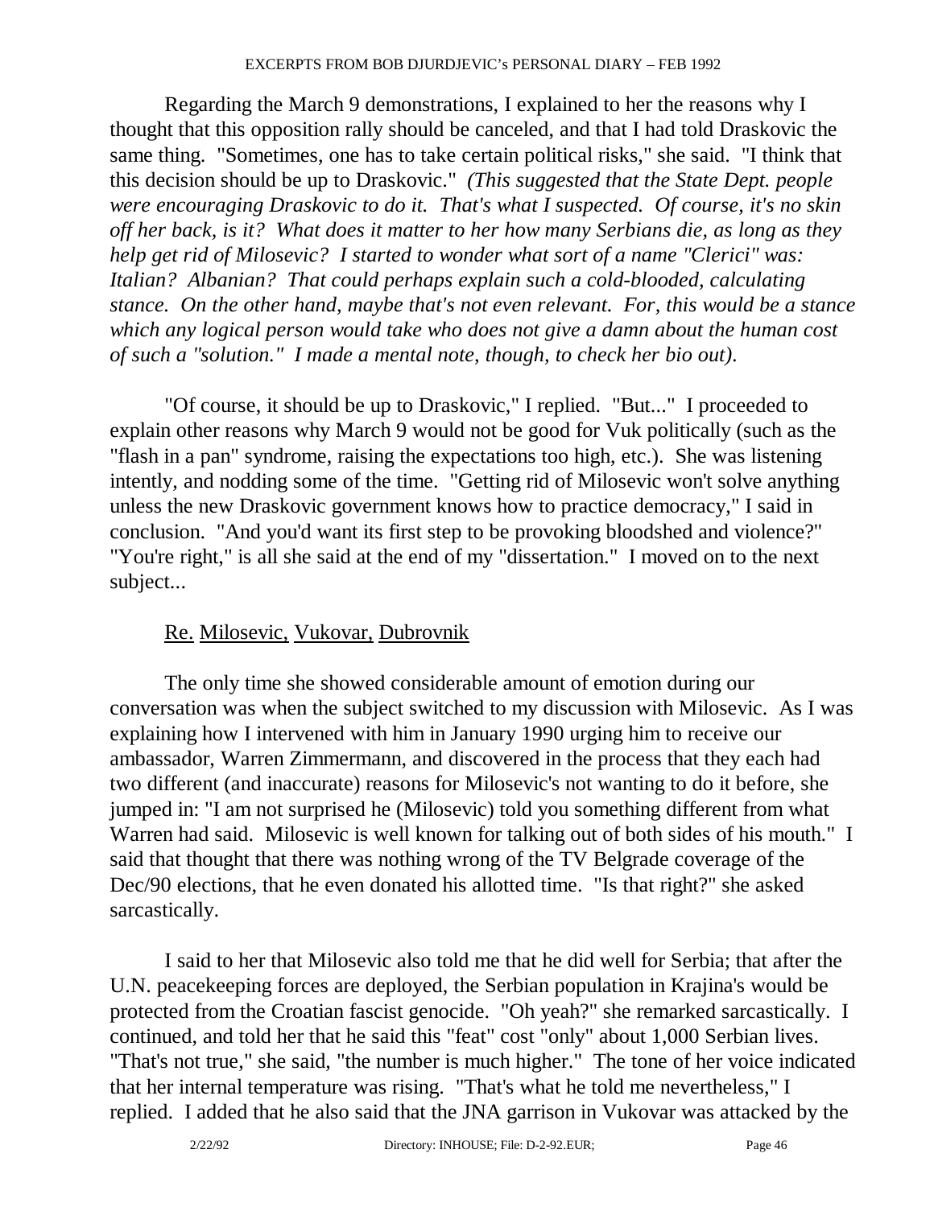Regarding the March 9 demonstrations, I explained to her the reasons why I thought that this opposition rally should be canceled, and that I had told Draskovic the same thing. "Sometimes, one has to take certain political risks," she said. "I think that this decision should be up to Draskovic." *(This suggested that the State Dept. people were encouraging Draskovic to do it. That's what I suspected. Of course, it's no skin off her back, is it? What does it matter to her how many Serbians die, as long as they help get rid of Milosevic? I started to wonder what sort of a name "Clerici" was: Italian? Albanian? That could perhaps explain such a cold-blooded, calculating stance. On the other hand, maybe that's not even relevant. For, this would be a stance which any logical person would take who does not give a damn about the human cost of such a "solution." I made a mental note, though, to check her bio out).*

"Of course, it should be up to Draskovic," I replied. "But..." I proceeded to explain other reasons why March 9 would not be good for Vuk politically (such as the "flash in a pan" syndrome, raising the expectations too high, etc.). She was listening intently, and nodding some of the time. "Getting rid of Milosevic won't solve anything unless the new Draskovic government knows how to practice democracy," I said in conclusion. "And you'd want its first step to be provoking bloodshed and violence?" "You're right," is all she said at the end of my "dissertation." I moved on to the next subject...

<u>Re.</u> <u>Milosevic,</u> <u>Vukovar,</u> <u>Dubrovnik</u>

The only time she showed considerable amount of emotion during our conversation was when the subject switched to my discussion with Milosevic. As I was explaining how I intervened with him in January 1990 urging him to receive our ambassador, Warren Zimmermann, and discovered in the process that they each had two different (and inaccurate) reasons for Milosevic's not wanting to do it before, she jumped in: "I am not surprised he (Milosevic) told you something different from what Warren had said. Milosevic is well known for talking out of both sides of his mouth." I said that thought that there was nothing wrong of the TV Belgrade coverage of the Dec/90 elections, that he even donated his allotted time. "Is that right?" she asked sarcastically.

I said to her that Milosevic also told me that he did well for Serbia; that after the U.N. peacekeeping forces are deployed, the Serbian population in Krajina's would be protected from the Croatian fascist genocide. "Oh yeah?" she remarked sarcastically. I continued, and told her that he said this "feat" cost "only" about 1,000 Serbian lives. "That's not true," she said, "the number is much higher." The tone of her voice indicated that her internal temperature was rising. "That's what he told me nevertheless," I replied. I added that he also said that the JNA garrison in Vukovar was attacked by the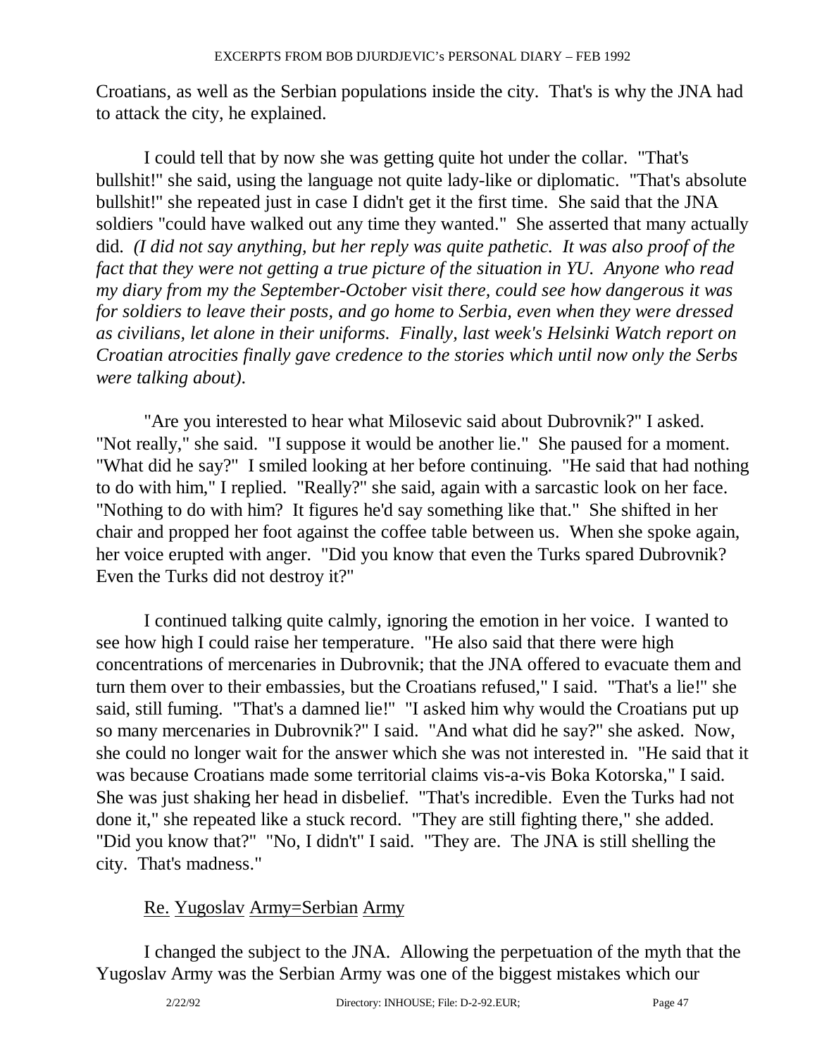Croatians, as well as the Serbian populations inside the city. That's is why the JNA had to attack the city, he explained.

I could tell that by now she was getting quite hot under the collar. "That's bullshit!" she said, using the language not quite lady-like or diplomatic. "That's absolute bullshit!" she repeated just in case I didn't get it the first time. She said that the JNA soldiers "could have walked out any time they wanted." She asserted that many actually did. *(I did not say anything, but her reply was quite pathetic. It was also proof of the fact that they were not getting a true picture of the situation in YU. Anyone who read my diary from my the September-October visit there, could see how dangerous it was for soldiers to leave their posts, and go home to Serbia, even when they were dressed as civilians, let alone in their uniforms. Finally, last week's Helsinki Watch report on Croatian atrocities finally gave credence to the stories which until now only the Serbs were talking about).*

"Are you interested to hear what Milosevic said about Dubrovnik?" I asked. "Not really," she said. "I suppose it would be another lie." She paused for a moment. "What did he say?" I smiled looking at her before continuing. "He said that had nothing to do with him," I replied. "Really?" she said, again with a sarcastic look on her face. "Nothing to do with him? It figures he'd say something like that." She shifted in her chair and propped her foot against the coffee table between us. When she spoke again, her voice erupted with anger. "Did you know that even the Turks spared Dubrovnik? Even the Turks did not destroy it?"

I continued talking quite calmly, ignoring the emotion in her voice. I wanted to see how high I could raise her temperature. "He also said that there were high concentrations of mercenaries in Dubrovnik; that the JNA offered to evacuate them and turn them over to their embassies, but the Croatians refused," I said. "That's a lie!" she said, still fuming. "That's a damned lie!" "I asked him why would the Croatians put up so many mercenaries in Dubrovnik?" I said. "And what did he say?" she asked. Now, she could no longer wait for the answer which she was not interested in. "He said that it was because Croatians made some territorial claims vis-a-vis Boka Kotorska," I said. She was just shaking her head in disbelief. "That's incredible. Even the Turks had not done it," she repeated like a stuck record. "They are still fighting there," she added. "Did you know that?" "No, I didn't" I said. "They are. The JNA is still shelling the city. That's madness."

Re. Yugoslav Army=Serbian Army

I changed the subject to the JNA. Allowing the perpetuation of the myth that the Yugoslav Army was the Serbian Army was one of the biggest mistakes which our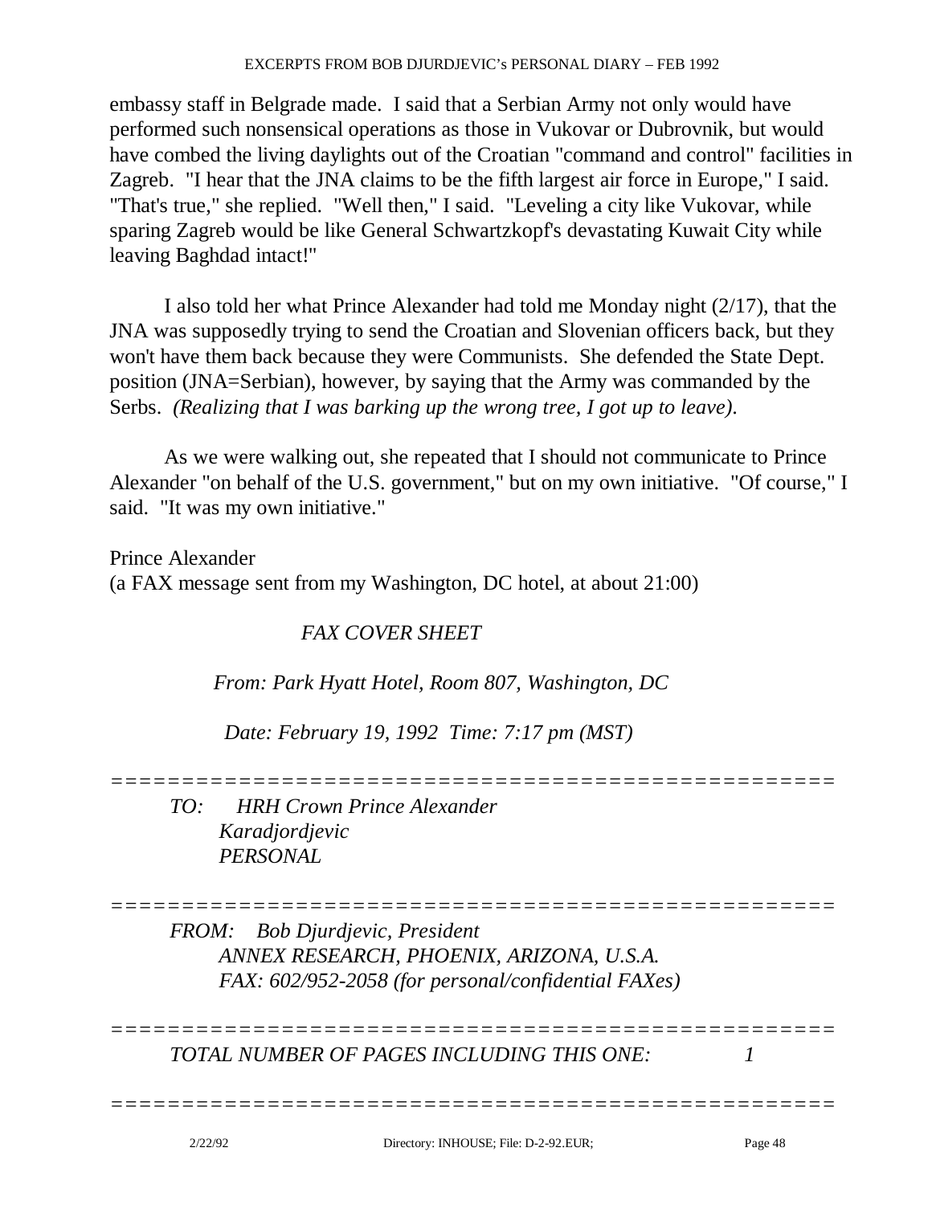embassy staff in Belgrade made. I said that a Serbian Army not only would have performed such nonsensical operations as those in Vukovar or Dubrovnik, but would have combed the living daylights out of the Croatian "command and control" facilities in Zagreb. "I hear that the JNA claims to be the fifth largest air force in Europe," I said. "That's true," she replied. "Well then," I said. "Leveling a city like Vukovar, while sparing Zagreb would be like General Schwartzkopf's devastating Kuwait City while leaving Baghdad intact!"

I also told her what Prince Alexander had told me Monday night (2/17), that the JNA was supposedly trying to send the Croatian and Slovenian officers back, but they won't have them back because they were Communists. She defended the State Dept. position (JNA=Serbian), however, by saying that the Army was commanded by the Serbs. *(Realizing that I was barking up the wrong tree, I got up to leave).*

As we were walking out, she repeated that I should not communicate to Prince Alexander "on behalf of the U.S. government," but on my own initiative. "Of course," I said. "It was my own initiative."

Prince Alexander
(a FAX message sent from my Washington, DC hotel, at about 21:00)

*FAX COVER SHEET*

*From: Park Hyatt Hotel, Room 807, Washington, DC*

*Date: February 19, 1992 Time: 7:17 pm (MST)*

=====================================================

*TO: HRH Crown Prince Alexander*
*Karadjordjevic*
*PERSONAL*

=====================================================

*FROM: Bob Djurdjevic, President*
*ANNEX RESEARCH, PHOENIX, ARIZONA, U.S.A.*
*FAX: 602/952-2058 (for personal/confidential FAXes)*

=====================================================

*TOTAL NUMBER OF PAGES INCLUDING THIS ONE: 1*

=====================================================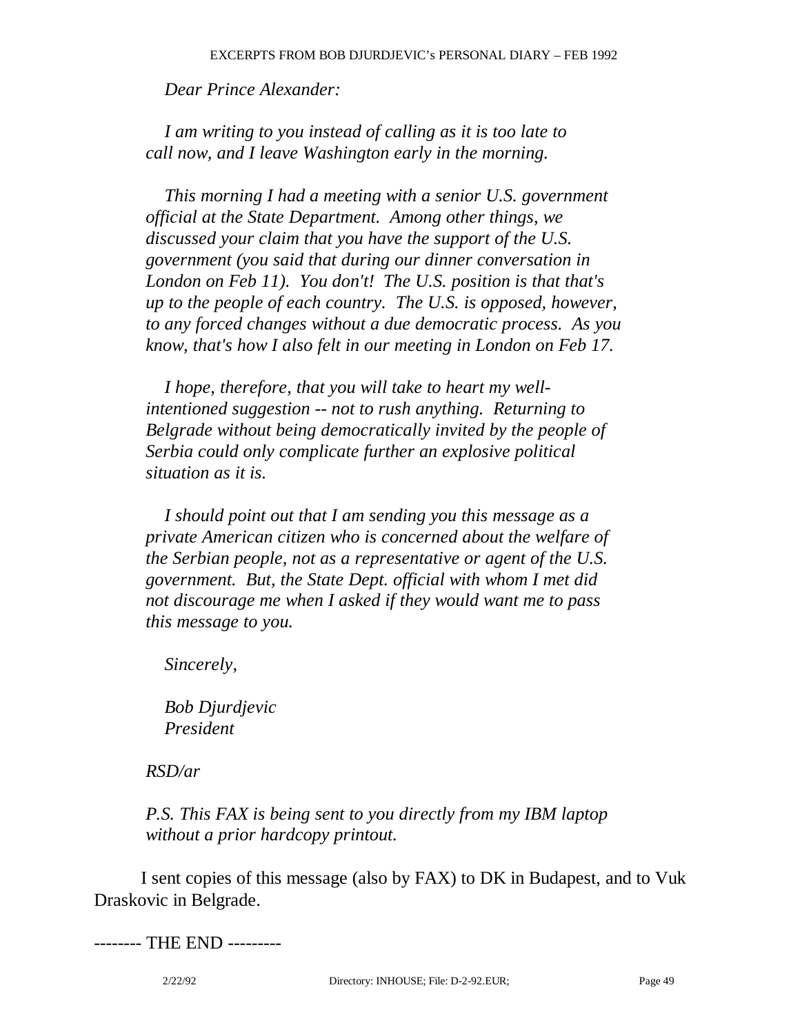*Dear Prince Alexander:*

*I am writing to you instead of calling as it is too late to call now, and I leave Washington early in the morning.*

*This morning I had a meeting with a senior U.S. government official at the State Department. Among other things, we discussed your claim that you have the support of the U.S. government (you said that during our dinner conversation in London on Feb 11). You don't! The U.S. position is that that's up to the people of each country. The U.S. is opposed, however, to any forced changes without a due democratic process. As you know, that's how I also felt in our meeting in London on Feb 17.*

*I hope, therefore, that you will take to heart my well-intentioned suggestion -- not to rush anything. Returning to Belgrade without being democratically invited by the people of Serbia could only complicate further an explosive political situation as it is.*

*I should point out that I am sending you this message as a private American citizen who is concerned about the welfare of the Serbian people, not as a representative or agent of the U.S. government. But, the State Dept. official with whom I met did not discourage me when I asked if they would want me to pass this message to you.*

*Sincerely,*

*Bob Djurdjevic*
*President*

*RSD/ar*

*P.S. This FAX is being sent to you directly from my IBM laptop without a prior hardcopy printout.*

I sent copies of this message (also by FAX) to DK in Budapest, and to Vuk Draskovic in Belgrade.

-------- THE END ---------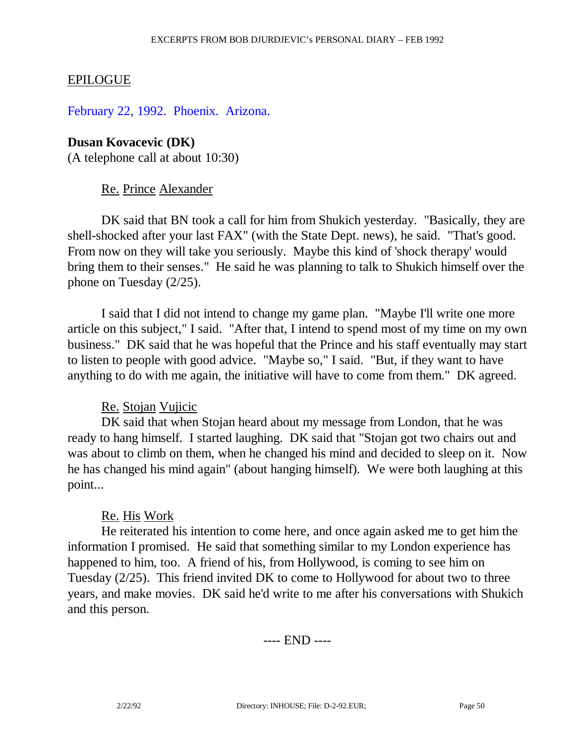## EPILOGUE

February 22, 1992. Phoenix. Arizona.

**Dusan Kovacevic (DK)**
(A telephone call at about 10:30)

Re. Prince Alexander

DK said that BN took a call for him from Shukich yesterday. "Basically, they are shell-shocked after your last FAX" (with the State Dept. news), he said. "That's good. From now on they will take you seriously. Maybe this kind of 'shock therapy' would bring them to their senses." He said he was planning to talk to Shukich himself over the phone on Tuesday (2/25).

I said that I did not intend to change my game plan. "Maybe I'll write one more article on this subject," I said. "After that, I intend to spend most of my time on my own business." DK said that he was hopeful that the Prince and his staff eventually may start to listen to people with good advice. "Maybe so," I said. "But, if they want to have anything to do with me again, the initiative will have to come from them." DK agreed.

Re. Stojan Vujicic

DK said that when Stojan heard about my message from London, that he was ready to hang himself. I started laughing. DK said that "Stojan got two chairs out and was about to climb on them, when he changed his mind and decided to sleep on it. Now he has changed his mind again" (about hanging himself). We were both laughing at this point...

Re. His Work

He reiterated his intention to come here, and once again asked me to get him the information I promised. He said that something similar to my London experience has happened to him, too. A friend of his, from Hollywood, is coming to see him on Tuesday (2/25). This friend invited DK to come to Hollywood for about two to three years, and make movies. DK said he'd write to me after his conversations with Shukich and this person.

---- END ----